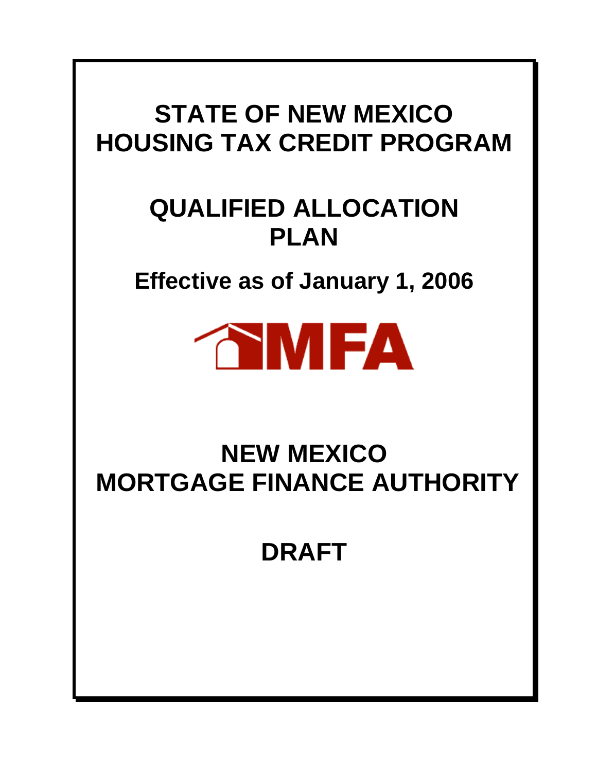# STATE OF NEW MEXICO HOUSING TAX CREDIT PROGRAM

# QUALIFIED ALLOCATION PLAN

## Effective as of January 1, 2006

MFA

# NEW MEXICO MORTGAGE FINANCE AUTHORITY

# DRAFT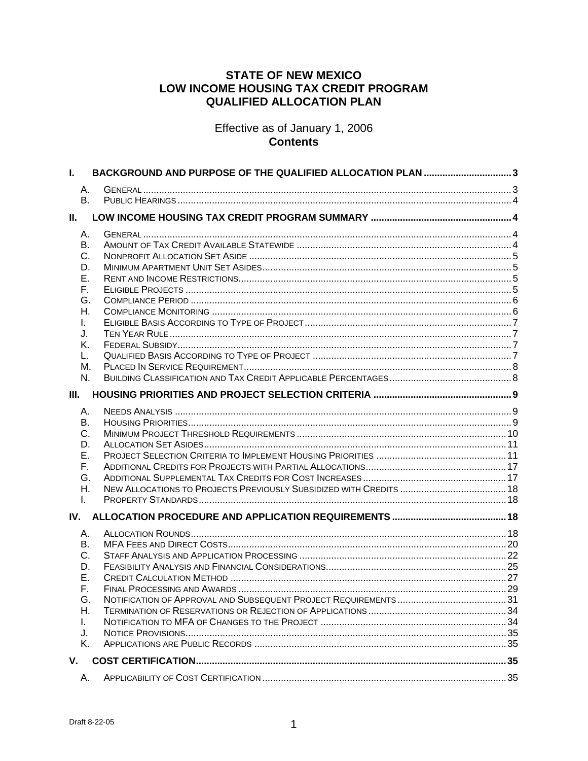# STATE OF NEW MEXICO
# LOW INCOME HOUSING TAX CREDIT PROGRAM
# QUALIFIED ALLOCATION PLAN

Effective as of January 1, 2006

**Contents**

**I. BACKGROUND AND PURPOSE OF THE QUALIFIED ALLOCATION PLAN ..... 3**

- A. General ..... 3
- B. Public Hearings ..... 4

**II. LOW INCOME HOUSING TAX CREDIT PROGRAM SUMMARY ..... 4**

- A. General ..... 4
- B. Amount of Tax Credit Available Statewide ..... 4
- C. Nonprofit Allocation Set Aside ..... 5
- D. Minimum Apartment Unit Set Asides ..... 5
- E. Rent and Income Restrictions ..... 5
- F. Eligible Projects ..... 5
- G. Compliance Period ..... 6
- H. Compliance Monitoring ..... 6
- I. Eligible Basis According to Type of Project ..... 7
- J. Ten Year Rule ..... 7
- K. Federal Subsidy ..... 7
- L. Qualified Basis According to Type of Project ..... 7
- M. Placed In Service Requirement ..... 8
- N. Building Classification and Tax Credit Applicable Percentages ..... 8

**III. HOUSING PRIORITIES AND PROJECT SELECTION CRITERIA ..... 9**

- A. Needs Analysis ..... 9
- B. Housing Priorities ..... 9
- C. Minimum Project Threshold Requirements ..... 10
- D. Allocation Set Asides ..... 11
- E. Project Selection Criteria to Implement Housing Priorities ..... 11
- F. Additional Credits for Projects with Partial Allocations ..... 17
- G. Additional Supplemental Tax Credits for Cost Increases ..... 17
- H. New Allocations to Projects Previously Subsidized with Credits ..... 18
- I. Property Standards ..... 18

**IV. ALLOCATION PROCEDURE AND APPLICATION REQUIREMENTS ..... 18**

- A. Allocation Rounds ..... 18
- B. MFA Fees and Direct Costs ..... 20
- C. Staff Analysis and Application Processing ..... 22
- D. Feasibility Analysis and Financial Considerations ..... 25
- E. Credit Calculation Method ..... 27
- F. Final Processing and Awards ..... 29
- G. Notification of Approval and Subsequent Project Requirements ..... 31
- H. Termination of Reservations or Rejection of Applications ..... 34
- I. Notification to MFA of Changes to the Project ..... 34
- J. Notice Provisions ..... 35
- K. Applications are Public Records ..... 35

**V. COST CERTIFICATION ..... 35**

- A. Applicability of Cost Certification ..... 35

Draft 8-22-05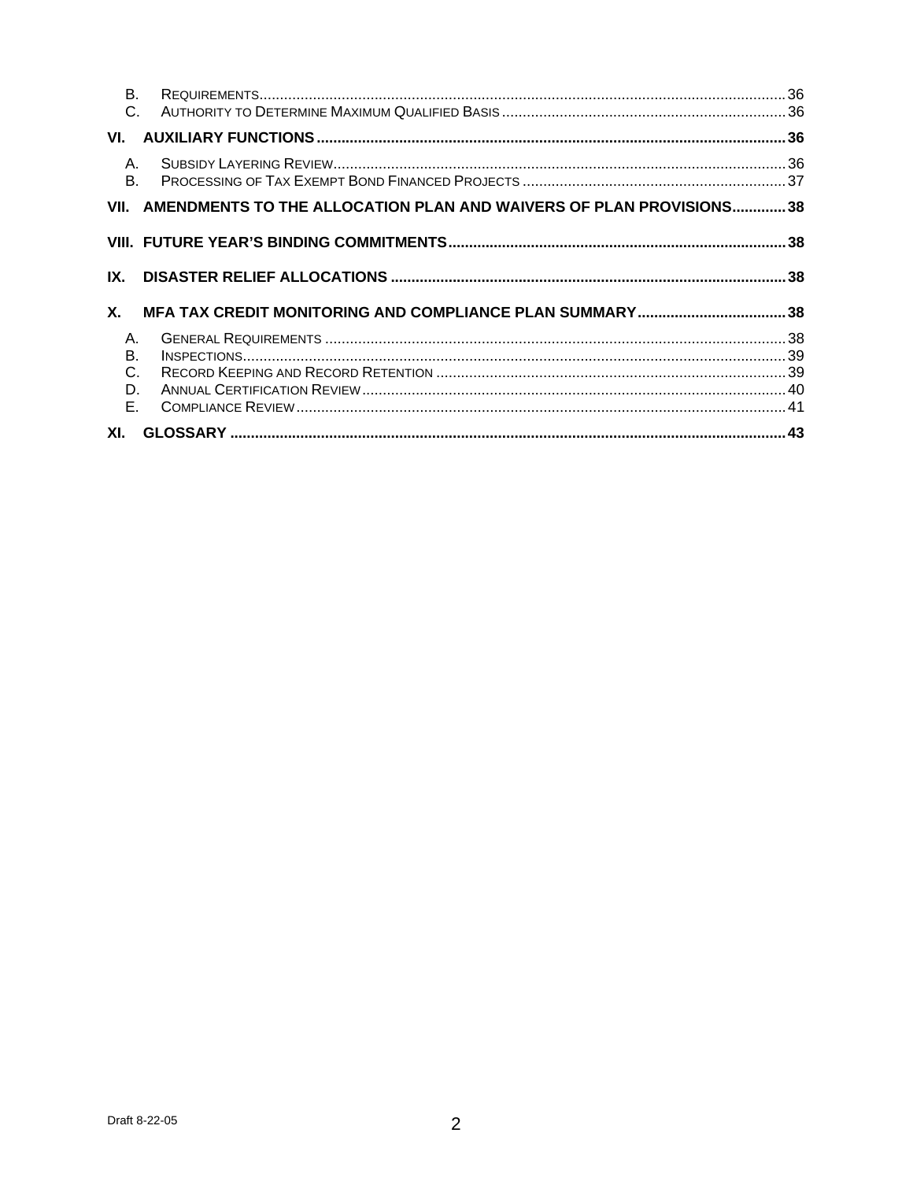B. Requirements....36
C. Authority to Determine Maximum Qualified Basis....36

**VI. AUXILIARY FUNCTIONS....36**

A. Subsidy Layering Review....36
B. Processing of Tax Exempt Bond Financed Projects....37

**VII. AMENDMENTS TO THE ALLOCATION PLAN AND WAIVERS OF PLAN PROVISIONS....38**

**VIII. FUTURE YEAR'S BINDING COMMITMENTS....38**

**IX. DISASTER RELIEF ALLOCATIONS....38**

**X. MFA TAX CREDIT MONITORING AND COMPLIANCE PLAN SUMMARY....38**

A. General Requirements....38
B. Inspections....39
C. Record Keeping and Record Retention....39
D. Annual Certification Review....40
E. Compliance Review....41

**XI. GLOSSARY....43**

Draft 8-22-05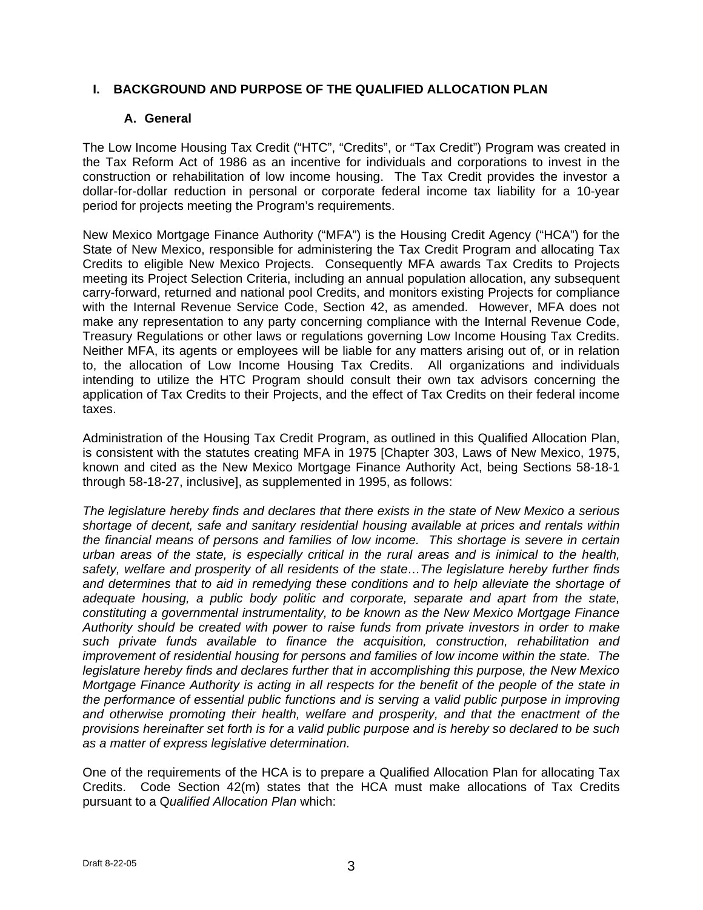## I. BACKGROUND AND PURPOSE OF THE QUALIFIED ALLOCATION PLAN

### A. General

The Low Income Housing Tax Credit ("HTC", "Credits", or "Tax Credit") Program was created in the Tax Reform Act of 1986 as an incentive for individuals and corporations to invest in the construction or rehabilitation of low income housing. The Tax Credit provides the investor a dollar-for-dollar reduction in personal or corporate federal income tax liability for a 10-year period for projects meeting the Program's requirements.

New Mexico Mortgage Finance Authority ("MFA") is the Housing Credit Agency ("HCA") for the State of New Mexico, responsible for administering the Tax Credit Program and allocating Tax Credits to eligible New Mexico Projects. Consequently MFA awards Tax Credits to Projects meeting its Project Selection Criteria, including an annual population allocation, any subsequent carry-forward, returned and national pool Credits, and monitors existing Projects for compliance with the Internal Revenue Service Code, Section 42, as amended. However, MFA does not make any representation to any party concerning compliance with the Internal Revenue Code, Treasury Regulations or other laws or regulations governing Low Income Housing Tax Credits. Neither MFA, its agents or employees will be liable for any matters arising out of, or in relation to, the allocation of Low Income Housing Tax Credits. All organizations and individuals intending to utilize the HTC Program should consult their own tax advisors concerning the application of Tax Credits to their Projects, and the effect of Tax Credits on their federal income taxes.

Administration of the Housing Tax Credit Program, as outlined in this Qualified Allocation Plan, is consistent with the statutes creating MFA in 1975 [Chapter 303, Laws of New Mexico, 1975, known and cited as the New Mexico Mortgage Finance Authority Act, being Sections 58-18-1 through 58-18-27, inclusive], as supplemented in 1995, as follows:

*The legislature hereby finds and declares that there exists in the state of New Mexico a serious shortage of decent, safe and sanitary residential housing available at prices and rentals within the financial means of persons and families of low income. This shortage is severe in certain urban areas of the state, is especially critical in the rural areas and is inimical to the health, safety, welfare and prosperity of all residents of the state…The legislature hereby further finds and determines that to aid in remedying these conditions and to help alleviate the shortage of adequate housing, a public body politic and corporate, separate and apart from the state, constituting a governmental instrumentality, to be known as the New Mexico Mortgage Finance Authority should be created with power to raise funds from private investors in order to make such private funds available to finance the acquisition, construction, rehabilitation and improvement of residential housing for persons and families of low income within the state. The legislature hereby finds and declares further that in accomplishing this purpose, the New Mexico Mortgage Finance Authority is acting in all respects for the benefit of the people of the state in the performance of essential public functions and is serving a valid public purpose in improving and otherwise promoting their health, welfare and prosperity, and that the enactment of the provisions hereinafter set forth is for a valid public purpose and is hereby so declared to be such as a matter of express legislative determination.*

One of the requirements of the HCA is to prepare a Qualified Allocation Plan for allocating Tax Credits. Code Section 42(m) states that the HCA must make allocations of Tax Credits pursuant to a Q*ualified Allocation Plan* which: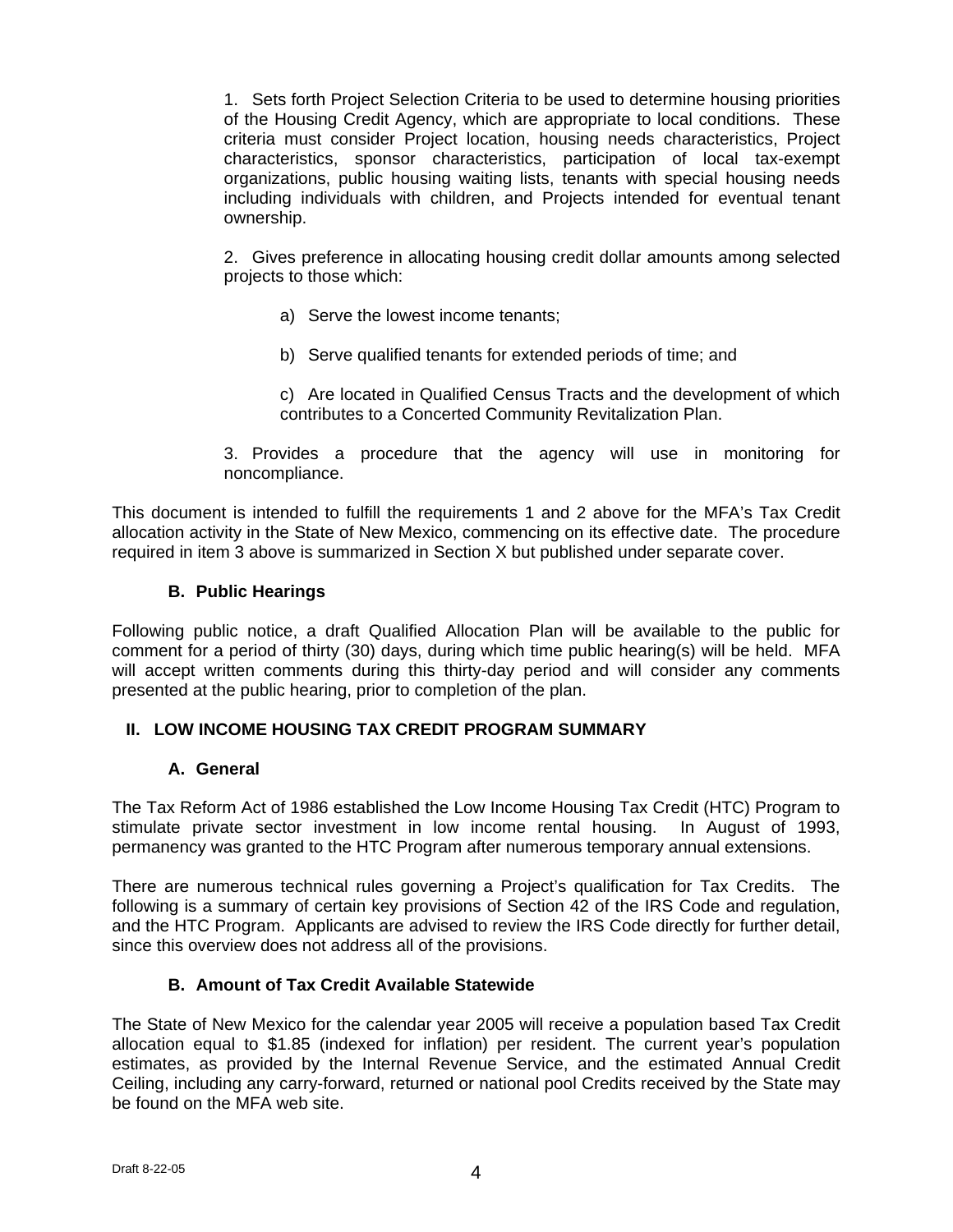1. Sets forth Project Selection Criteria to be used to determine housing priorities of the Housing Credit Agency, which are appropriate to local conditions. These criteria must consider Project location, housing needs characteristics, Project characteristics, sponsor characteristics, participation of local tax-exempt organizations, public housing waiting lists, tenants with special housing needs including individuals with children, and Projects intended for eventual tenant ownership.

2. Gives preference in allocating housing credit dollar amounts among selected projects to those which:

   a) Serve the lowest income tenants;

   b) Serve qualified tenants for extended periods of time; and

   c) Are located in Qualified Census Tracts and the development of which contributes to a Concerted Community Revitalization Plan.

3. Provides a procedure that the agency will use in monitoring for noncompliance.

This document is intended to fulfill the requirements 1 and 2 above for the MFA's Tax Credit allocation activity in the State of New Mexico, commencing on its effective date. The procedure required in item 3 above is summarized in Section X but published under separate cover.

### B. Public Hearings

Following public notice, a draft Qualified Allocation Plan will be available to the public for comment for a period of thirty (30) days, during which time public hearing(s) will be held. MFA will accept written comments during this thirty-day period and will consider any comments presented at the public hearing, prior to completion of the plan.

## II. LOW INCOME HOUSING TAX CREDIT PROGRAM SUMMARY

### A. General

The Tax Reform Act of 1986 established the Low Income Housing Tax Credit (HTC) Program to stimulate private sector investment in low income rental housing. In August of 1993, permanency was granted to the HTC Program after numerous temporary annual extensions.

There are numerous technical rules governing a Project's qualification for Tax Credits. The following is a summary of certain key provisions of Section 42 of the IRS Code and regulation, and the HTC Program. Applicants are advised to review the IRS Code directly for further detail, since this overview does not address all of the provisions.

### B. Amount of Tax Credit Available Statewide

The State of New Mexico for the calendar year 2005 will receive a population based Tax Credit allocation equal to $1.85 (indexed for inflation) per resident. The current year's population estimates, as provided by the Internal Revenue Service, and the estimated Annual Credit Ceiling, including any carry-forward, returned or national pool Credits received by the State may be found on the MFA web site.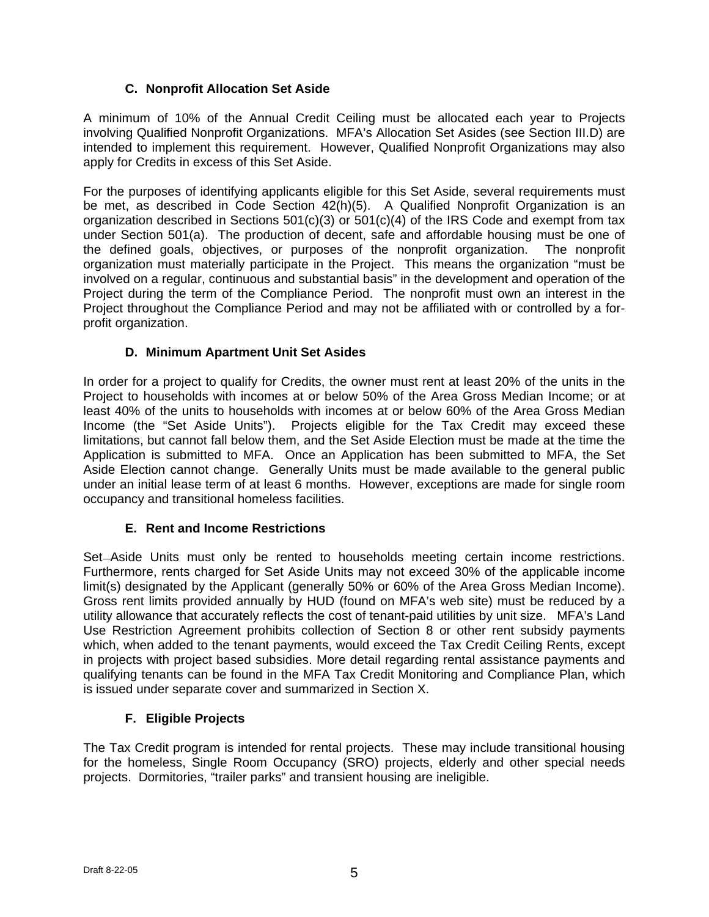### C. Nonprofit Allocation Set Aside

A minimum of 10% of the Annual Credit Ceiling must be allocated each year to Projects involving Qualified Nonprofit Organizations. MFA's Allocation Set Asides (see Section III.D) are intended to implement this requirement. However, Qualified Nonprofit Organizations may also apply for Credits in excess of this Set Aside.

For the purposes of identifying applicants eligible for this Set Aside, several requirements must be met, as described in Code Section 42(h)(5). A Qualified Nonprofit Organization is an organization described in Sections 501(c)(3) or 501(c)(4) of the IRS Code and exempt from tax under Section 501(a). The production of decent, safe and affordable housing must be one of the defined goals, objectives, or purposes of the nonprofit organization. The nonprofit organization must materially participate in the Project. This means the organization "must be involved on a regular, continuous and substantial basis" in the development and operation of the Project during the term of the Compliance Period. The nonprofit must own an interest in the Project throughout the Compliance Period and may not be affiliated with or controlled by a for-profit organization.

### D. Minimum Apartment Unit Set Asides

In order for a project to qualify for Credits, the owner must rent at least 20% of the units in the Project to households with incomes at or below 50% of the Area Gross Median Income; or at least 40% of the units to households with incomes at or below 60% of the Area Gross Median Income (the "Set Aside Units"). Projects eligible for the Tax Credit may exceed these limitations, but cannot fall below them, and the Set Aside Election must be made at the time the Application is submitted to MFA. Once an Application has been submitted to MFA, the Set Aside Election cannot change. Generally Units must be made available to the general public under an initial lease term of at least 6 months. However, exceptions are made for single room occupancy and transitional homeless facilities.

### E. Rent and Income Restrictions

Set-Aside Units must only be rented to households meeting certain income restrictions. Furthermore, rents charged for Set Aside Units may not exceed 30% of the applicable income limit(s) designated by the Applicant (generally 50% or 60% of the Area Gross Median Income). Gross rent limits provided annually by HUD (found on MFA's web site) must be reduced by a utility allowance that accurately reflects the cost of tenant-paid utilities by unit size. MFA's Land Use Restriction Agreement prohibits collection of Section 8 or other rent subsidy payments which, when added to the tenant payments, would exceed the Tax Credit Ceiling Rents, except in projects with project based subsidies. More detail regarding rental assistance payments and qualifying tenants can be found in the MFA Tax Credit Monitoring and Compliance Plan, which is issued under separate cover and summarized in Section X.

### F. Eligible Projects

The Tax Credit program is intended for rental projects. These may include transitional housing for the homeless, Single Room Occupancy (SRO) projects, elderly and other special needs projects. Dormitories, "trailer parks" and transient housing are ineligible.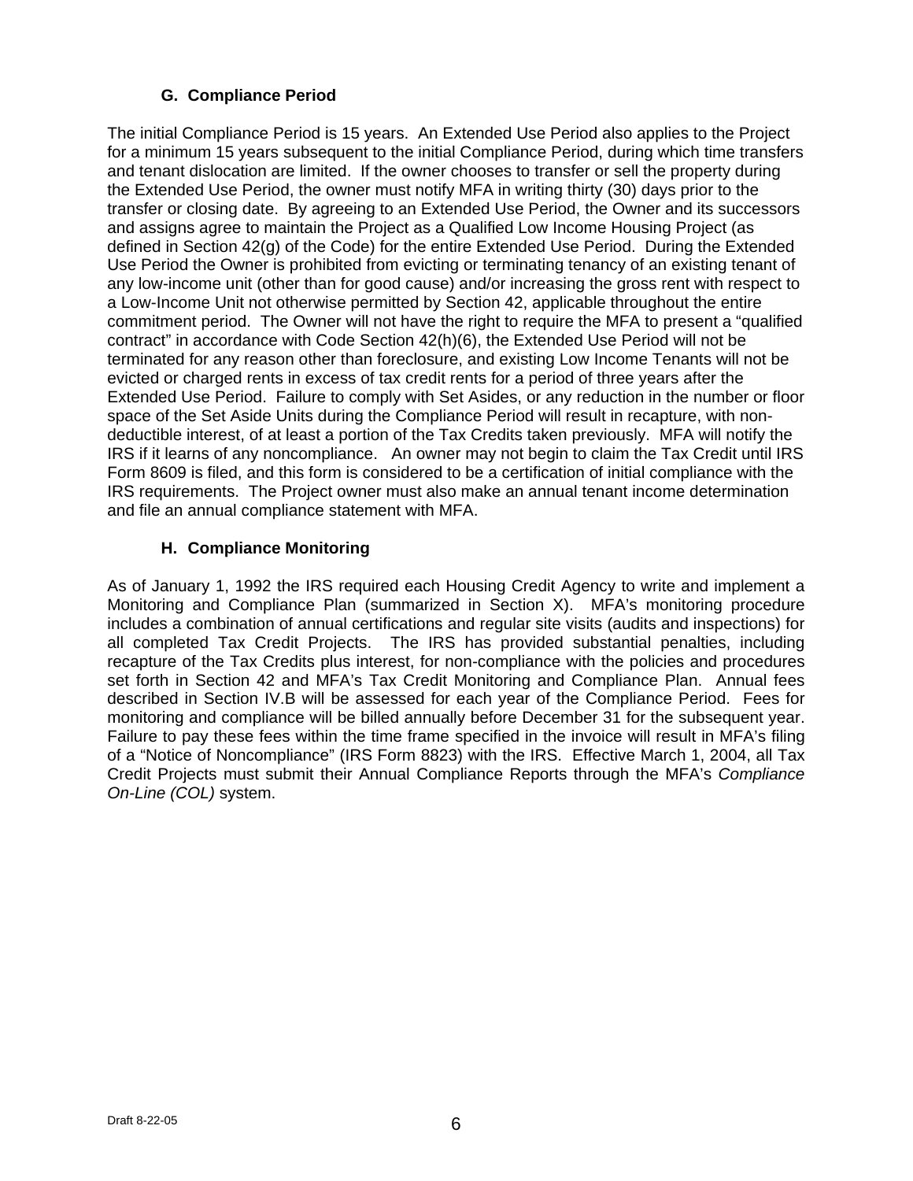### G. Compliance Period

The initial Compliance Period is 15 years. An Extended Use Period also applies to the Project for a minimum 15 years subsequent to the initial Compliance Period, during which time transfers and tenant dislocation are limited. If the owner chooses to transfer or sell the property during the Extended Use Period, the owner must notify MFA in writing thirty (30) days prior to the transfer or closing date. By agreeing to an Extended Use Period, the Owner and its successors and assigns agree to maintain the Project as a Qualified Low Income Housing Project (as defined in Section 42(g) of the Code) for the entire Extended Use Period. During the Extended Use Period the Owner is prohibited from evicting or terminating tenancy of an existing tenant of any low-income unit (other than for good cause) and/or increasing the gross rent with respect to a Low-Income Unit not otherwise permitted by Section 42, applicable throughout the entire commitment period. The Owner will not have the right to require the MFA to present a "qualified contract" in accordance with Code Section 42(h)(6), the Extended Use Period will not be terminated for any reason other than foreclosure, and existing Low Income Tenants will not be evicted or charged rents in excess of tax credit rents for a period of three years after the Extended Use Period. Failure to comply with Set Asides, or any reduction in the number or floor space of the Set Aside Units during the Compliance Period will result in recapture, with non-deductible interest, of at least a portion of the Tax Credits taken previously. MFA will notify the IRS if it learns of any noncompliance. An owner may not begin to claim the Tax Credit until IRS Form 8609 is filed, and this form is considered to be a certification of initial compliance with the IRS requirements. The Project owner must also make an annual tenant income determination and file an annual compliance statement with MFA.

### H. Compliance Monitoring

As of January 1, 1992 the IRS required each Housing Credit Agency to write and implement a Monitoring and Compliance Plan (summarized in Section X). MFA's monitoring procedure includes a combination of annual certifications and regular site visits (audits and inspections) for all completed Tax Credit Projects. The IRS has provided substantial penalties, including recapture of the Tax Credits plus interest, for non-compliance with the policies and procedures set forth in Section 42 and MFA's Tax Credit Monitoring and Compliance Plan. Annual fees described in Section IV.B will be assessed for each year of the Compliance Period. Fees for monitoring and compliance will be billed annually before December 31 for the subsequent year. Failure to pay these fees within the time frame specified in the invoice will result in MFA's filing of a "Notice of Noncompliance" (IRS Form 8823) with the IRS. Effective March 1, 2004, all Tax Credit Projects must submit their Annual Compliance Reports through the MFA's *Compliance On-Line (COL)* system.

Draft 8-22-05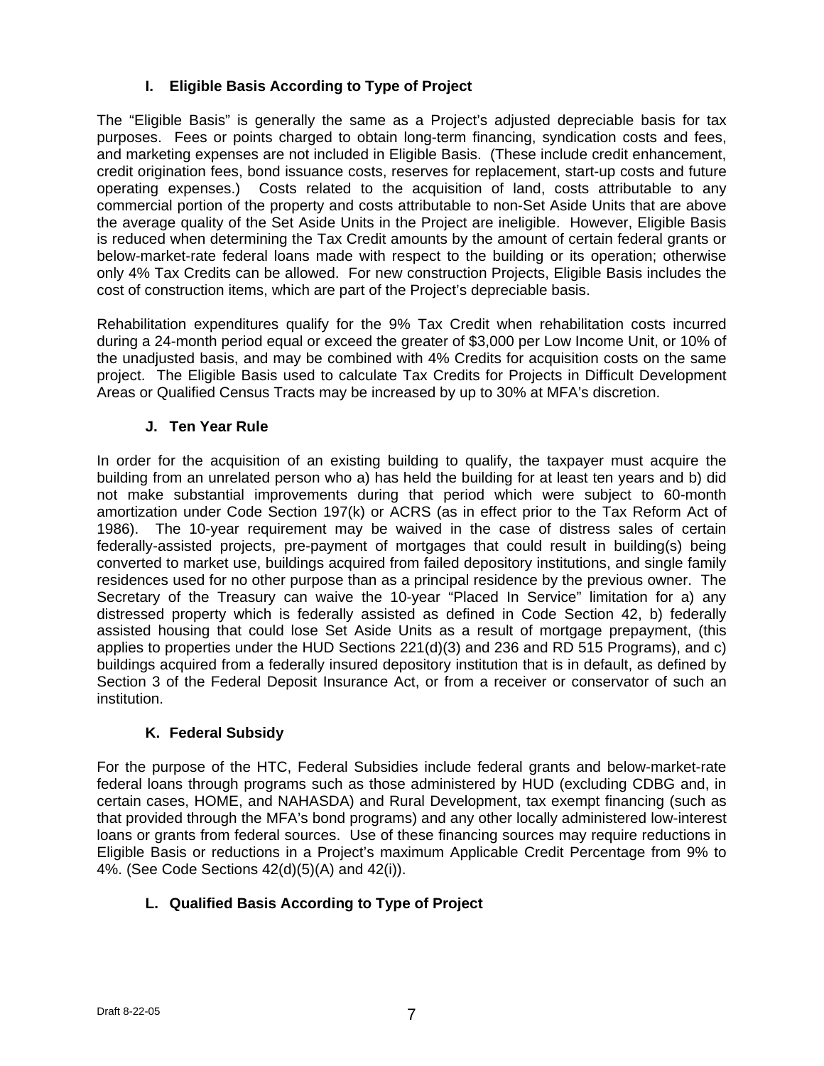### I. Eligible Basis According to Type of Project

The "Eligible Basis" is generally the same as a Project's adjusted depreciable basis for tax purposes. Fees or points charged to obtain long-term financing, syndication costs and fees, and marketing expenses are not included in Eligible Basis. (These include credit enhancement, credit origination fees, bond issuance costs, reserves for replacement, start-up costs and future operating expenses.) Costs related to the acquisition of land, costs attributable to any commercial portion of the property and costs attributable to non-Set Aside Units that are above the average quality of the Set Aside Units in the Project are ineligible. However, Eligible Basis is reduced when determining the Tax Credit amounts by the amount of certain federal grants or below-market-rate federal loans made with respect to the building or its operation; otherwise only 4% Tax Credits can be allowed. For new construction Projects, Eligible Basis includes the cost of construction items, which are part of the Project's depreciable basis.

Rehabilitation expenditures qualify for the 9% Tax Credit when rehabilitation costs incurred during a 24-month period equal or exceed the greater of $3,000 per Low Income Unit, or 10% of the unadjusted basis, and may be combined with 4% Credits for acquisition costs on the same project. The Eligible Basis used to calculate Tax Credits for Projects in Difficult Development Areas or Qualified Census Tracts may be increased by up to 30% at MFA's discretion.

### J. Ten Year Rule

In order for the acquisition of an existing building to qualify, the taxpayer must acquire the building from an unrelated person who a) has held the building for at least ten years and b) did not make substantial improvements during that period which were subject to 60-month amortization under Code Section 197(k) or ACRS (as in effect prior to the Tax Reform Act of 1986). The 10-year requirement may be waived in the case of distress sales of certain federally-assisted projects, pre-payment of mortgages that could result in building(s) being converted to market use, buildings acquired from failed depository institutions, and single family residences used for no other purpose than as a principal residence by the previous owner. The Secretary of the Treasury can waive the 10-year "Placed In Service" limitation for a) any distressed property which is federally assisted as defined in Code Section 42, b) federally assisted housing that could lose Set Aside Units as a result of mortgage prepayment, (this applies to properties under the HUD Sections 221(d)(3) and 236 and RD 515 Programs), and c) buildings acquired from a federally insured depository institution that is in default, as defined by Section 3 of the Federal Deposit Insurance Act, or from a receiver or conservator of such an institution.

### K. Federal Subsidy

For the purpose of the HTC, Federal Subsidies include federal grants and below-market-rate federal loans through programs such as those administered by HUD (excluding CDBG and, in certain cases, HOME, and NAHASDA) and Rural Development, tax exempt financing (such as that provided through the MFA's bond programs) and any other locally administered low-interest loans or grants from federal sources. Use of these financing sources may require reductions in Eligible Basis or reductions in a Project's maximum Applicable Credit Percentage from 9% to 4%. (See Code Sections 42(d)(5)(A) and 42(i)).

### L. Qualified Basis According to Type of Project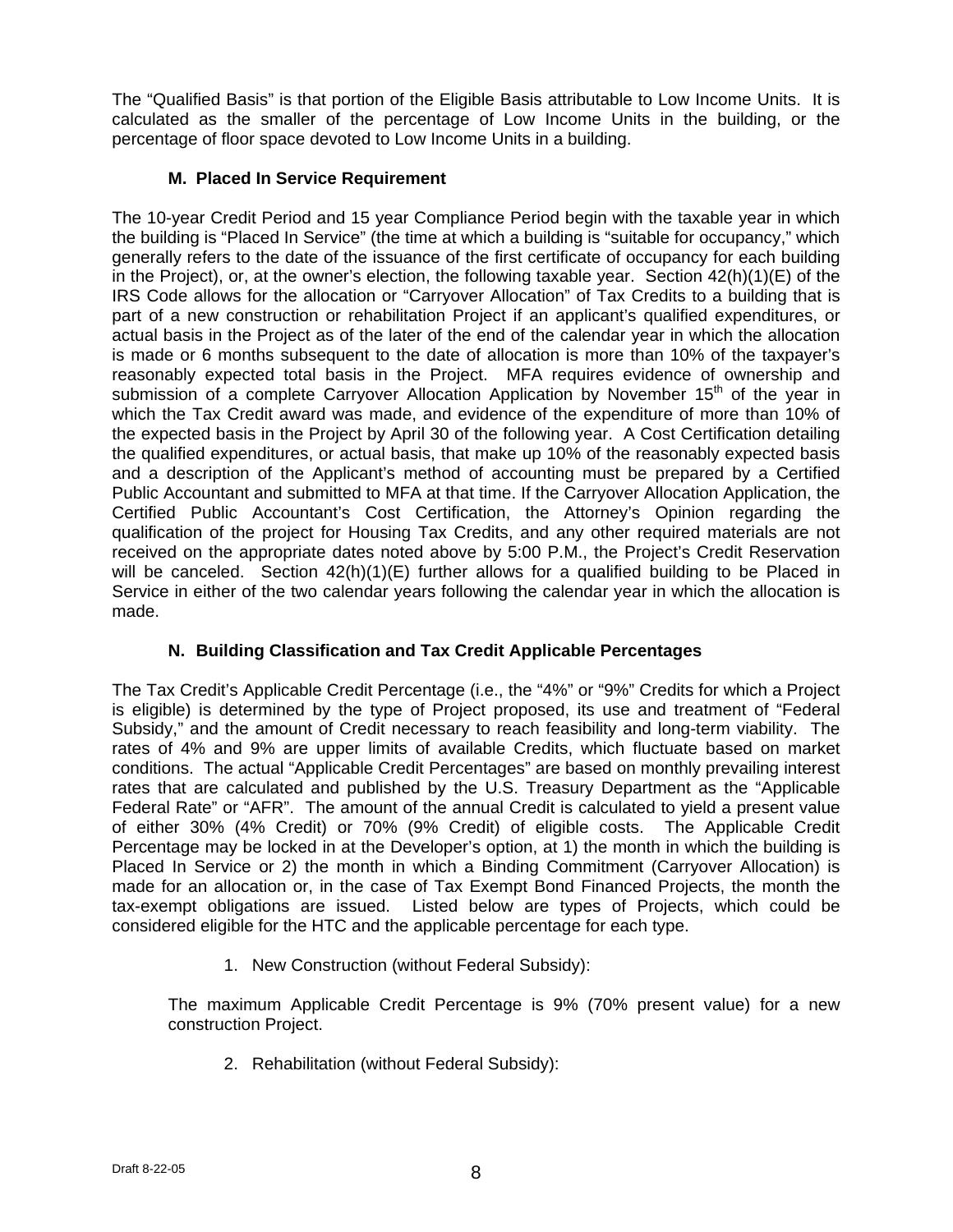The "Qualified Basis" is that portion of the Eligible Basis attributable to Low Income Units. It is calculated as the smaller of the percentage of Low Income Units in the building, or the percentage of floor space devoted to Low Income Units in a building.

### M. Placed In Service Requirement

The 10-year Credit Period and 15 year Compliance Period begin with the taxable year in which the building is "Placed In Service" (the time at which a building is "suitable for occupancy," which generally refers to the date of the issuance of the first certificate of occupancy for each building in the Project), or, at the owner's election, the following taxable year. Section 42(h)(1)(E) of the IRS Code allows for the allocation or "Carryover Allocation" of Tax Credits to a building that is part of a new construction or rehabilitation Project if an applicant's qualified expenditures, or actual basis in the Project as of the later of the end of the calendar year in which the allocation is made or 6 months subsequent to the date of allocation is more than 10% of the taxpayer's reasonably expected total basis in the Project. MFA requires evidence of ownership and submission of a complete Carryover Allocation Application by November 15th of the year in which the Tax Credit award was made, and evidence of the expenditure of more than 10% of the expected basis in the Project by April 30 of the following year. A Cost Certification detailing the qualified expenditures, or actual basis, that make up 10% of the reasonably expected basis and a description of the Applicant's method of accounting must be prepared by a Certified Public Accountant and submitted to MFA at that time. If the Carryover Allocation Application, the Certified Public Accountant's Cost Certification, the Attorney's Opinion regarding the qualification of the project for Housing Tax Credits, and any other required materials are not received on the appropriate dates noted above by 5:00 P.M., the Project's Credit Reservation will be canceled. Section 42(h)(1)(E) further allows for a qualified building to be Placed in Service in either of the two calendar years following the calendar year in which the allocation is made.

### N. Building Classification and Tax Credit Applicable Percentages

The Tax Credit's Applicable Credit Percentage (i.e., the "4%" or "9%" Credits for which a Project is eligible) is determined by the type of Project proposed, its use and treatment of "Federal Subsidy," and the amount of Credit necessary to reach feasibility and long-term viability. The rates of 4% and 9% are upper limits of available Credits, which fluctuate based on market conditions. The actual "Applicable Credit Percentages" are based on monthly prevailing interest rates that are calculated and published by the U.S. Treasury Department as the "Applicable Federal Rate" or "AFR". The amount of the annual Credit is calculated to yield a present value of either 30% (4% Credit) or 70% (9% Credit) of eligible costs. The Applicable Credit Percentage may be locked in at the Developer's option, at 1) the month in which the building is Placed In Service or 2) the month in which a Binding Commitment (Carryover Allocation) is made for an allocation or, in the case of Tax Exempt Bond Financed Projects, the month the tax-exempt obligations are issued. Listed below are types of Projects, which could be considered eligible for the HTC and the applicable percentage for each type.

1. New Construction (without Federal Subsidy):

The maximum Applicable Credit Percentage is 9% (70% present value) for a new construction Project.

2. Rehabilitation (without Federal Subsidy):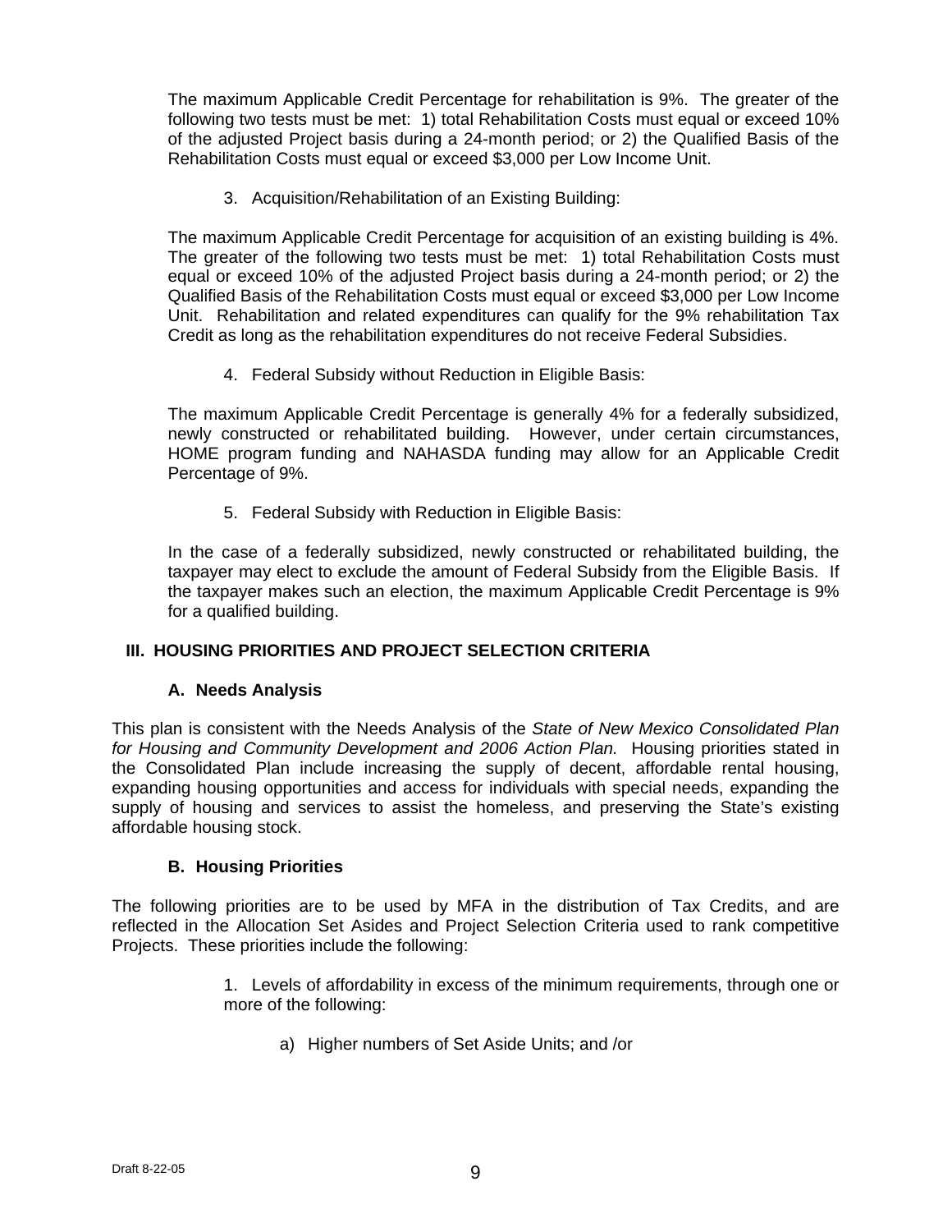The maximum Applicable Credit Percentage for rehabilitation is 9%. The greater of the following two tests must be met: 1) total Rehabilitation Costs must equal or exceed 10% of the adjusted Project basis during a 24-month period; or 2) the Qualified Basis of the Rehabilitation Costs must equal or exceed $3,000 per Low Income Unit.

3. Acquisition/Rehabilitation of an Existing Building:

The maximum Applicable Credit Percentage for acquisition of an existing building is 4%. The greater of the following two tests must be met: 1) total Rehabilitation Costs must equal or exceed 10% of the adjusted Project basis during a 24-month period; or 2) the Qualified Basis of the Rehabilitation Costs must equal or exceed $3,000 per Low Income Unit. Rehabilitation and related expenditures can qualify for the 9% rehabilitation Tax Credit as long as the rehabilitation expenditures do not receive Federal Subsidies.

4. Federal Subsidy without Reduction in Eligible Basis:

The maximum Applicable Credit Percentage is generally 4% for a federally subsidized, newly constructed or rehabilitated building. However, under certain circumstances, HOME program funding and NAHASDA funding may allow for an Applicable Credit Percentage of 9%.

5. Federal Subsidy with Reduction in Eligible Basis:

In the case of a federally subsidized, newly constructed or rehabilitated building, the taxpayer may elect to exclude the amount of Federal Subsidy from the Eligible Basis. If the taxpayer makes such an election, the maximum Applicable Credit Percentage is 9% for a qualified building.

## III. HOUSING PRIORITIES AND PROJECT SELECTION CRITERIA

### A. Needs Analysis

This plan is consistent with the Needs Analysis of the *State of New Mexico Consolidated Plan for Housing and Community Development and 2006 Action Plan.* Housing priorities stated in the Consolidated Plan include increasing the supply of decent, affordable rental housing, expanding housing opportunities and access for individuals with special needs, expanding the supply of housing and services to assist the homeless, and preserving the State's existing affordable housing stock.

### B. Housing Priorities

The following priorities are to be used by MFA in the distribution of Tax Credits, and are reflected in the Allocation Set Asides and Project Selection Criteria used to rank competitive Projects. These priorities include the following:

1. Levels of affordability in excess of the minimum requirements, through one or more of the following:

   a) Higher numbers of Set Aside Units; and /or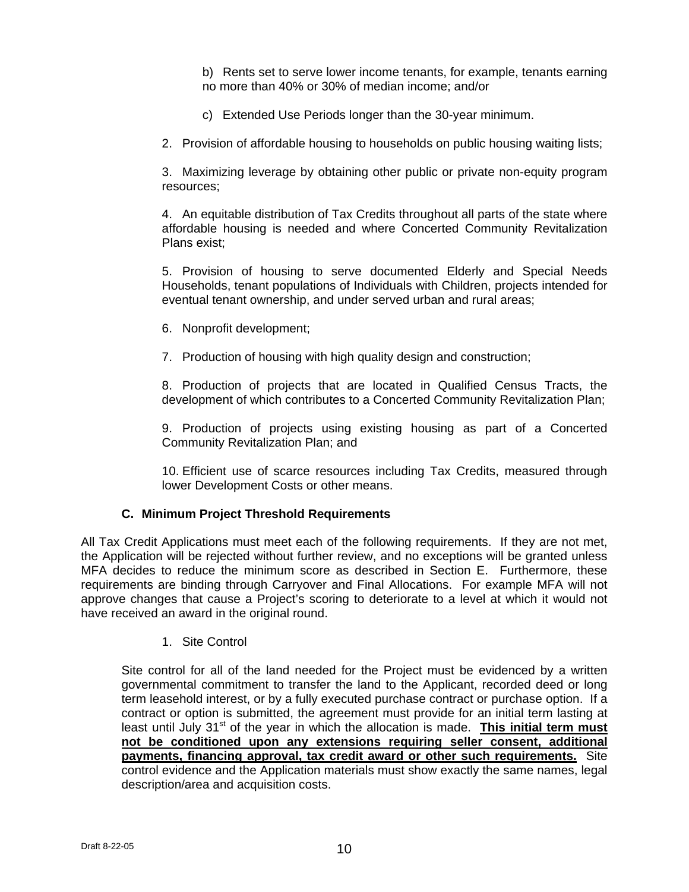b) Rents set to serve lower income tenants, for example, tenants earning no more than 40% or 30% of median income; and/or

c) Extended Use Periods longer than the 30-year minimum.

2. Provision of affordable housing to households on public housing waiting lists;

3. Maximizing leverage by obtaining other public or private non-equity program resources;

4. An equitable distribution of Tax Credits throughout all parts of the state where affordable housing is needed and where Concerted Community Revitalization Plans exist;

5. Provision of housing to serve documented Elderly and Special Needs Households, tenant populations of Individuals with Children, projects intended for eventual tenant ownership, and under served urban and rural areas;

6. Nonprofit development;

7. Production of housing with high quality design and construction;

8. Production of projects that are located in Qualified Census Tracts, the development of which contributes to a Concerted Community Revitalization Plan;

9. Production of projects using existing housing as part of a Concerted Community Revitalization Plan; and

10. Efficient use of scarce resources including Tax Credits, measured through lower Development Costs or other means.

### C. Minimum Project Threshold Requirements

All Tax Credit Applications must meet each of the following requirements. If they are not met, the Application will be rejected without further review, and no exceptions will be granted unless MFA decides to reduce the minimum score as described in Section E. Furthermore, these requirements are binding through Carryover and Final Allocations. For example MFA will not approve changes that cause a Project's scoring to deteriorate to a level at which it would not have received an award in the original round.

1. Site Control

Site control for all of the land needed for the Project must be evidenced by a written governmental commitment to transfer the land to the Applicant, recorded deed or long term leasehold interest, or by a fully executed purchase contract or purchase option. If a contract or option is submitted, the agreement must provide for an initial term lasting at least until July 31st of the year in which the allocation is made. **This initial term must not be conditioned upon any extensions requiring seller consent, additional payments, financing approval, tax credit award or other such requirements.** Site control evidence and the Application materials must show exactly the same names, legal description/area and acquisition costs.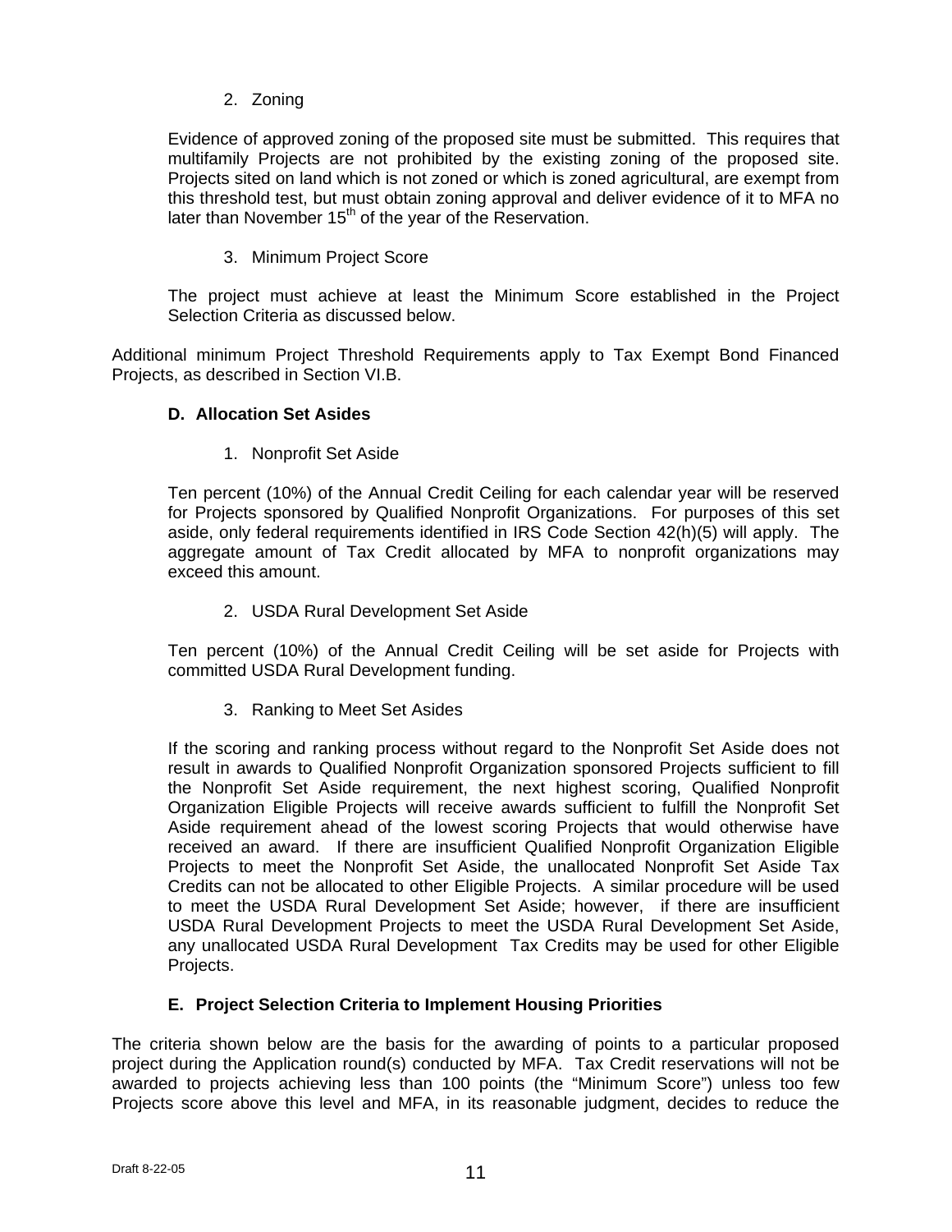2. Zoning

Evidence of approved zoning of the proposed site must be submitted. This requires that multifamily Projects are not prohibited by the existing zoning of the proposed site. Projects sited on land which is not zoned or which is zoned agricultural, are exempt from this threshold test, but must obtain zoning approval and deliver evidence of it to MFA no later than November 15th of the year of the Reservation.

3. Minimum Project Score

The project must achieve at least the Minimum Score established in the Project Selection Criteria as discussed below.

Additional minimum Project Threshold Requirements apply to Tax Exempt Bond Financed Projects, as described in Section VI.B.

### D. Allocation Set Asides

1. Nonprofit Set Aside

Ten percent (10%) of the Annual Credit Ceiling for each calendar year will be reserved for Projects sponsored by Qualified Nonprofit Organizations. For purposes of this set aside, only federal requirements identified in IRS Code Section 42(h)(5) will apply. The aggregate amount of Tax Credit allocated by MFA to nonprofit organizations may exceed this amount.

2. USDA Rural Development Set Aside

Ten percent (10%) of the Annual Credit Ceiling will be set aside for Projects with committed USDA Rural Development funding.

3. Ranking to Meet Set Asides

If the scoring and ranking process without regard to the Nonprofit Set Aside does not result in awards to Qualified Nonprofit Organization sponsored Projects sufficient to fill the Nonprofit Set Aside requirement, the next highest scoring, Qualified Nonprofit Organization Eligible Projects will receive awards sufficient to fulfill the Nonprofit Set Aside requirement ahead of the lowest scoring Projects that would otherwise have received an award. If there are insufficient Qualified Nonprofit Organization Eligible Projects to meet the Nonprofit Set Aside, the unallocated Nonprofit Set Aside Tax Credits can not be allocated to other Eligible Projects. A similar procedure will be used to meet the USDA Rural Development Set Aside; however, if there are insufficient USDA Rural Development Projects to meet the USDA Rural Development Set Aside, any unallocated USDA Rural Development Tax Credits may be used for other Eligible Projects.

### E. Project Selection Criteria to Implement Housing Priorities

The criteria shown below are the basis for the awarding of points to a particular proposed project during the Application round(s) conducted by MFA. Tax Credit reservations will not be awarded to projects achieving less than 100 points (the "Minimum Score") unless too few Projects score above this level and MFA, in its reasonable judgment, decides to reduce the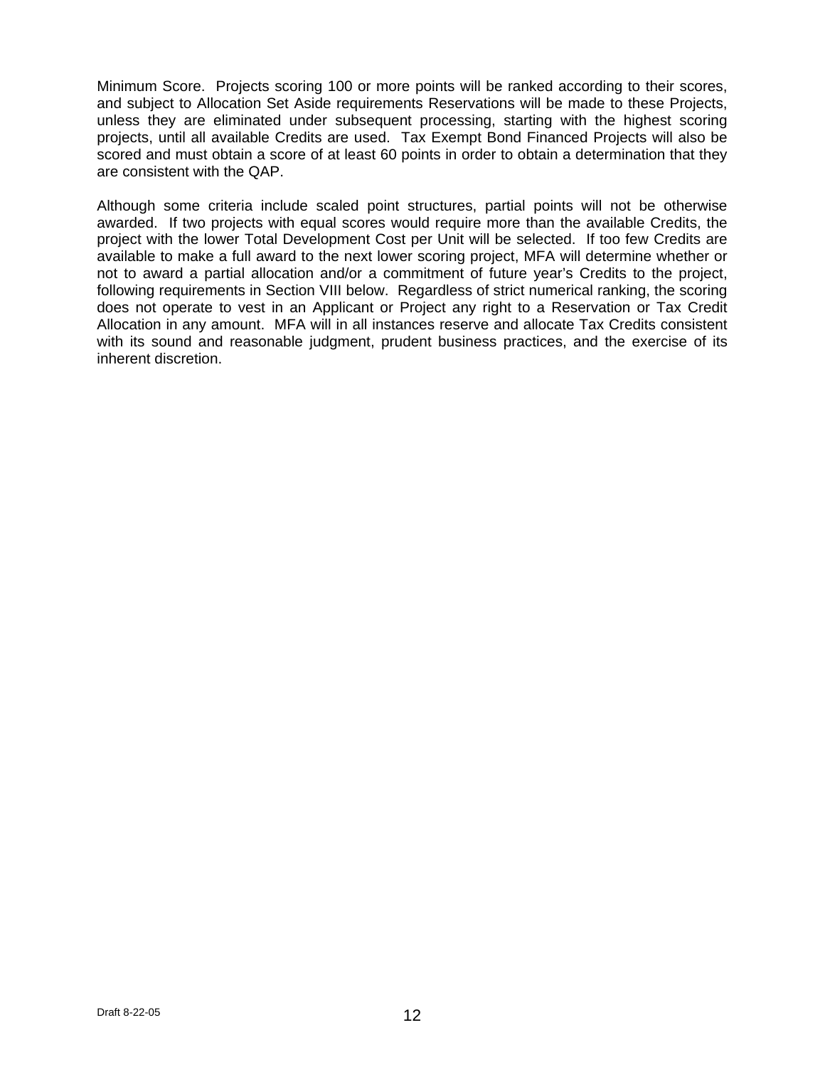Minimum Score. Projects scoring 100 or more points will be ranked according to their scores, and subject to Allocation Set Aside requirements Reservations will be made to these Projects, unless they are eliminated under subsequent processing, starting with the highest scoring projects, until all available Credits are used. Tax Exempt Bond Financed Projects will also be scored and must obtain a score of at least 60 points in order to obtain a determination that they are consistent with the QAP.

Although some criteria include scaled point structures, partial points will not be otherwise awarded. If two projects with equal scores would require more than the available Credits, the project with the lower Total Development Cost per Unit will be selected. If too few Credits are available to make a full award to the next lower scoring project, MFA will determine whether or not to award a partial allocation and/or a commitment of future year's Credits to the project, following requirements in Section VIII below. Regardless of strict numerical ranking, the scoring does not operate to vest in an Applicant or Project any right to a Reservation or Tax Credit Allocation in any amount. MFA will in all instances reserve and allocate Tax Credits consistent with its sound and reasonable judgment, prudent business practices, and the exercise of its inherent discretion.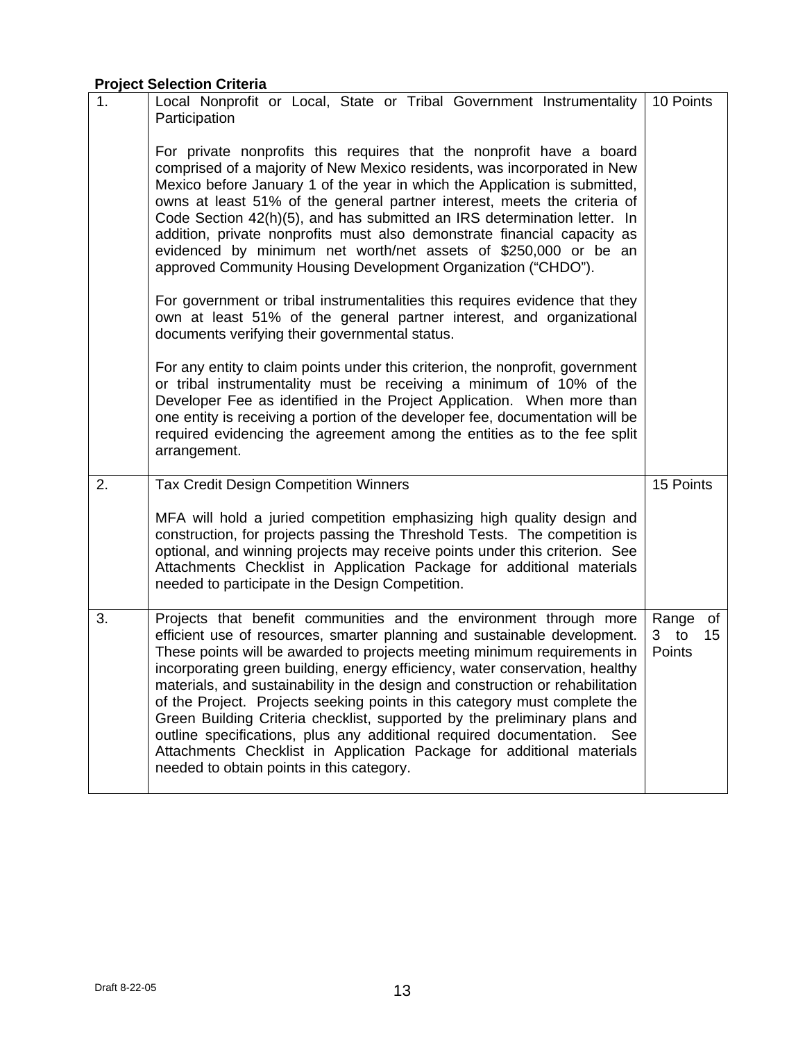**Project Selection Criteria**

| | | |
|---|---|---|
| 1. | Local Nonprofit or Local, State or Tribal Government Instrumentality Participation<br><br>For private nonprofits this requires that the nonprofit have a board comprised of a majority of New Mexico residents, was incorporated in New Mexico before January 1 of the year in which the Application is submitted, owns at least 51% of the general partner interest, meets the criteria of Code Section 42(h)(5), and has submitted an IRS determination letter. In addition, private nonprofits must also demonstrate financial capacity as evidenced by minimum net worth/net assets of $250,000 or be an approved Community Housing Development Organization ("CHDO").<br><br>For government or tribal instrumentalities this requires evidence that they own at least 51% of the general partner interest, and organizational documents verifying their governmental status.<br><br>For any entity to claim points under this criterion, the nonprofit, government or tribal instrumentality must be receiving a minimum of 10% of the Developer Fee as identified in the Project Application. When more than one entity is receiving a portion of the developer fee, documentation will be required evidencing the agreement among the entities as to the fee split arrangement. | 10 Points |
| 2. | Tax Credit Design Competition Winners<br><br>MFA will hold a juried competition emphasizing high quality design and construction, for projects passing the Threshold Tests. The competition is optional, and winning projects may receive points under this criterion. See Attachments Checklist in Application Package for additional materials needed to participate in the Design Competition. | 15 Points |
| 3. | Projects that benefit communities and the environment through more efficient use of resources, smarter planning and sustainable development. These points will be awarded to projects meeting minimum requirements in incorporating green building, energy efficiency, water conservation, healthy materials, and sustainability in the design and construction or rehabilitation of the Project. Projects seeking points in this category must complete the Green Building Criteria checklist, supported by the preliminary plans and outline specifications, plus any additional required documentation. See Attachments Checklist in Application Package for additional materials needed to obtain points in this category. | Range of 3 to 15 Points |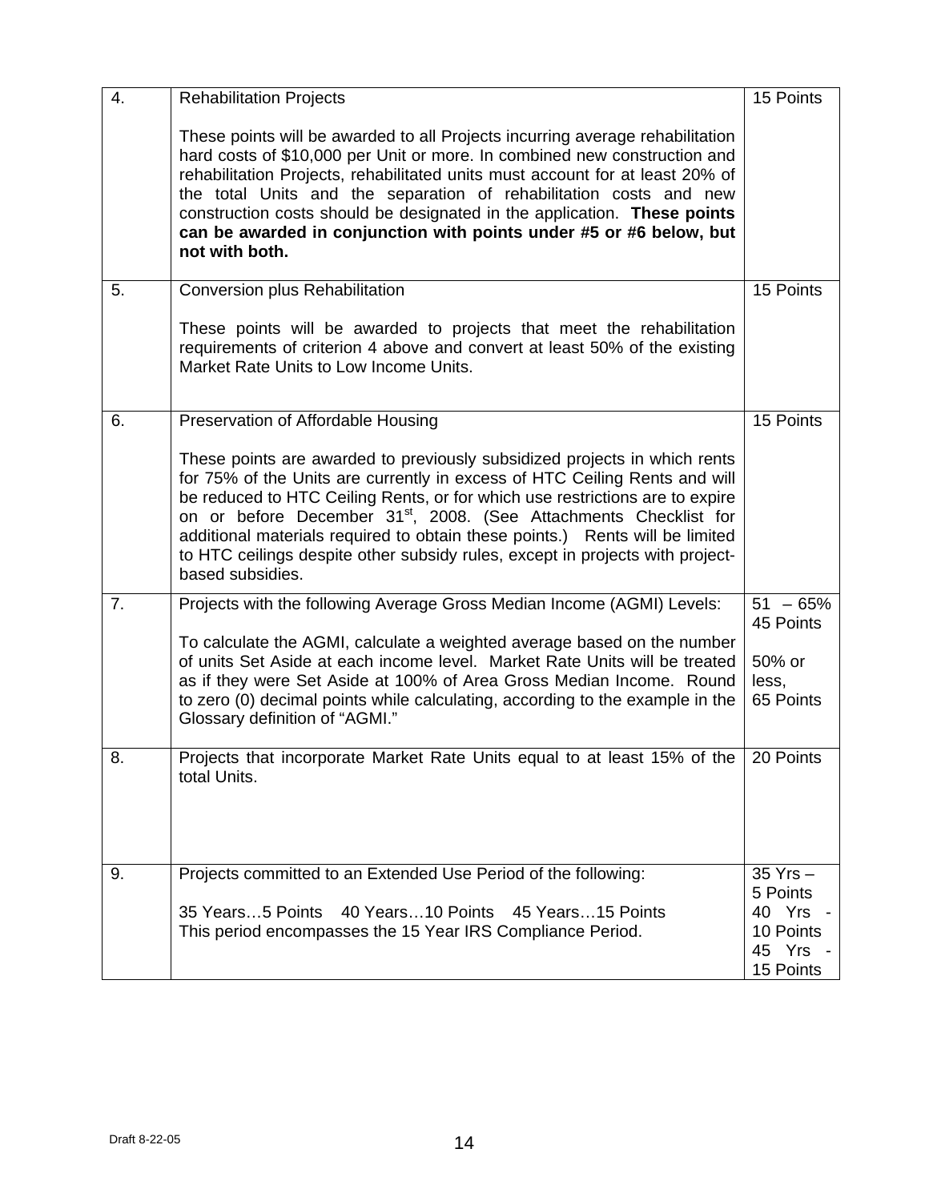| | | |
|---|---|---|
| 4. | Rehabilitation Projects<br><br>These points will be awarded to all Projects incurring average rehabilitation hard costs of $10,000 per Unit or more. In combined new construction and rehabilitation Projects, rehabilitated units must account for at least 20% of the total Units and the separation of rehabilitation costs and new construction costs should be designated in the application. **These points can be awarded in conjunction with points under #5 or #6 below, but not with both.** | 15 Points |
| 5. | Conversion plus Rehabilitation<br><br>These points will be awarded to projects that meet the rehabilitation requirements of criterion 4 above and convert at least 50% of the existing Market Rate Units to Low Income Units. | 15 Points |
| 6. | Preservation of Affordable Housing<br><br>These points are awarded to previously subsidized projects in which rents for 75% of the Units are currently in excess of HTC Ceiling Rents and will be reduced to HTC Ceiling Rents, or for which use restrictions are to expire on or before December 31st, 2008. (See Attachments Checklist for additional materials required to obtain these points.) Rents will be limited to HTC ceilings despite other subsidy rules, except in projects with project-based subsidies. | 15 Points |
| 7. | Projects with the following Average Gross Median Income (AGMI) Levels:<br><br>To calculate the AGMI, calculate a weighted average based on the number of units Set Aside at each income level. Market Rate Units will be treated as if they were Set Aside at 100% of Area Gross Median Income. Round to zero (0) decimal points while calculating, according to the example in the Glossary definition of "AGMI." | 51 – 65% 45 Points<br><br>50% or less, 65 Points |
| 8. | Projects that incorporate Market Rate Units equal to at least 15% of the total Units. | 20 Points |
| 9. | Projects committed to an Extended Use Period of the following:<br><br>35 Years…5 Points 40 Years…10 Points 45 Years…15 Points<br>This period encompasses the 15 Year IRS Compliance Period. | 35 Yrs – 5 Points<br>40 Yrs - 10 Points<br>45 Yrs - 15 Points |

Draft 8-22-05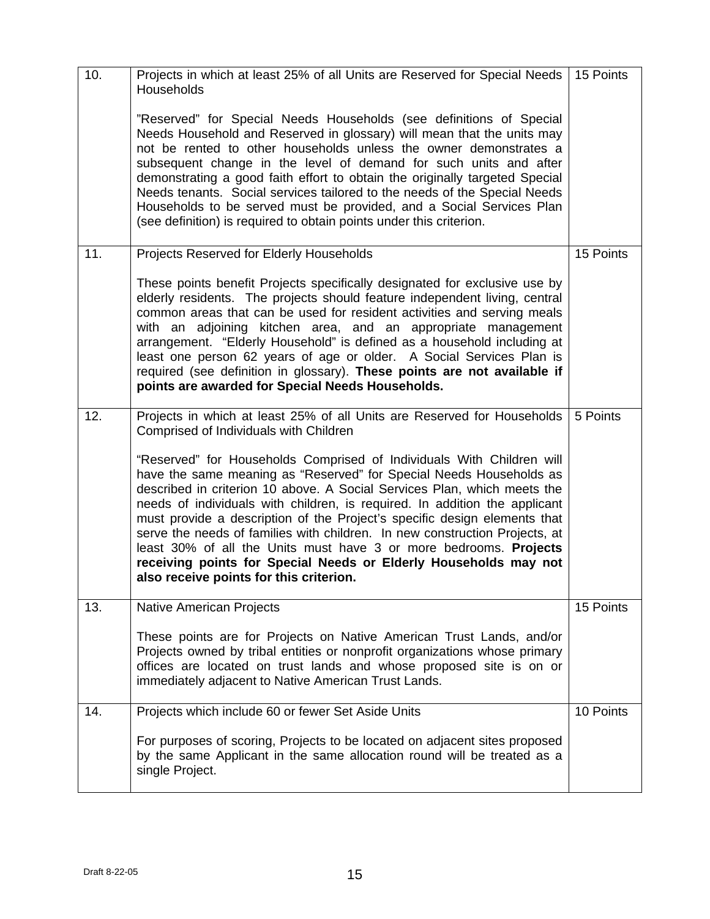| | | |
|---|---|---|
| 10. | Projects in which at least 25% of all Units are Reserved for Special Needs Households<br><br>"Reserved" for Special Needs Households (see definitions of Special Needs Household and Reserved in glossary) will mean that the units may not be rented to other households unless the owner demonstrates a subsequent change in the level of demand for such units and after demonstrating a good faith effort to obtain the originally targeted Special Needs tenants. Social services tailored to the needs of the Special Needs Households to be served must be provided, and a Social Services Plan (see definition) is required to obtain points under this criterion. | 15 Points |
| 11. | Projects Reserved for Elderly Households<br><br>These points benefit Projects specifically designated for exclusive use by elderly residents. The projects should feature independent living, central common areas that can be used for resident activities and serving meals with an adjoining kitchen area, and an appropriate management arrangement. "Elderly Household" is defined as a household including at least one person 62 years of age or older. A Social Services Plan is required (see definition in glossary). **These points are not available if points are awarded for Special Needs Households.** | 15 Points |
| 12. | Projects in which at least 25% of all Units are Reserved for Households Comprised of Individuals with Children<br><br>"Reserved" for Households Comprised of Individuals With Children will have the same meaning as "Reserved" for Special Needs Households as described in criterion 10 above. A Social Services Plan, which meets the needs of individuals with children, is required. In addition the applicant must provide a description of the Project's specific design elements that serve the needs of families with children. In new construction Projects, at least 30% of all the Units must have 3 or more bedrooms. **Projects receiving points for Special Needs or Elderly Households may not also receive points for this criterion.** | 5 Points |
| 13. | Native American Projects<br><br>These points are for Projects on Native American Trust Lands, and/or Projects owned by tribal entities or nonprofit organizations whose primary offices are located on trust lands and whose proposed site is on or immediately adjacent to Native American Trust Lands. | 15 Points |
| 14. | Projects which include 60 or fewer Set Aside Units<br><br>For purposes of scoring, Projects to be located on adjacent sites proposed by the same Applicant in the same allocation round will be treated as a single Project. | 10 Points |

Draft 8-22-05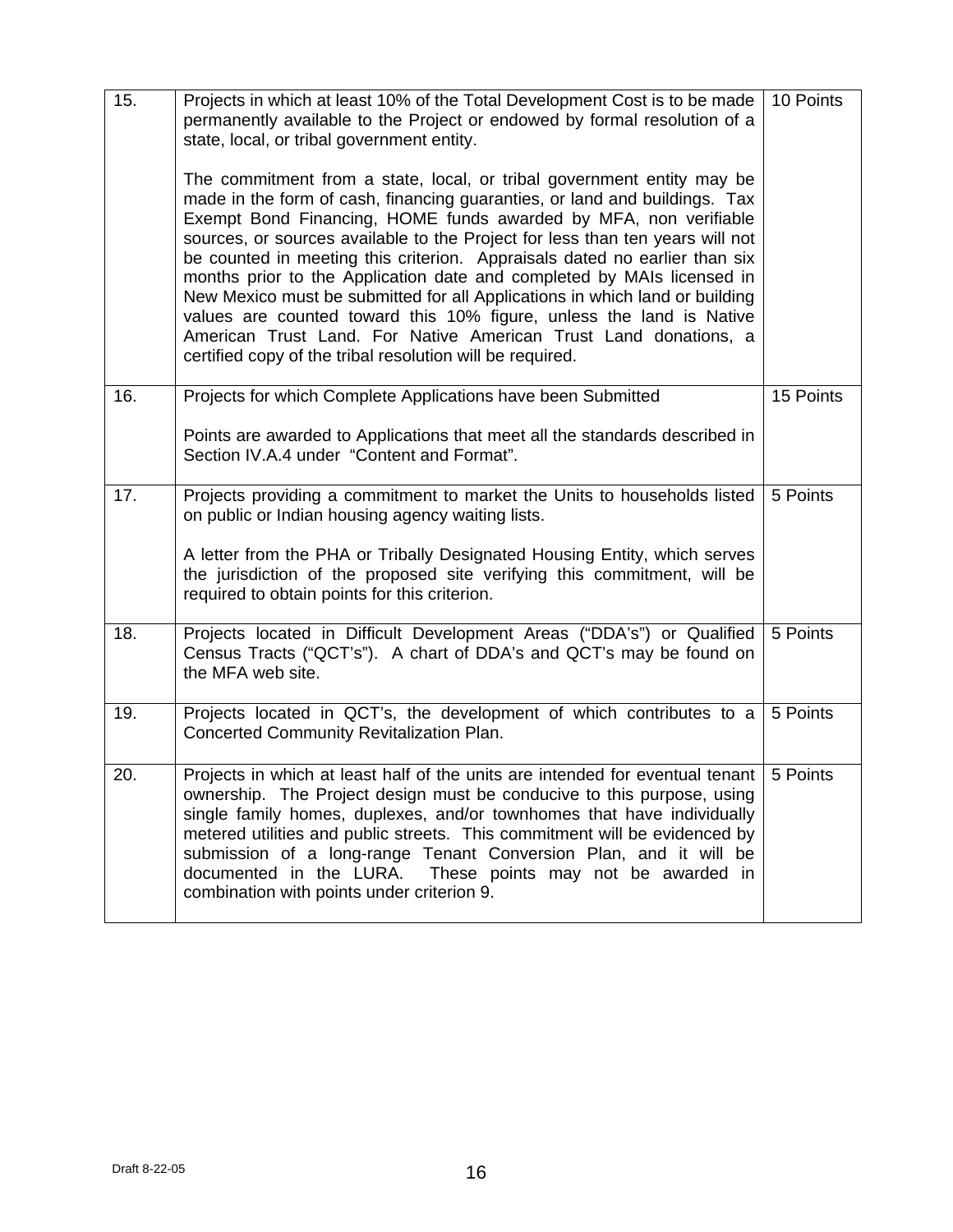| | | |
|---|---|---|
| 15. | Projects in which at least 10% of the Total Development Cost is to be made permanently available to the Project or endowed by formal resolution of a state, local, or tribal government entity.<br><br>The commitment from a state, local, or tribal government entity may be made in the form of cash, financing guaranties, or land and buildings. Tax Exempt Bond Financing, HOME funds awarded by MFA, non verifiable sources, or sources available to the Project for less than ten years will not be counted in meeting this criterion. Appraisals dated no earlier than six months prior to the Application date and completed by MAIs licensed in New Mexico must be submitted for all Applications in which land or building values are counted toward this 10% figure, unless the land is Native American Trust Land. For Native American Trust Land donations, a certified copy of the tribal resolution will be required. | 10 Points |
| 16. | Projects for which Complete Applications have been Submitted<br><br>Points are awarded to Applications that meet all the standards described in Section IV.A.4 under "Content and Format". | 15 Points |
| 17. | Projects providing a commitment to market the Units to households listed on public or Indian housing agency waiting lists.<br><br>A letter from the PHA or Tribally Designated Housing Entity, which serves the jurisdiction of the proposed site verifying this commitment, will be required to obtain points for this criterion. | 5 Points |
| 18. | Projects located in Difficult Development Areas ("DDA's") or Qualified Census Tracts ("QCT's"). A chart of DDA's and QCT's may be found on the MFA web site. | 5 Points |
| 19. | Projects located in QCT's, the development of which contributes to a Concerted Community Revitalization Plan. | 5 Points |
| 20. | Projects in which at least half of the units are intended for eventual tenant ownership. The Project design must be conducive to this purpose, using single family homes, duplexes, and/or townhomes that have individually metered utilities and public streets. This commitment will be evidenced by submission of a long-range Tenant Conversion Plan, and it will be documented in the LURA. These points may not be awarded in combination with points under criterion 9. | 5 Points |

Draft 8-22-05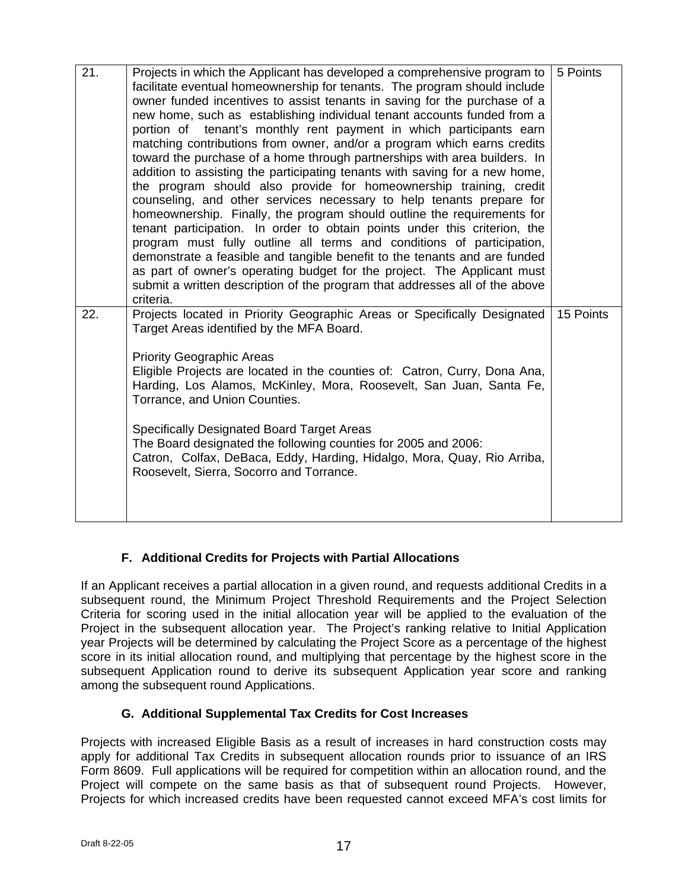| | | |
|---|---|---|
| 21. | Projects in which the Applicant has developed a comprehensive program to facilitate eventual homeownership for tenants. The program should include owner funded incentives to assist tenants in saving for the purchase of a new home, such as establishing individual tenant accounts funded from a portion of tenant's monthly rent payment in which participants earn matching contributions from owner, and/or a program which earns credits toward the purchase of a home through partnerships with area builders. In addition to assisting the participating tenants with saving for a new home, the program should also provide for homeownership training, credit counseling, and other services necessary to help tenants prepare for homeownership. Finally, the program should outline the requirements for tenant participation. In order to obtain points under this criterion, the program must fully outline all terms and conditions of participation, demonstrate a feasible and tangible benefit to the tenants and are funded as part of owner's operating budget for the project. The Applicant must submit a written description of the program that addresses all of the above criteria. | 5 Points |
| 22. | Projects located in Priority Geographic Areas or Specifically Designated Target Areas identified by the MFA Board.<br><br>Priority Geographic Areas<br>Eligible Projects are located in the counties of: Catron, Curry, Dona Ana, Harding, Los Alamos, McKinley, Mora, Roosevelt, San Juan, Santa Fe, Torrance, and Union Counties.<br><br>Specifically Designated Board Target Areas<br>The Board designated the following counties for 2005 and 2006:<br>Catron, Colfax, DeBaca, Eddy, Harding, Hidalgo, Mora, Quay, Rio Arriba, Roosevelt, Sierra, Socorro and Torrance. | 15 Points |

### F. Additional Credits for Projects with Partial Allocations

If an Applicant receives a partial allocation in a given round, and requests additional Credits in a subsequent round, the Minimum Project Threshold Requirements and the Project Selection Criteria for scoring used in the initial allocation year will be applied to the evaluation of the Project in the subsequent allocation year. The Project's ranking relative to Initial Application year Projects will be determined by calculating the Project Score as a percentage of the highest score in its initial allocation round, and multiplying that percentage by the highest score in the subsequent Application round to derive its subsequent Application year score and ranking among the subsequent round Applications.

### G. Additional Supplemental Tax Credits for Cost Increases

Projects with increased Eligible Basis as a result of increases in hard construction costs may apply for additional Tax Credits in subsequent allocation rounds prior to issuance of an IRS Form 8609. Full applications will be required for competition within an allocation round, and the Project will compete on the same basis as that of subsequent round Projects. However, Projects for which increased credits have been requested cannot exceed MFA's cost limits for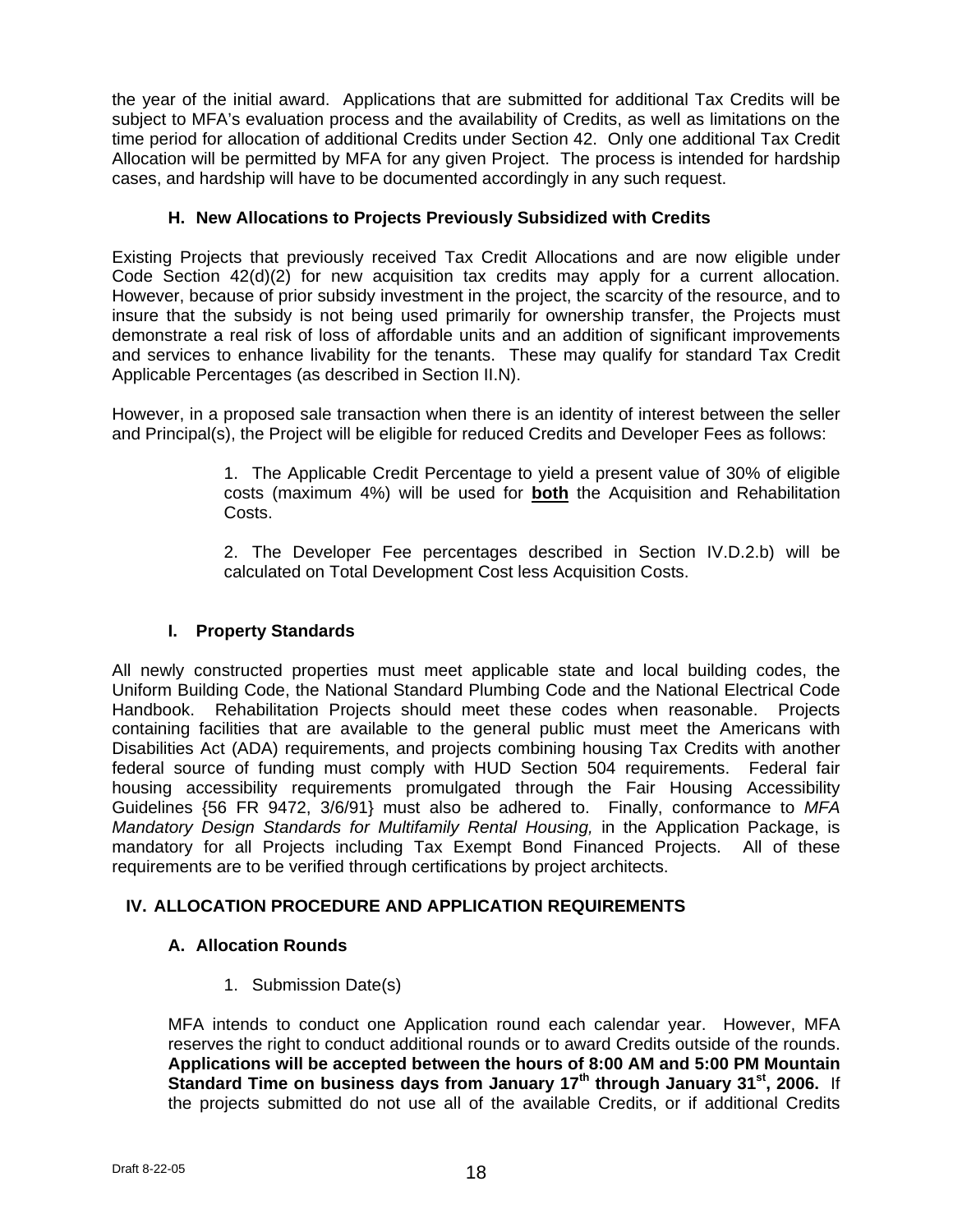the year of the initial award. Applications that are submitted for additional Tax Credits will be subject to MFA's evaluation process and the availability of Credits, as well as limitations on the time period for allocation of additional Credits under Section 42. Only one additional Tax Credit Allocation will be permitted by MFA for any given Project. The process is intended for hardship cases, and hardship will have to be documented accordingly in any such request.

### H. New Allocations to Projects Previously Subsidized with Credits

Existing Projects that previously received Tax Credit Allocations and are now eligible under Code Section 42(d)(2) for new acquisition tax credits may apply for a current allocation. However, because of prior subsidy investment in the project, the scarcity of the resource, and to insure that the subsidy is not being used primarily for ownership transfer, the Projects must demonstrate a real risk of loss of affordable units and an addition of significant improvements and services to enhance livability for the tenants. These may qualify for standard Tax Credit Applicable Percentages (as described in Section II.N).

However, in a proposed sale transaction when there is an identity of interest between the seller and Principal(s), the Project will be eligible for reduced Credits and Developer Fees as follows:

1. The Applicable Credit Percentage to yield a present value of 30% of eligible costs (maximum 4%) will be used for **both** the Acquisition and Rehabilitation Costs.

2. The Developer Fee percentages described in Section IV.D.2.b) will be calculated on Total Development Cost less Acquisition Costs.

### I. Property Standards

All newly constructed properties must meet applicable state and local building codes, the Uniform Building Code, the National Standard Plumbing Code and the National Electrical Code Handbook. Rehabilitation Projects should meet these codes when reasonable. Projects containing facilities that are available to the general public must meet the Americans with Disabilities Act (ADA) requirements, and projects combining housing Tax Credits with another federal source of funding must comply with HUD Section 504 requirements. Federal fair housing accessibility requirements promulgated through the Fair Housing Accessibility Guidelines {56 FR 9472, 3/6/91} must also be adhered to. Finally, conformance to *MFA Mandatory Design Standards for Multifamily Rental Housing,* in the Application Package, is mandatory for all Projects including Tax Exempt Bond Financed Projects. All of these requirements are to be verified through certifications by project architects.

## IV. ALLOCATION PROCEDURE AND APPLICATION REQUIREMENTS

### A. Allocation Rounds

1. Submission Date(s)

MFA intends to conduct one Application round each calendar year. However, MFA reserves the right to conduct additional rounds or to award Credits outside of the rounds. **Applications will be accepted between the hours of 8:00 AM and 5:00 PM Mountain Standard Time on business days from January 17th through January 31st, 2006.** If the projects submitted do not use all of the available Credits, or if additional Credits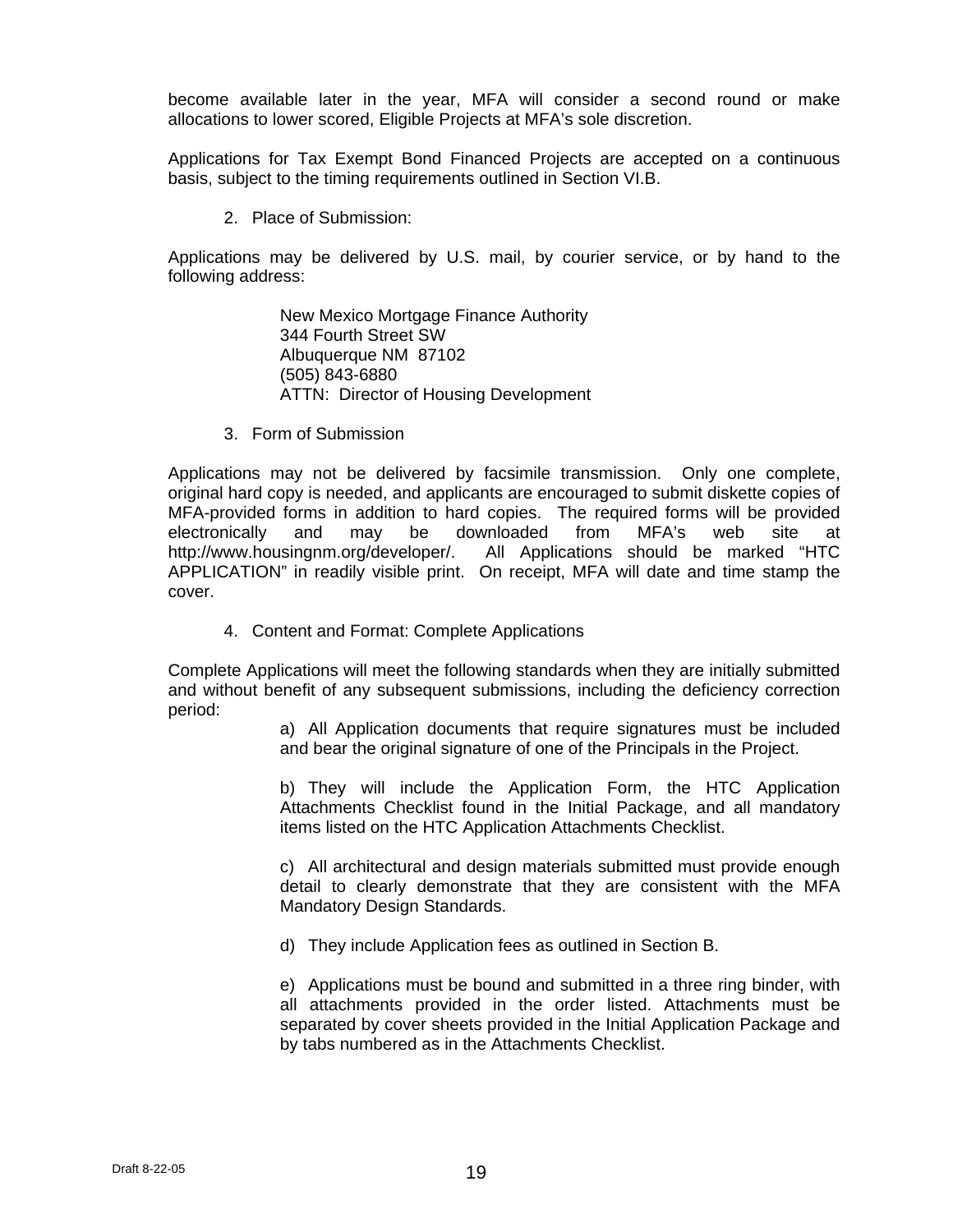become available later in the year, MFA will consider a second round or make allocations to lower scored, Eligible Projects at MFA's sole discretion.

Applications for Tax Exempt Bond Financed Projects are accepted on a continuous basis, subject to the timing requirements outlined in Section VI.B.

2. Place of Submission:

Applications may be delivered by U.S. mail, by courier service, or by hand to the following address:

> New Mexico Mortgage Finance Authority
> 344 Fourth Street SW
> Albuquerque NM 87102
> (505) 843-6880
> ATTN: Director of Housing Development

3. Form of Submission

Applications may not be delivered by facsimile transmission. Only one complete, original hard copy is needed, and applicants are encouraged to submit diskette copies of MFA-provided forms in addition to hard copies. The required forms will be provided electronically and may be downloaded from MFA's web site at http://www.housingnm.org/developer/. All Applications should be marked "HTC APPLICATION" in readily visible print. On receipt, MFA will date and time stamp the cover.

4. Content and Format: Complete Applications

Complete Applications will meet the following standards when they are initially submitted and without benefit of any subsequent submissions, including the deficiency correction period:

a) All Application documents that require signatures must be included and bear the original signature of one of the Principals in the Project.

b) They will include the Application Form, the HTC Application Attachments Checklist found in the Initial Package, and all mandatory items listed on the HTC Application Attachments Checklist.

c) All architectural and design materials submitted must provide enough detail to clearly demonstrate that they are consistent with the MFA Mandatory Design Standards.

d) They include Application fees as outlined in Section B.

e) Applications must be bound and submitted in a three ring binder, with all attachments provided in the order listed. Attachments must be separated by cover sheets provided in the Initial Application Package and by tabs numbered as in the Attachments Checklist.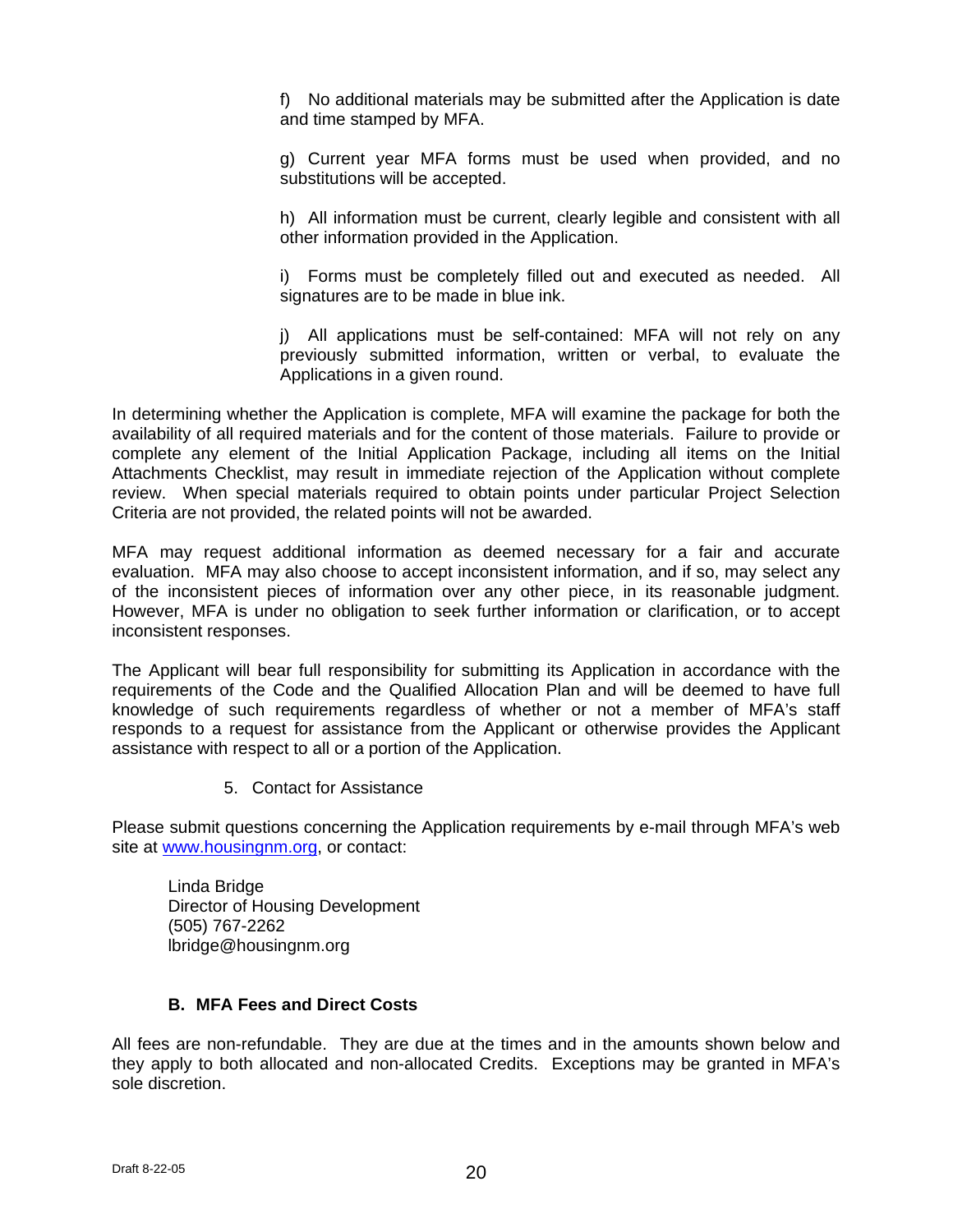f) No additional materials may be submitted after the Application is date and time stamped by MFA.

g) Current year MFA forms must be used when provided, and no substitutions will be accepted.

h) All information must be current, clearly legible and consistent with all other information provided in the Application.

i) Forms must be completely filled out and executed as needed. All signatures are to be made in blue ink.

j) All applications must be self-contained: MFA will not rely on any previously submitted information, written or verbal, to evaluate the Applications in a given round.

In determining whether the Application is complete, MFA will examine the package for both the availability of all required materials and for the content of those materials. Failure to provide or complete any element of the Initial Application Package, including all items on the Initial Attachments Checklist, may result in immediate rejection of the Application without complete review. When special materials required to obtain points under particular Project Selection Criteria are not provided, the related points will not be awarded.

MFA may request additional information as deemed necessary for a fair and accurate evaluation. MFA may also choose to accept inconsistent information, and if so, may select any of the inconsistent pieces of information over any other piece, in its reasonable judgment. However, MFA is under no obligation to seek further information or clarification, or to accept inconsistent responses.

The Applicant will bear full responsibility for submitting its Application in accordance with the requirements of the Code and the Qualified Allocation Plan and will be deemed to have full knowledge of such requirements regardless of whether or not a member of MFA's staff responds to a request for assistance from the Applicant or otherwise provides the Applicant assistance with respect to all or a portion of the Application.

5. Contact for Assistance

Please submit questions concerning the Application requirements by e-mail through MFA's web site at www.housingnm.org, or contact:

Linda Bridge  
Director of Housing Development  
(505) 767-2262  
lbridge@housingnm.org

### B. MFA Fees and Direct Costs

All fees are non-refundable. They are due at the times and in the amounts shown below and they apply to both allocated and non-allocated Credits. Exceptions may be granted in MFA's sole discretion.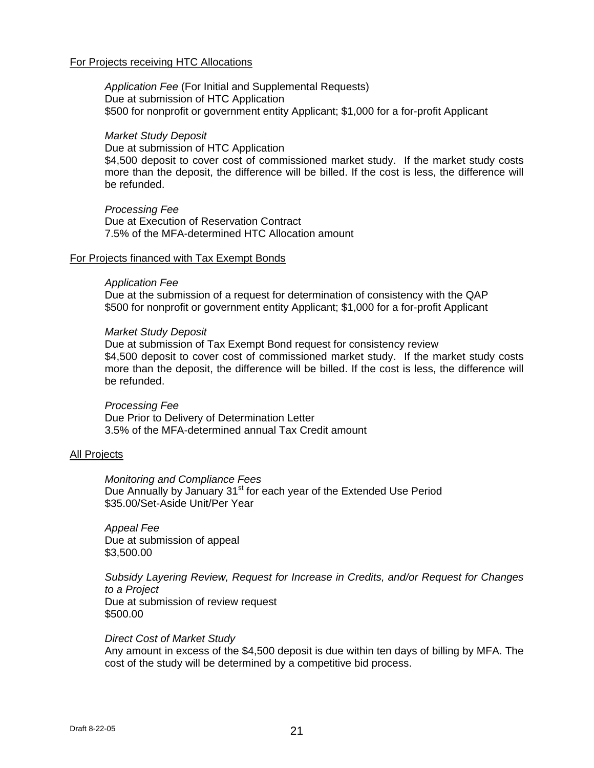For Projects receiving HTC Allocations

*Application Fee* (For Initial and Supplemental Requests)
Due at submission of HTC Application
$500 for nonprofit or government entity Applicant; $1,000 for a for-profit Applicant

*Market Study Deposit*
Due at submission of HTC Application
$4,500 deposit to cover cost of commissioned market study. If the market study costs more than the deposit, the difference will be billed. If the cost is less, the difference will be refunded.

*Processing Fee*
Due at Execution of Reservation Contract
7.5% of the MFA-determined HTC Allocation amount

For Projects financed with Tax Exempt Bonds

*Application Fee*
Due at the submission of a request for determination of consistency with the QAP
$500 for nonprofit or government entity Applicant; $1,000 for a for-profit Applicant

*Market Study Deposit*
Due at submission of Tax Exempt Bond request for consistency review
$4,500 deposit to cover cost of commissioned market study. If the market study costs more than the deposit, the difference will be billed. If the cost is less, the difference will be refunded.

*Processing Fee*
Due Prior to Delivery of Determination Letter
3.5% of the MFA-determined annual Tax Credit amount

All Projects

*Monitoring and Compliance Fees*
Due Annually by January 31st for each year of the Extended Use Period
$35.00/Set-Aside Unit/Per Year

*Appeal Fee*
Due at submission of appeal
$3,500.00

*Subsidy Layering Review, Request for Increase in Credits, and/or Request for Changes to a Project*
Due at submission of review request
$500.00

*Direct Cost of Market Study*
Any amount in excess of the $4,500 deposit is due within ten days of billing by MFA. The cost of the study will be determined by a competitive bid process.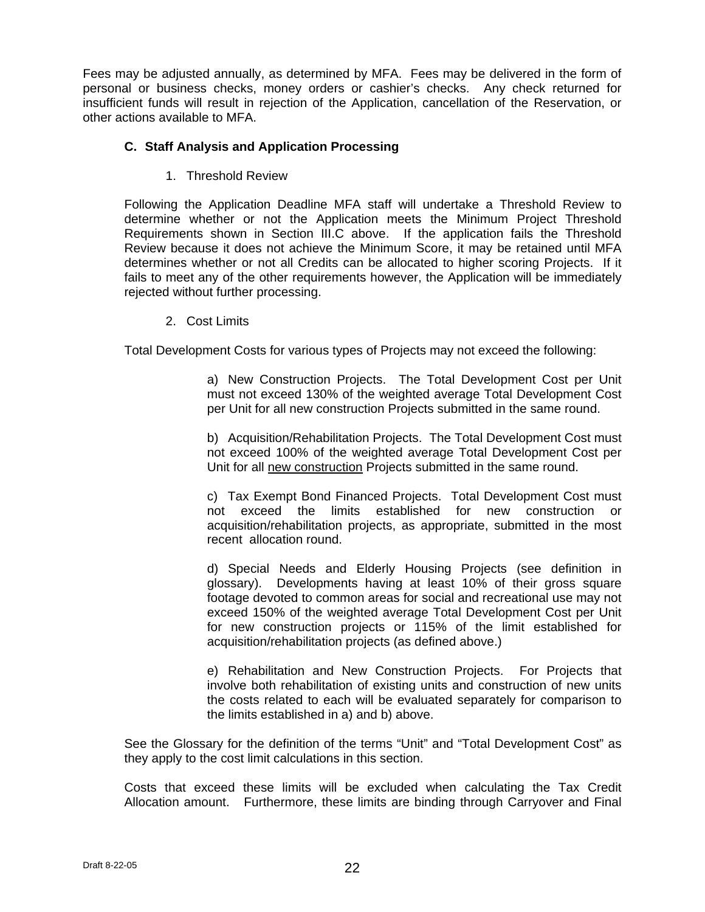Fees may be adjusted annually, as determined by MFA. Fees may be delivered in the form of personal or business checks, money orders or cashier's checks. Any check returned for insufficient funds will result in rejection of the Application, cancellation of the Reservation, or other actions available to MFA.

### C. Staff Analysis and Application Processing

1. Threshold Review

Following the Application Deadline MFA staff will undertake a Threshold Review to determine whether or not the Application meets the Minimum Project Threshold Requirements shown in Section III.C above. If the application fails the Threshold Review because it does not achieve the Minimum Score, it may be retained until MFA determines whether or not all Credits can be allocated to higher scoring Projects. If it fails to meet any of the other requirements however, the Application will be immediately rejected without further processing.

2. Cost Limits

Total Development Costs for various types of Projects may not exceed the following:

a) New Construction Projects. The Total Development Cost per Unit must not exceed 130% of the weighted average Total Development Cost per Unit for all new construction Projects submitted in the same round.

b) Acquisition/Rehabilitation Projects. The Total Development Cost must not exceed 100% of the weighted average Total Development Cost per Unit for all new construction Projects submitted in the same round.

c) Tax Exempt Bond Financed Projects. Total Development Cost must not exceed the limits established for new construction or acquisition/rehabilitation projects, as appropriate, submitted in the most recent allocation round.

d) Special Needs and Elderly Housing Projects (see definition in glossary). Developments having at least 10% of their gross square footage devoted to common areas for social and recreational use may not exceed 150% of the weighted average Total Development Cost per Unit for new construction projects or 115% of the limit established for acquisition/rehabilitation projects (as defined above.)

e) Rehabilitation and New Construction Projects. For Projects that involve both rehabilitation of existing units and construction of new units the costs related to each will be evaluated separately for comparison to the limits established in a) and b) above.

See the Glossary for the definition of the terms "Unit" and "Total Development Cost" as they apply to the cost limit calculations in this section.

Costs that exceed these limits will be excluded when calculating the Tax Credit Allocation amount. Furthermore, these limits are binding through Carryover and Final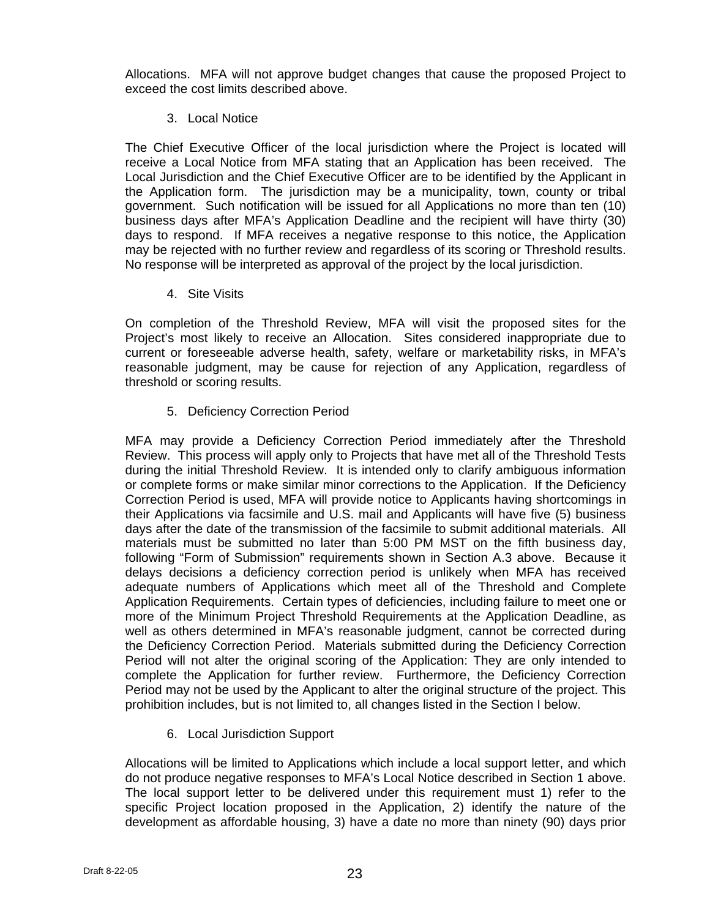Allocations. MFA will not approve budget changes that cause the proposed Project to exceed the cost limits described above.

3. Local Notice

The Chief Executive Officer of the local jurisdiction where the Project is located will receive a Local Notice from MFA stating that an Application has been received. The Local Jurisdiction and the Chief Executive Officer are to be identified by the Applicant in the Application form. The jurisdiction may be a municipality, town, county or tribal government. Such notification will be issued for all Applications no more than ten (10) business days after MFA's Application Deadline and the recipient will have thirty (30) days to respond. If MFA receives a negative response to this notice, the Application may be rejected with no further review and regardless of its scoring or Threshold results. No response will be interpreted as approval of the project by the local jurisdiction.

4. Site Visits

On completion of the Threshold Review, MFA will visit the proposed sites for the Project's most likely to receive an Allocation. Sites considered inappropriate due to current or foreseeable adverse health, safety, welfare or marketability risks, in MFA's reasonable judgment, may be cause for rejection of any Application, regardless of threshold or scoring results.

5. Deficiency Correction Period

MFA may provide a Deficiency Correction Period immediately after the Threshold Review. This process will apply only to Projects that have met all of the Threshold Tests during the initial Threshold Review. It is intended only to clarify ambiguous information or complete forms or make similar minor corrections to the Application. If the Deficiency Correction Period is used, MFA will provide notice to Applicants having shortcomings in their Applications via facsimile and U.S. mail and Applicants will have five (5) business days after the date of the transmission of the facsimile to submit additional materials. All materials must be submitted no later than 5:00 PM MST on the fifth business day, following "Form of Submission" requirements shown in Section A.3 above. Because it delays decisions a deficiency correction period is unlikely when MFA has received adequate numbers of Applications which meet all of the Threshold and Complete Application Requirements. Certain types of deficiencies, including failure to meet one or more of the Minimum Project Threshold Requirements at the Application Deadline, as well as others determined in MFA's reasonable judgment, cannot be corrected during the Deficiency Correction Period. Materials submitted during the Deficiency Correction Period will not alter the original scoring of the Application: They are only intended to complete the Application for further review. Furthermore, the Deficiency Correction Period may not be used by the Applicant to alter the original structure of the project. This prohibition includes, but is not limited to, all changes listed in the Section I below.

6. Local Jurisdiction Support

Allocations will be limited to Applications which include a local support letter, and which do not produce negative responses to MFA's Local Notice described in Section 1 above. The local support letter to be delivered under this requirement must 1) refer to the specific Project location proposed in the Application, 2) identify the nature of the development as affordable housing, 3) have a date no more than ninety (90) days prior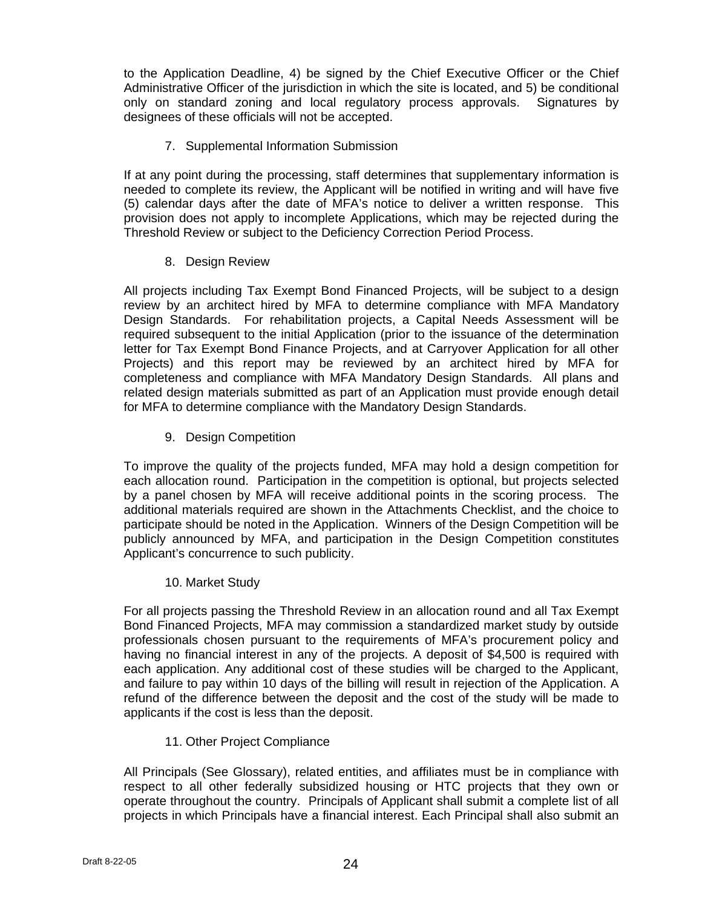to the Application Deadline, 4) be signed by the Chief Executive Officer or the Chief Administrative Officer of the jurisdiction in which the site is located, and 5) be conditional only on standard zoning and local regulatory process approvals. Signatures by designees of these officials will not be accepted.

7. Supplemental Information Submission

If at any point during the processing, staff determines that supplementary information is needed to complete its review, the Applicant will be notified in writing and will have five (5) calendar days after the date of MFA's notice to deliver a written response. This provision does not apply to incomplete Applications, which may be rejected during the Threshold Review or subject to the Deficiency Correction Period Process.

8. Design Review

All projects including Tax Exempt Bond Financed Projects, will be subject to a design review by an architect hired by MFA to determine compliance with MFA Mandatory Design Standards. For rehabilitation projects, a Capital Needs Assessment will be required subsequent to the initial Application (prior to the issuance of the determination letter for Tax Exempt Bond Finance Projects, and at Carryover Application for all other Projects) and this report may be reviewed by an architect hired by MFA for completeness and compliance with MFA Mandatory Design Standards. All plans and related design materials submitted as part of an Application must provide enough detail for MFA to determine compliance with the Mandatory Design Standards.

9. Design Competition

To improve the quality of the projects funded, MFA may hold a design competition for each allocation round. Participation in the competition is optional, but projects selected by a panel chosen by MFA will receive additional points in the scoring process. The additional materials required are shown in the Attachments Checklist, and the choice to participate should be noted in the Application. Winners of the Design Competition will be publicly announced by MFA, and participation in the Design Competition constitutes Applicant's concurrence to such publicity.

10. Market Study

For all projects passing the Threshold Review in an allocation round and all Tax Exempt Bond Financed Projects, MFA may commission a standardized market study by outside professionals chosen pursuant to the requirements of MFA's procurement policy and having no financial interest in any of the projects. A deposit of $4,500 is required with each application. Any additional cost of these studies will be charged to the Applicant, and failure to pay within 10 days of the billing will result in rejection of the Application. A refund of the difference between the deposit and the cost of the study will be made to applicants if the cost is less than the deposit.

11. Other Project Compliance

All Principals (See Glossary), related entities, and affiliates must be in compliance with respect to all other federally subsidized housing or HTC projects that they own or operate throughout the country. Principals of Applicant shall submit a complete list of all projects in which Principals have a financial interest. Each Principal shall also submit an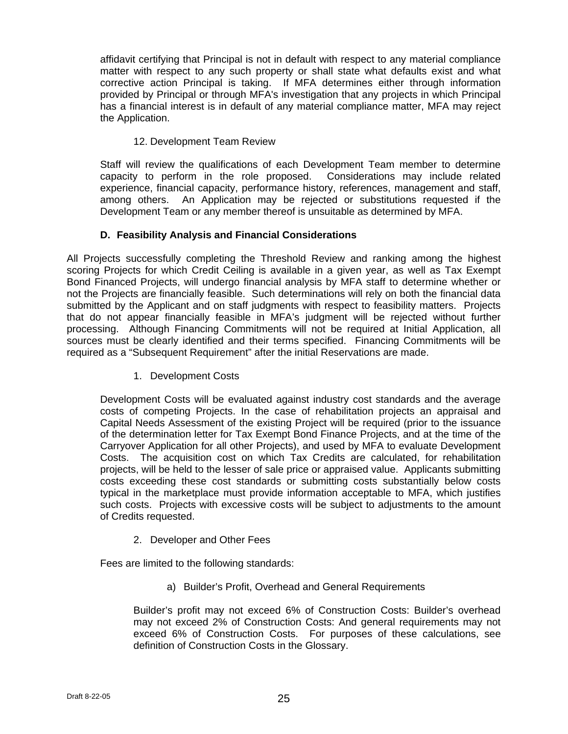affidavit certifying that Principal is not in default with respect to any material compliance matter with respect to any such property or shall state what defaults exist and what corrective action Principal is taking. If MFA determines either through information provided by Principal or through MFA's investigation that any projects in which Principal has a financial interest is in default of any material compliance matter, MFA may reject the Application.

12. Development Team Review

Staff will review the qualifications of each Development Team member to determine capacity to perform in the role proposed. Considerations may include related experience, financial capacity, performance history, references, management and staff, among others. An Application may be rejected or substitutions requested if the Development Team or any member thereof is unsuitable as determined by MFA.

### D. Feasibility Analysis and Financial Considerations

All Projects successfully completing the Threshold Review and ranking among the highest scoring Projects for which Credit Ceiling is available in a given year, as well as Tax Exempt Bond Financed Projects, will undergo financial analysis by MFA staff to determine whether or not the Projects are financially feasible. Such determinations will rely on both the financial data submitted by the Applicant and on staff judgments with respect to feasibility matters. Projects that do not appear financially feasible in MFA's judgment will be rejected without further processing. Although Financing Commitments will not be required at Initial Application, all sources must be clearly identified and their terms specified. Financing Commitments will be required as a "Subsequent Requirement" after the initial Reservations are made.

1. Development Costs

Development Costs will be evaluated against industry cost standards and the average costs of competing Projects. In the case of rehabilitation projects an appraisal and Capital Needs Assessment of the existing Project will be required (prior to the issuance of the determination letter for Tax Exempt Bond Finance Projects, and at the time of the Carryover Application for all other Projects), and used by MFA to evaluate Development Costs. The acquisition cost on which Tax Credits are calculated, for rehabilitation projects, will be held to the lesser of sale price or appraised value. Applicants submitting costs exceeding these cost standards or submitting costs substantially below costs typical in the marketplace must provide information acceptable to MFA, which justifies such costs. Projects with excessive costs will be subject to adjustments to the amount of Credits requested.

2. Developer and Other Fees

Fees are limited to the following standards:

a) Builder's Profit, Overhead and General Requirements

Builder's profit may not exceed 6% of Construction Costs: Builder's overhead may not exceed 2% of Construction Costs: And general requirements may not exceed 6% of Construction Costs. For purposes of these calculations, see definition of Construction Costs in the Glossary.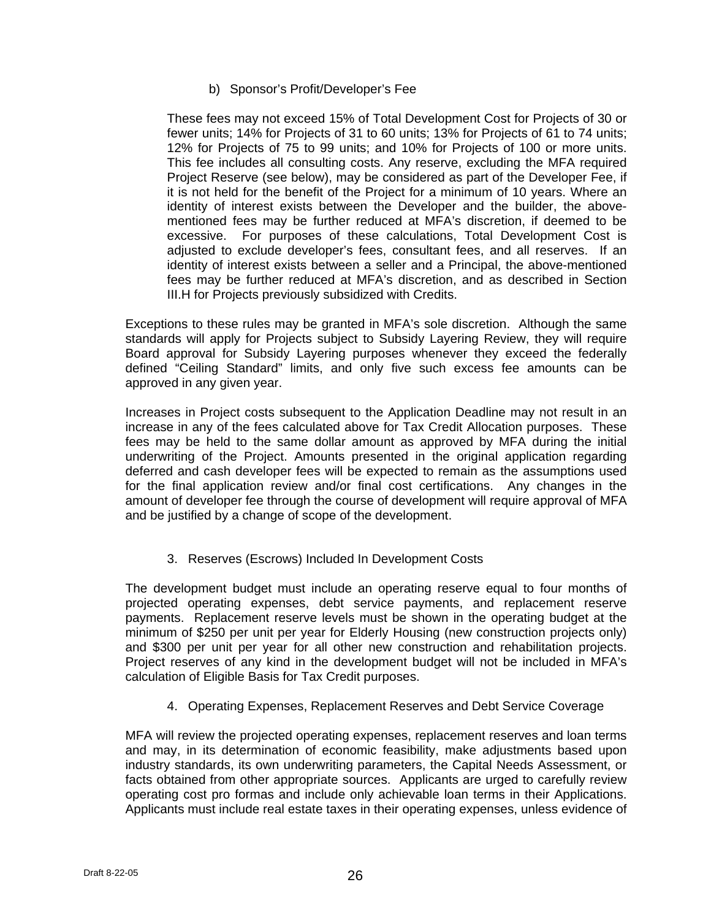b) Sponsor's Profit/Developer's Fee

These fees may not exceed 15% of Total Development Cost for Projects of 30 or fewer units; 14% for Projects of 31 to 60 units; 13% for Projects of 61 to 74 units; 12% for Projects of 75 to 99 units; and 10% for Projects of 100 or more units. This fee includes all consulting costs. Any reserve, excluding the MFA required Project Reserve (see below), may be considered as part of the Developer Fee, if it is not held for the benefit of the Project for a minimum of 10 years. Where an identity of interest exists between the Developer and the builder, the above-mentioned fees may be further reduced at MFA's discretion, if deemed to be excessive. For purposes of these calculations, Total Development Cost is adjusted to exclude developer's fees, consultant fees, and all reserves. If an identity of interest exists between a seller and a Principal, the above-mentioned fees may be further reduced at MFA's discretion, and as described in Section III.H for Projects previously subsidized with Credits.

Exceptions to these rules may be granted in MFA's sole discretion. Although the same standards will apply for Projects subject to Subsidy Layering Review, they will require Board approval for Subsidy Layering purposes whenever they exceed the federally defined "Ceiling Standard" limits, and only five such excess fee amounts can be approved in any given year.

Increases in Project costs subsequent to the Application Deadline may not result in an increase in any of the fees calculated above for Tax Credit Allocation purposes. These fees may be held to the same dollar amount as approved by MFA during the initial underwriting of the Project. Amounts presented in the original application regarding deferred and cash developer fees will be expected to remain as the assumptions used for the final application review and/or final cost certifications. Any changes in the amount of developer fee through the course of development will require approval of MFA and be justified by a change of scope of the development.

3. Reserves (Escrows) Included In Development Costs

The development budget must include an operating reserve equal to four months of projected operating expenses, debt service payments, and replacement reserve payments. Replacement reserve levels must be shown in the operating budget at the minimum of $250 per unit per year for Elderly Housing (new construction projects only) and $300 per unit per year for all other new construction and rehabilitation projects. Project reserves of any kind in the development budget will not be included in MFA's calculation of Eligible Basis for Tax Credit purposes.

4. Operating Expenses, Replacement Reserves and Debt Service Coverage

MFA will review the projected operating expenses, replacement reserves and loan terms and may, in its determination of economic feasibility, make adjustments based upon industry standards, its own underwriting parameters, the Capital Needs Assessment, or facts obtained from other appropriate sources. Applicants are urged to carefully review operating cost pro formas and include only achievable loan terms in their Applications. Applicants must include real estate taxes in their operating expenses, unless evidence of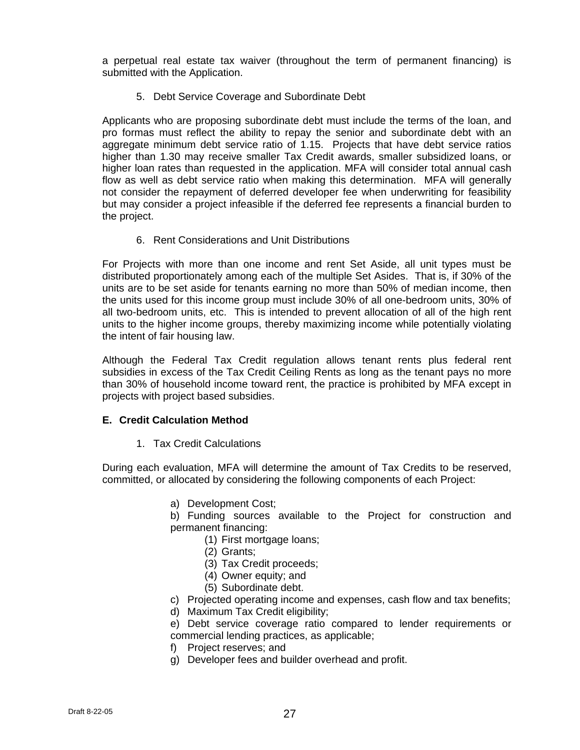a perpetual real estate tax waiver (throughout the term of permanent financing) is submitted with the Application.

5. Debt Service Coverage and Subordinate Debt

Applicants who are proposing subordinate debt must include the terms of the loan, and pro formas must reflect the ability to repay the senior and subordinate debt with an aggregate minimum debt service ratio of 1.15. Projects that have debt service ratios higher than 1.30 may receive smaller Tax Credit awards, smaller subsidized loans, or higher loan rates than requested in the application. MFA will consider total annual cash flow as well as debt service ratio when making this determination. MFA will generally not consider the repayment of deferred developer fee when underwriting for feasibility but may consider a project infeasible if the deferred fee represents a financial burden to the project.

6. Rent Considerations and Unit Distributions

For Projects with more than one income and rent Set Aside, all unit types must be distributed proportionately among each of the multiple Set Asides. That is, if 30% of the units are to be set aside for tenants earning no more than 50% of median income, then the units used for this income group must include 30% of all one-bedroom units, 30% of all two-bedroom units, etc. This is intended to prevent allocation of all of the high rent units to the higher income groups, thereby maximizing income while potentially violating the intent of fair housing law.

Although the Federal Tax Credit regulation allows tenant rents plus federal rent subsidies in excess of the Tax Credit Ceiling Rents as long as the tenant pays no more than 30% of household income toward rent, the practice is prohibited by MFA except in projects with project based subsidies.

## E. Credit Calculation Method

1. Tax Credit Calculations

During each evaluation, MFA will determine the amount of Tax Credits to be reserved, committed, or allocated by considering the following components of each Project:

a) Development Cost;

b) Funding sources available to the Project for construction and permanent financing:

  (1) First mortgage loans;
  (2) Grants;
  (3) Tax Credit proceeds;
  (4) Owner equity; and
  (5) Subordinate debt.

c) Projected operating income and expenses, cash flow and tax benefits;

d) Maximum Tax Credit eligibility;

e) Debt service coverage ratio compared to lender requirements or commercial lending practices, as applicable;

f) Project reserves; and

g) Developer fees and builder overhead and profit.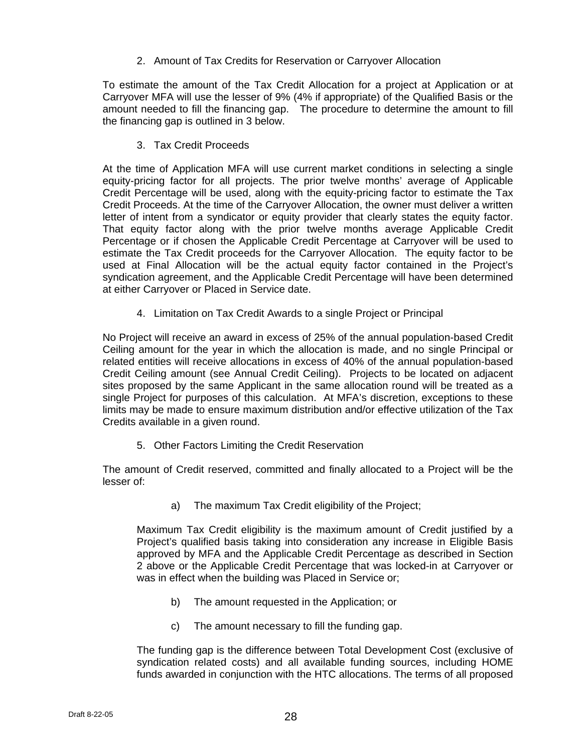2. Amount of Tax Credits for Reservation or Carryover Allocation

To estimate the amount of the Tax Credit Allocation for a project at Application or at Carryover MFA will use the lesser of 9% (4% if appropriate) of the Qualified Basis or the amount needed to fill the financing gap. The procedure to determine the amount to fill the financing gap is outlined in 3 below.

3. Tax Credit Proceeds

At the time of Application MFA will use current market conditions in selecting a single equity-pricing factor for all projects. The prior twelve months' average of Applicable Credit Percentage will be used, along with the equity-pricing factor to estimate the Tax Credit Proceeds. At the time of the Carryover Allocation, the owner must deliver a written letter of intent from a syndicator or equity provider that clearly states the equity factor. That equity factor along with the prior twelve months average Applicable Credit Percentage or if chosen the Applicable Credit Percentage at Carryover will be used to estimate the Tax Credit proceeds for the Carryover Allocation. The equity factor to be used at Final Allocation will be the actual equity factor contained in the Project's syndication agreement, and the Applicable Credit Percentage will have been determined at either Carryover or Placed in Service date.

4. Limitation on Tax Credit Awards to a single Project or Principal

No Project will receive an award in excess of 25% of the annual population-based Credit Ceiling amount for the year in which the allocation is made, and no single Principal or related entities will receive allocations in excess of 40% of the annual population-based Credit Ceiling amount (see Annual Credit Ceiling). Projects to be located on adjacent sites proposed by the same Applicant in the same allocation round will be treated as a single Project for purposes of this calculation. At MFA's discretion, exceptions to these limits may be made to ensure maximum distribution and/or effective utilization of the Tax Credits available in a given round.

5. Other Factors Limiting the Credit Reservation

The amount of Credit reserved, committed and finally allocated to a Project will be the lesser of:

a) The maximum Tax Credit eligibility of the Project;

Maximum Tax Credit eligibility is the maximum amount of Credit justified by a Project's qualified basis taking into consideration any increase in Eligible Basis approved by MFA and the Applicable Credit Percentage as described in Section 2 above or the Applicable Credit Percentage that was locked-in at Carryover or was in effect when the building was Placed in Service or;

b) The amount requested in the Application; or

c) The amount necessary to fill the funding gap.

The funding gap is the difference between Total Development Cost (exclusive of syndication related costs) and all available funding sources, including HOME funds awarded in conjunction with the HTC allocations. The terms of all proposed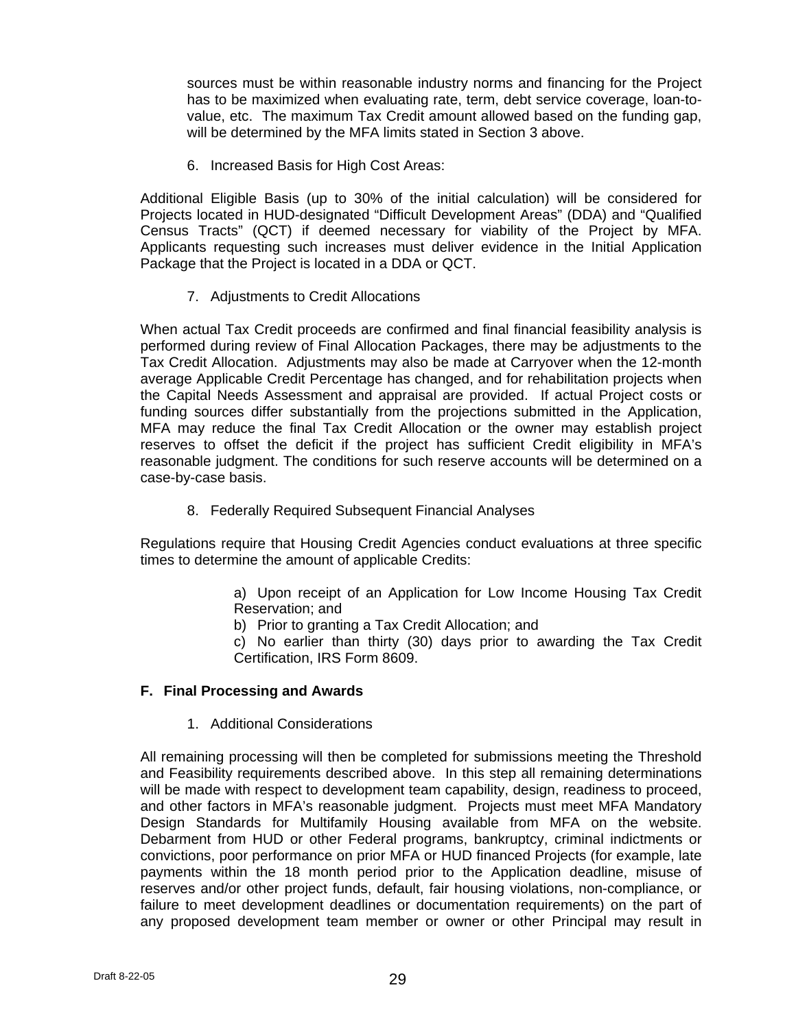sources must be within reasonable industry norms and financing for the Project has to be maximized when evaluating rate, term, debt service coverage, loan-to-value, etc. The maximum Tax Credit amount allowed based on the funding gap, will be determined by the MFA limits stated in Section 3 above.

6. Increased Basis for High Cost Areas:

Additional Eligible Basis (up to 30% of the initial calculation) will be considered for Projects located in HUD-designated “Difficult Development Areas” (DDA) and “Qualified Census Tracts” (QCT) if deemed necessary for viability of the Project by MFA. Applicants requesting such increases must deliver evidence in the Initial Application Package that the Project is located in a DDA or QCT.

7. Adjustments to Credit Allocations

When actual Tax Credit proceeds are confirmed and final financial feasibility analysis is performed during review of Final Allocation Packages, there may be adjustments to the Tax Credit Allocation. Adjustments may also be made at Carryover when the 12-month average Applicable Credit Percentage has changed, and for rehabilitation projects when the Capital Needs Assessment and appraisal are provided. If actual Project costs or funding sources differ substantially from the projections submitted in the Application, MFA may reduce the final Tax Credit Allocation or the owner may establish project reserves to offset the deficit if the project has sufficient Credit eligibility in MFA’s reasonable judgment. The conditions for such reserve accounts will be determined on a case-by-case basis.

8. Federally Required Subsequent Financial Analyses

Regulations require that Housing Credit Agencies conduct evaluations at three specific times to determine the amount of applicable Credits:

a) Upon receipt of an Application for Low Income Housing Tax Credit Reservation; and

b) Prior to granting a Tax Credit Allocation; and

c) No earlier than thirty (30) days prior to awarding the Tax Credit Certification, IRS Form 8609.

**F. Final Processing and Awards**

1. Additional Considerations

All remaining processing will then be completed for submissions meeting the Threshold and Feasibility requirements described above. In this step all remaining determinations will be made with respect to development team capability, design, readiness to proceed, and other factors in MFA’s reasonable judgment. Projects must meet MFA Mandatory Design Standards for Multifamily Housing available from MFA on the website. Debarment from HUD or other Federal programs, bankruptcy, criminal indictments or convictions, poor performance on prior MFA or HUD financed Projects (for example, late payments within the 18 month period prior to the Application deadline, misuse of reserves and/or other project funds, default, fair housing violations, non-compliance, or failure to meet development deadlines or documentation requirements) on the part of any proposed development team member or owner or other Principal may result in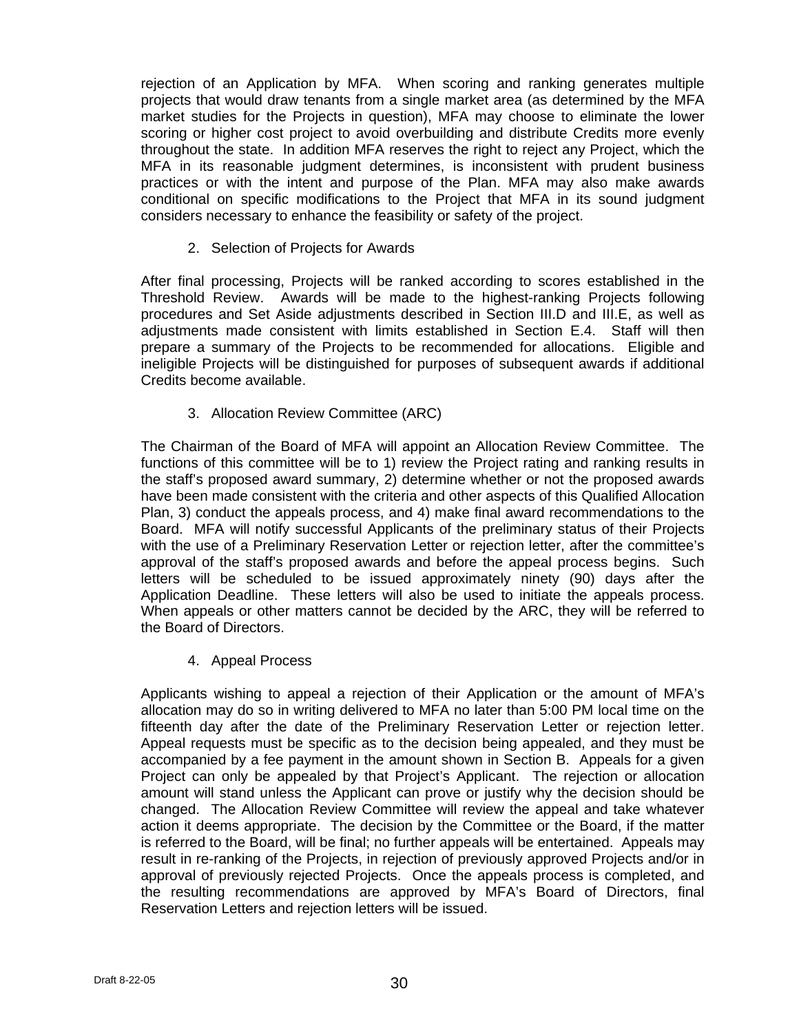rejection of an Application by MFA. When scoring and ranking generates multiple projects that would draw tenants from a single market area (as determined by the MFA market studies for the Projects in question), MFA may choose to eliminate the lower scoring or higher cost project to avoid overbuilding and distribute Credits more evenly throughout the state. In addition MFA reserves the right to reject any Project, which the MFA in its reasonable judgment determines, is inconsistent with prudent business practices or with the intent and purpose of the Plan. MFA may also make awards conditional on specific modifications to the Project that MFA in its sound judgment considers necessary to enhance the feasibility or safety of the project.

2. Selection of Projects for Awards

After final processing, Projects will be ranked according to scores established in the Threshold Review. Awards will be made to the highest-ranking Projects following procedures and Set Aside adjustments described in Section III.D and III.E, as well as adjustments made consistent with limits established in Section E.4. Staff will then prepare a summary of the Projects to be recommended for allocations. Eligible and ineligible Projects will be distinguished for purposes of subsequent awards if additional Credits become available.

3. Allocation Review Committee (ARC)

The Chairman of the Board of MFA will appoint an Allocation Review Committee. The functions of this committee will be to 1) review the Project rating and ranking results in the staff's proposed award summary, 2) determine whether or not the proposed awards have been made consistent with the criteria and other aspects of this Qualified Allocation Plan, 3) conduct the appeals process, and 4) make final award recommendations to the Board. MFA will notify successful Applicants of the preliminary status of their Projects with the use of a Preliminary Reservation Letter or rejection letter, after the committee's approval of the staff's proposed awards and before the appeal process begins. Such letters will be scheduled to be issued approximately ninety (90) days after the Application Deadline. These letters will also be used to initiate the appeals process. When appeals or other matters cannot be decided by the ARC, they will be referred to the Board of Directors.

4. Appeal Process

Applicants wishing to appeal a rejection of their Application or the amount of MFA's allocation may do so in writing delivered to MFA no later than 5:00 PM local time on the fifteenth day after the date of the Preliminary Reservation Letter or rejection letter. Appeal requests must be specific as to the decision being appealed, and they must be accompanied by a fee payment in the amount shown in Section B. Appeals for a given Project can only be appealed by that Project's Applicant. The rejection or allocation amount will stand unless the Applicant can prove or justify why the decision should be changed. The Allocation Review Committee will review the appeal and take whatever action it deems appropriate. The decision by the Committee or the Board, if the matter is referred to the Board, will be final; no further appeals will be entertained. Appeals may result in re-ranking of the Projects, in rejection of previously approved Projects and/or in approval of previously rejected Projects. Once the appeals process is completed, and the resulting recommendations are approved by MFA's Board of Directors, final Reservation Letters and rejection letters will be issued.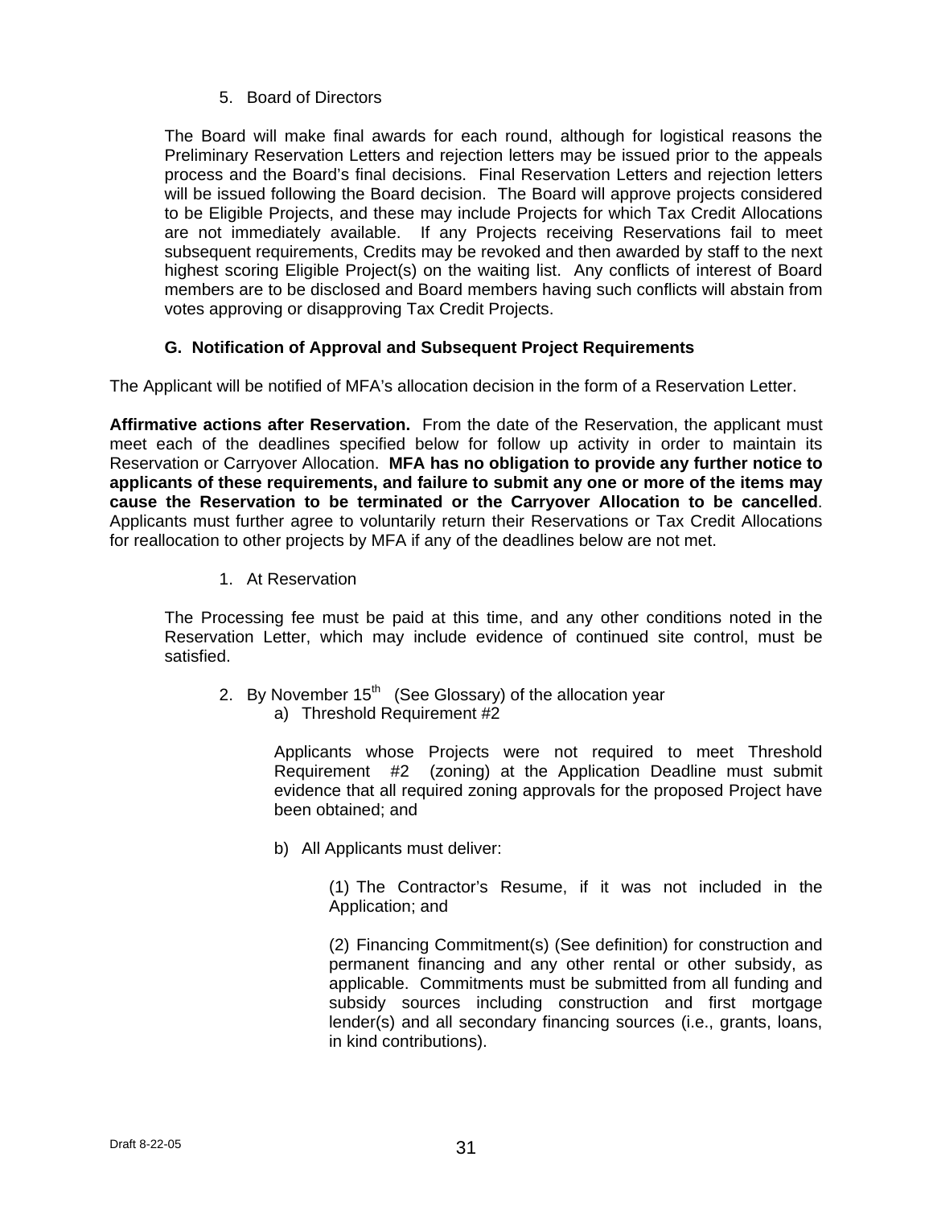5. Board of Directors

The Board will make final awards for each round, although for logistical reasons the Preliminary Reservation Letters and rejection letters may be issued prior to the appeals process and the Board's final decisions. Final Reservation Letters and rejection letters will be issued following the Board decision. The Board will approve projects considered to be Eligible Projects, and these may include Projects for which Tax Credit Allocations are not immediately available. If any Projects receiving Reservations fail to meet subsequent requirements, Credits may be revoked and then awarded by staff to the next highest scoring Eligible Project(s) on the waiting list. Any conflicts of interest of Board members are to be disclosed and Board members having such conflicts will abstain from votes approving or disapproving Tax Credit Projects.

### G. Notification of Approval and Subsequent Project Requirements

The Applicant will be notified of MFA's allocation decision in the form of a Reservation Letter.

**Affirmative actions after Reservation.** From the date of the Reservation, the applicant must meet each of the deadlines specified below for follow up activity in order to maintain its Reservation or Carryover Allocation. **MFA has no obligation to provide any further notice to applicants of these requirements, and failure to submit any one or more of the items may cause the Reservation to be terminated or the Carryover Allocation to be cancelled**. Applicants must further agree to voluntarily return their Reservations or Tax Credit Allocations for reallocation to other projects by MFA if any of the deadlines below are not met.

1. At Reservation

The Processing fee must be paid at this time, and any other conditions noted in the Reservation Letter, which may include evidence of continued site control, must be satisfied.

2. By November 15th (See Glossary) of the allocation year

a) Threshold Requirement #2

Applicants whose Projects were not required to meet Threshold Requirement #2 (zoning) at the Application Deadline must submit evidence that all required zoning approvals for the proposed Project have been obtained; and

b) All Applicants must deliver:

(1) The Contractor's Resume, if it was not included in the Application; and

(2) Financing Commitment(s) (See definition) for construction and permanent financing and any other rental or other subsidy, as applicable. Commitments must be submitted from all funding and subsidy sources including construction and first mortgage lender(s) and all secondary financing sources (i.e., grants, loans, in kind contributions).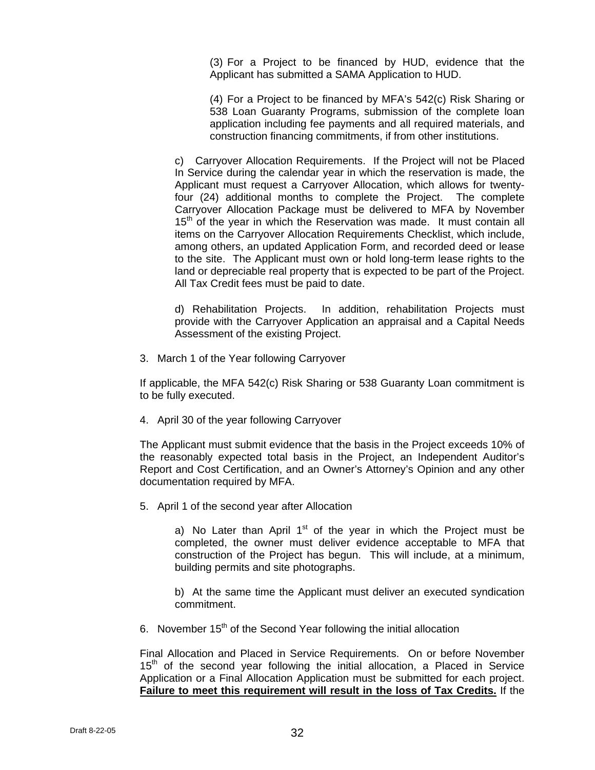(3) For a Project to be financed by HUD, evidence that the Applicant has submitted a SAMA Application to HUD.

(4) For a Project to be financed by MFA's 542(c) Risk Sharing or 538 Loan Guaranty Programs, submission of the complete loan application including fee payments and all required materials, and construction financing commitments, if from other institutions.

c) Carryover Allocation Requirements. If the Project will not be Placed In Service during the calendar year in which the reservation is made, the Applicant must request a Carryover Allocation, which allows for twenty-four (24) additional months to complete the Project. The complete Carryover Allocation Package must be delivered to MFA by November 15th of the year in which the Reservation was made. It must contain all items on the Carryover Allocation Requirements Checklist, which include, among others, an updated Application Form, and recorded deed or lease to the site. The Applicant must own or hold long-term lease rights to the land or depreciable real property that is expected to be part of the Project. All Tax Credit fees must be paid to date.

d) Rehabilitation Projects. In addition, rehabilitation Projects must provide with the Carryover Application an appraisal and a Capital Needs Assessment of the existing Project.

3. March 1 of the Year following Carryover

If applicable, the MFA 542(c) Risk Sharing or 538 Guaranty Loan commitment is to be fully executed.

4. April 30 of the year following Carryover

The Applicant must submit evidence that the basis in the Project exceeds 10% of the reasonably expected total basis in the Project, an Independent Auditor's Report and Cost Certification, and an Owner's Attorney's Opinion and any other documentation required by MFA.

5. April 1 of the second year after Allocation

a) No Later than April 1st of the year in which the Project must be completed, the owner must deliver evidence acceptable to MFA that construction of the Project has begun. This will include, at a minimum, building permits and site photographs.

b) At the same time the Applicant must deliver an executed syndication commitment.

6. November 15th of the Second Year following the initial allocation

Final Allocation and Placed in Service Requirements. On or before November 15th of the second year following the initial allocation, a Placed in Service Application or a Final Allocation Application must be submitted for each project. **Failure to meet this requirement will result in the loss of Tax Credits.** If the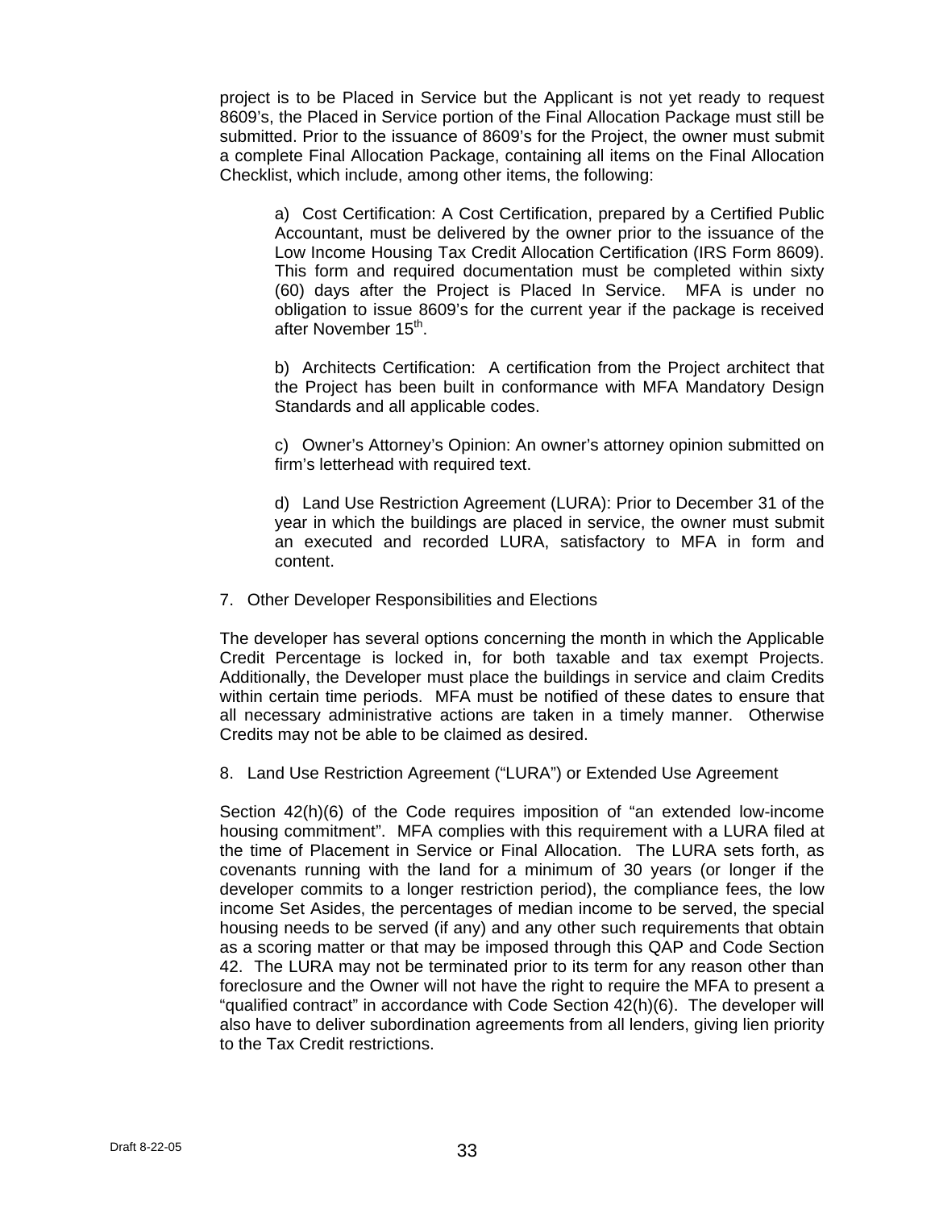project is to be Placed in Service but the Applicant is not yet ready to request 8609's, the Placed in Service portion of the Final Allocation Package must still be submitted. Prior to the issuance of 8609's for the Project, the owner must submit a complete Final Allocation Package, containing all items on the Final Allocation Checklist, which include, among other items, the following:

a) Cost Certification: A Cost Certification, prepared by a Certified Public Accountant, must be delivered by the owner prior to the issuance of the Low Income Housing Tax Credit Allocation Certification (IRS Form 8609). This form and required documentation must be completed within sixty (60) days after the Project is Placed In Service. MFA is under no obligation to issue 8609's for the current year if the package is received after November 15th.

b) Architects Certification: A certification from the Project architect that the Project has been built in conformance with MFA Mandatory Design Standards and all applicable codes.

c) Owner's Attorney's Opinion: An owner's attorney opinion submitted on firm's letterhead with required text.

d) Land Use Restriction Agreement (LURA): Prior to December 31 of the year in which the buildings are placed in service, the owner must submit an executed and recorded LURA, satisfactory to MFA in form and content.

7. Other Developer Responsibilities and Elections

The developer has several options concerning the month in which the Applicable Credit Percentage is locked in, for both taxable and tax exempt Projects. Additionally, the Developer must place the buildings in service and claim Credits within certain time periods. MFA must be notified of these dates to ensure that all necessary administrative actions are taken in a timely manner. Otherwise Credits may not be able to be claimed as desired.

8. Land Use Restriction Agreement ("LURA") or Extended Use Agreement

Section 42(h)(6) of the Code requires imposition of "an extended low-income housing commitment". MFA complies with this requirement with a LURA filed at the time of Placement in Service or Final Allocation. The LURA sets forth, as covenants running with the land for a minimum of 30 years (or longer if the developer commits to a longer restriction period), the compliance fees, the low income Set Asides, the percentages of median income to be served, the special housing needs to be served (if any) and any other such requirements that obtain as a scoring matter or that may be imposed through this QAP and Code Section 42. The LURA may not be terminated prior to its term for any reason other than foreclosure and the Owner will not have the right to require the MFA to present a "qualified contract" in accordance with Code Section 42(h)(6). The developer will also have to deliver subordination agreements from all lenders, giving lien priority to the Tax Credit restrictions.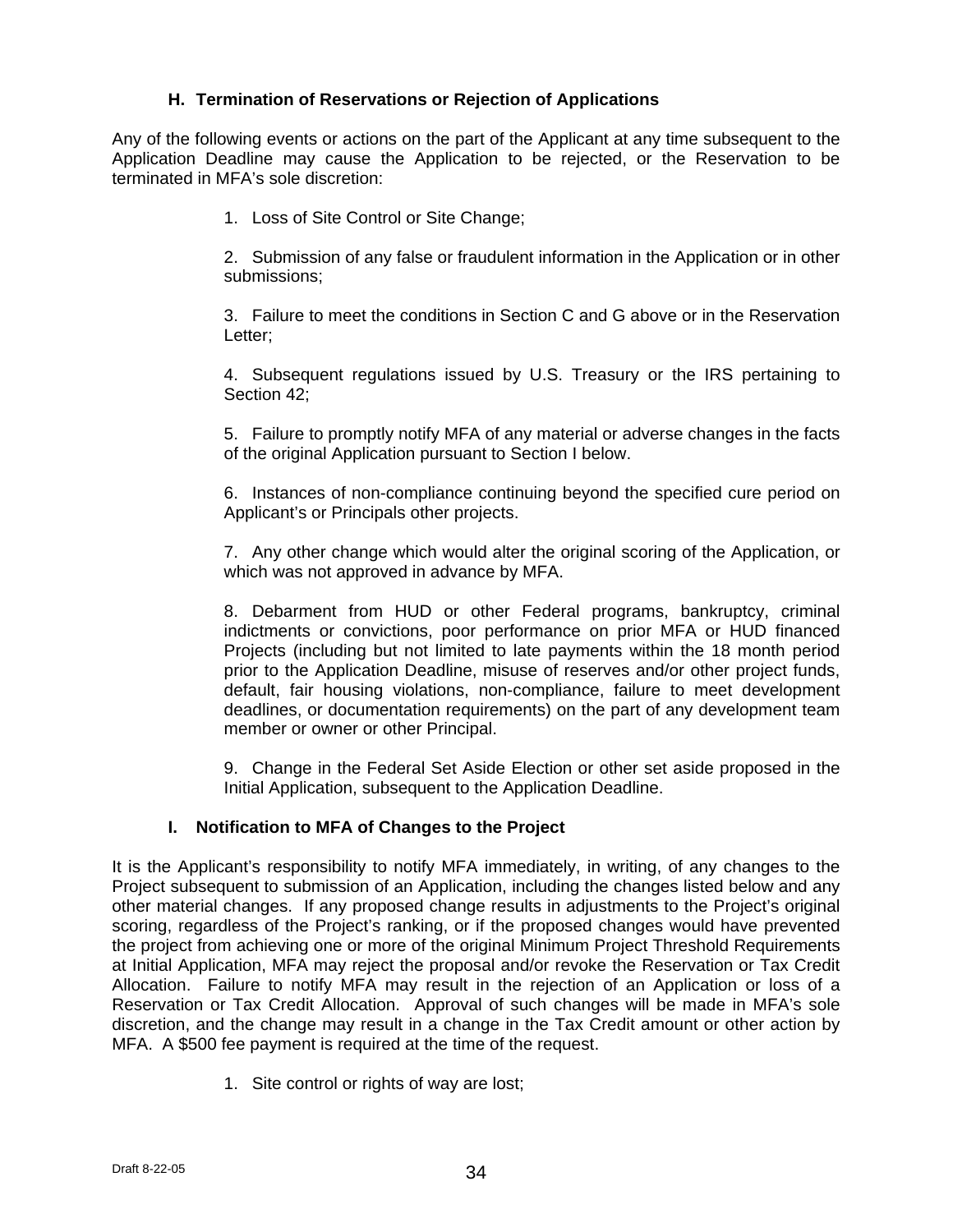### H. Termination of Reservations or Rejection of Applications

Any of the following events or actions on the part of the Applicant at any time subsequent to the Application Deadline may cause the Application to be rejected, or the Reservation to be terminated in MFA's sole discretion:

1. Loss of Site Control or Site Change;

2. Submission of any false or fraudulent information in the Application or in other submissions;

3. Failure to meet the conditions in Section C and G above or in the Reservation Letter;

4. Subsequent regulations issued by U.S. Treasury or the IRS pertaining to Section 42;

5. Failure to promptly notify MFA of any material or adverse changes in the facts of the original Application pursuant to Section I below.

6. Instances of non-compliance continuing beyond the specified cure period on Applicant's or Principals other projects.

7. Any other change which would alter the original scoring of the Application, or which was not approved in advance by MFA.

8. Debarment from HUD or other Federal programs, bankruptcy, criminal indictments or convictions, poor performance on prior MFA or HUD financed Projects (including but not limited to late payments within the 18 month period prior to the Application Deadline, misuse of reserves and/or other project funds, default, fair housing violations, non-compliance, failure to meet development deadlines, or documentation requirements) on the part of any development team member or owner or other Principal.

9. Change in the Federal Set Aside Election or other set aside proposed in the Initial Application, subsequent to the Application Deadline.

### I. Notification to MFA of Changes to the Project

It is the Applicant's responsibility to notify MFA immediately, in writing, of any changes to the Project subsequent to submission of an Application, including the changes listed below and any other material changes. If any proposed change results in adjustments to the Project's original scoring, regardless of the Project's ranking, or if the proposed changes would have prevented the project from achieving one or more of the original Minimum Project Threshold Requirements at Initial Application, MFA may reject the proposal and/or revoke the Reservation or Tax Credit Allocation. Failure to notify MFA may result in the rejection of an Application or loss of a Reservation or Tax Credit Allocation. Approval of such changes will be made in MFA's sole discretion, and the change may result in a change in the Tax Credit amount or other action by MFA. A $500 fee payment is required at the time of the request.

1. Site control or rights of way are lost;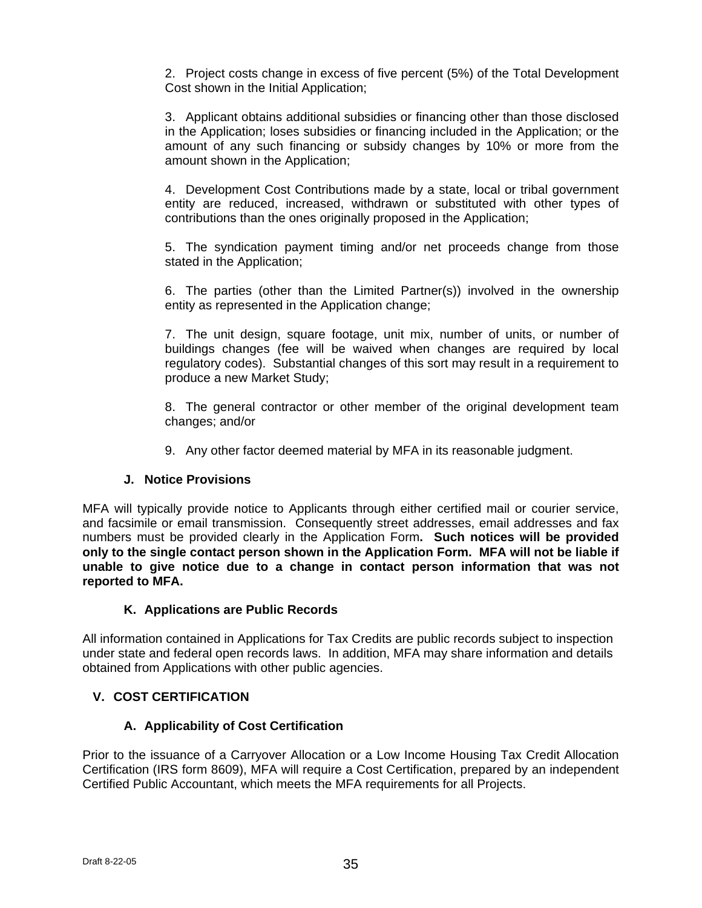2. Project costs change in excess of five percent (5%) of the Total Development Cost shown in the Initial Application;

3. Applicant obtains additional subsidies or financing other than those disclosed in the Application; loses subsidies or financing included in the Application; or the amount of any such financing or subsidy changes by 10% or more from the amount shown in the Application;

4. Development Cost Contributions made by a state, local or tribal government entity are reduced, increased, withdrawn or substituted with other types of contributions than the ones originally proposed in the Application;

5. The syndication payment timing and/or net proceeds change from those stated in the Application;

6. The parties (other than the Limited Partner(s)) involved in the ownership entity as represented in the Application change;

7. The unit design, square footage, unit mix, number of units, or number of buildings changes (fee will be waived when changes are required by local regulatory codes). Substantial changes of this sort may result in a requirement to produce a new Market Study;

8. The general contractor or other member of the original development team changes; and/or

9. Any other factor deemed material by MFA in its reasonable judgment.

### J. Notice Provisions

MFA will typically provide notice to Applicants through either certified mail or courier service, and facsimile or email transmission. Consequently street addresses, email addresses and fax numbers must be provided clearly in the Application Form**. Such notices will be provided only to the single contact person shown in the Application Form. MFA will not be liable if unable to give notice due to a change in contact person information that was not reported to MFA.**

### K. Applications are Public Records

All information contained in Applications for Tax Credits are public records subject to inspection under state and federal open records laws. In addition, MFA may share information and details obtained from Applications with other public agencies.

## V. COST CERTIFICATION

### A. Applicability of Cost Certification

Prior to the issuance of a Carryover Allocation or a Low Income Housing Tax Credit Allocation Certification (IRS form 8609), MFA will require a Cost Certification, prepared by an independent Certified Public Accountant, which meets the MFA requirements for all Projects.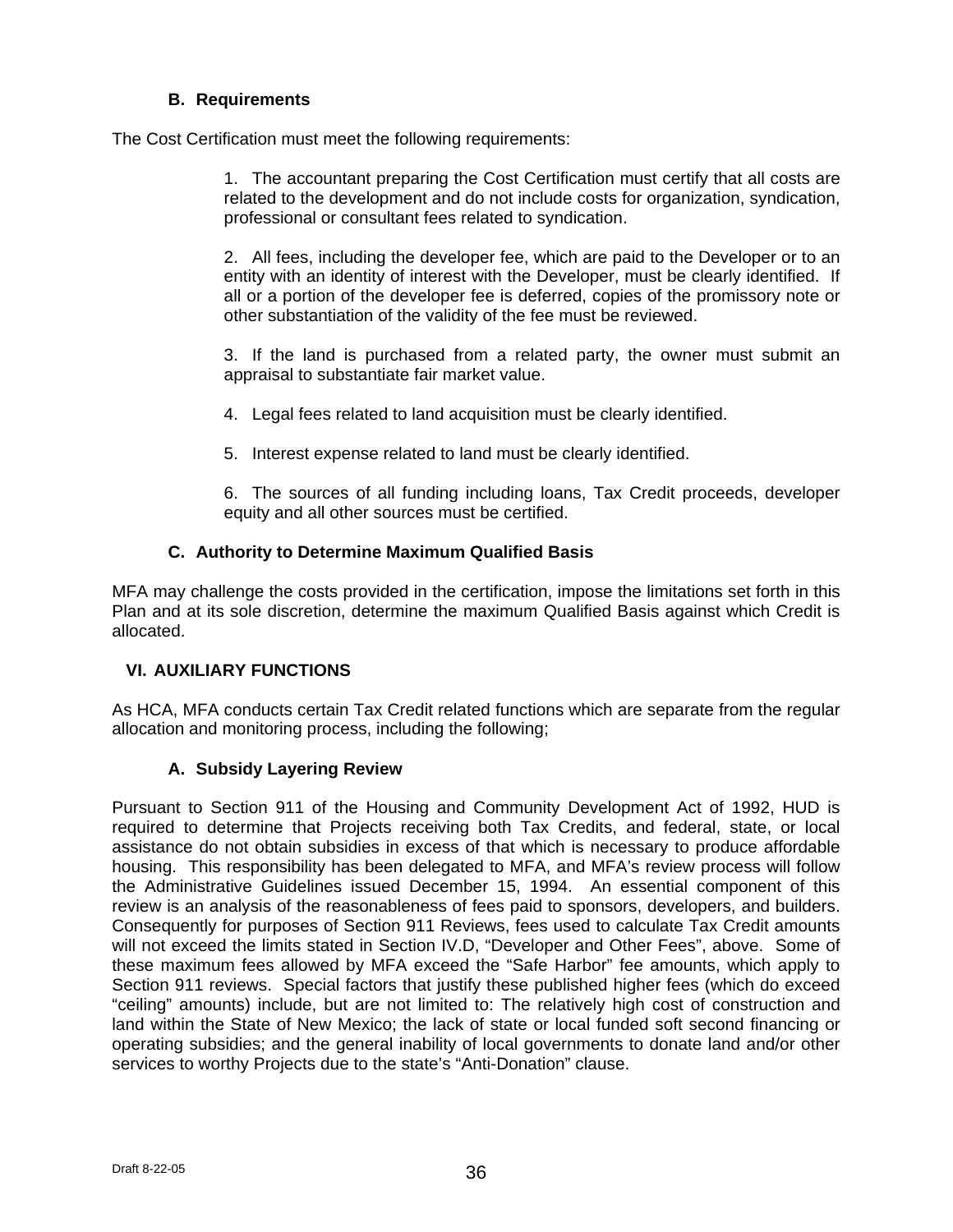### B. Requirements

The Cost Certification must meet the following requirements:

1. The accountant preparing the Cost Certification must certify that all costs are related to the development and do not include costs for organization, syndication, professional or consultant fees related to syndication.

2. All fees, including the developer fee, which are paid to the Developer or to an entity with an identity of interest with the Developer, must be clearly identified. If all or a portion of the developer fee is deferred, copies of the promissory note or other substantiation of the validity of the fee must be reviewed.

3. If the land is purchased from a related party, the owner must submit an appraisal to substantiate fair market value.

4. Legal fees related to land acquisition must be clearly identified.

5. Interest expense related to land must be clearly identified.

6. The sources of all funding including loans, Tax Credit proceeds, developer equity and all other sources must be certified.

### C. Authority to Determine Maximum Qualified Basis

MFA may challenge the costs provided in the certification, impose the limitations set forth in this Plan and at its sole discretion, determine the maximum Qualified Basis against which Credit is allocated.

## VI. AUXILIARY FUNCTIONS

As HCA, MFA conducts certain Tax Credit related functions which are separate from the regular allocation and monitoring process, including the following;

### A. Subsidy Layering Review

Pursuant to Section 911 of the Housing and Community Development Act of 1992, HUD is required to determine that Projects receiving both Tax Credits, and federal, state, or local assistance do not obtain subsidies in excess of that which is necessary to produce affordable housing. This responsibility has been delegated to MFA, and MFA's review process will follow the Administrative Guidelines issued December 15, 1994. An essential component of this review is an analysis of the reasonableness of fees paid to sponsors, developers, and builders. Consequently for purposes of Section 911 Reviews, fees used to calculate Tax Credit amounts will not exceed the limits stated in Section IV.D, "Developer and Other Fees", above. Some of these maximum fees allowed by MFA exceed the "Safe Harbor" fee amounts, which apply to Section 911 reviews. Special factors that justify these published higher fees (which do exceed "ceiling" amounts) include, but are not limited to: The relatively high cost of construction and land within the State of New Mexico; the lack of state or local funded soft second financing or operating subsidies; and the general inability of local governments to donate land and/or other services to worthy Projects due to the state's "Anti-Donation" clause.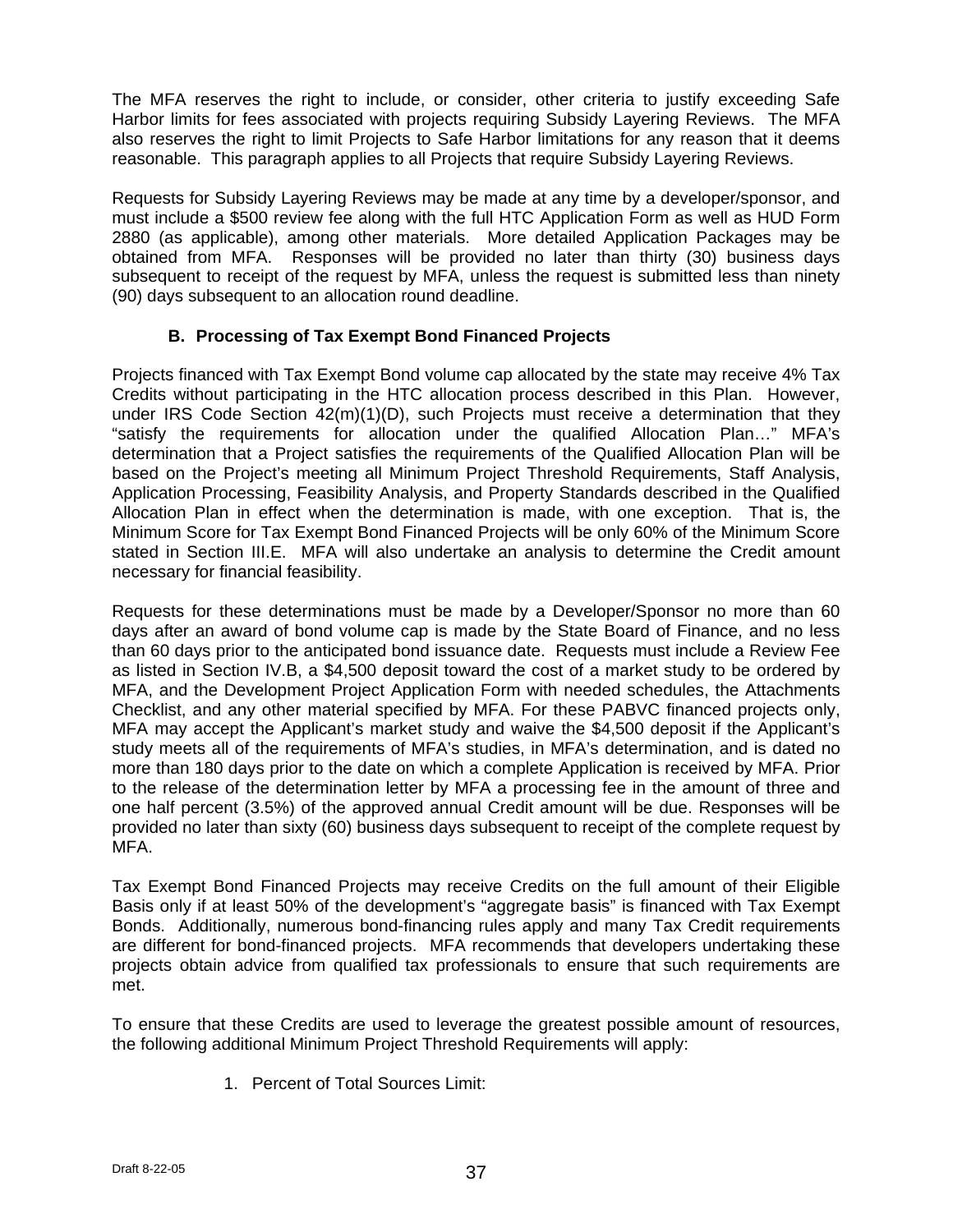The MFA reserves the right to include, or consider, other criteria to justify exceeding Safe Harbor limits for fees associated with projects requiring Subsidy Layering Reviews. The MFA also reserves the right to limit Projects to Safe Harbor limitations for any reason that it deems reasonable. This paragraph applies to all Projects that require Subsidy Layering Reviews.

Requests for Subsidy Layering Reviews may be made at any time by a developer/sponsor, and must include a $500 review fee along with the full HTC Application Form as well as HUD Form 2880 (as applicable), among other materials. More detailed Application Packages may be obtained from MFA. Responses will be provided no later than thirty (30) business days subsequent to receipt of the request by MFA, unless the request is submitted less than ninety (90) days subsequent to an allocation round deadline.

### B. Processing of Tax Exempt Bond Financed Projects

Projects financed with Tax Exempt Bond volume cap allocated by the state may receive 4% Tax Credits without participating in the HTC allocation process described in this Plan. However, under IRS Code Section 42(m)(1)(D), such Projects must receive a determination that they "satisfy the requirements for allocation under the qualified Allocation Plan…" MFA's determination that a Project satisfies the requirements of the Qualified Allocation Plan will be based on the Project's meeting all Minimum Project Threshold Requirements, Staff Analysis, Application Processing, Feasibility Analysis, and Property Standards described in the Qualified Allocation Plan in effect when the determination is made, with one exception. That is, the Minimum Score for Tax Exempt Bond Financed Projects will be only 60% of the Minimum Score stated in Section III.E. MFA will also undertake an analysis to determine the Credit amount necessary for financial feasibility.

Requests for these determinations must be made by a Developer/Sponsor no more than 60 days after an award of bond volume cap is made by the State Board of Finance, and no less than 60 days prior to the anticipated bond issuance date. Requests must include a Review Fee as listed in Section IV.B, a $4,500 deposit toward the cost of a market study to be ordered by MFA, and the Development Project Application Form with needed schedules, the Attachments Checklist, and any other material specified by MFA. For these PABVC financed projects only, MFA may accept the Applicant's market study and waive the $4,500 deposit if the Applicant's study meets all of the requirements of MFA's studies, in MFA's determination, and is dated no more than 180 days prior to the date on which a complete Application is received by MFA. Prior to the release of the determination letter by MFA a processing fee in the amount of three and one half percent (3.5%) of the approved annual Credit amount will be due. Responses will be provided no later than sixty (60) business days subsequent to receipt of the complete request by MFA.

Tax Exempt Bond Financed Projects may receive Credits on the full amount of their Eligible Basis only if at least 50% of the development's "aggregate basis" is financed with Tax Exempt Bonds. Additionally, numerous bond-financing rules apply and many Tax Credit requirements are different for bond-financed projects. MFA recommends that developers undertaking these projects obtain advice from qualified tax professionals to ensure that such requirements are met.

To ensure that these Credits are used to leverage the greatest possible amount of resources, the following additional Minimum Project Threshold Requirements will apply:

1. Percent of Total Sources Limit: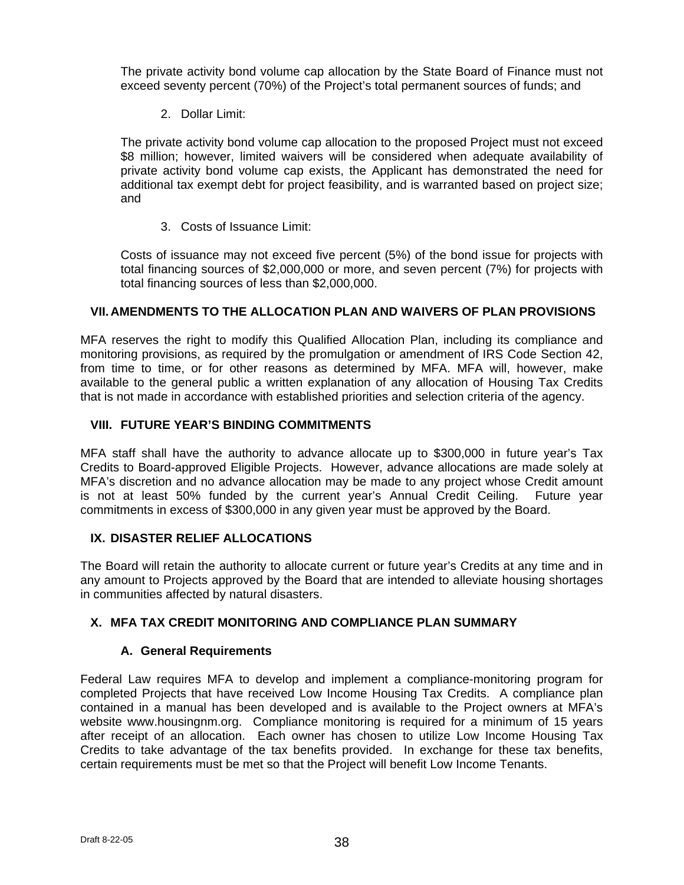The private activity bond volume cap allocation by the State Board of Finance must not exceed seventy percent (70%) of the Project's total permanent sources of funds; and

2. Dollar Limit:

The private activity bond volume cap allocation to the proposed Project must not exceed $8 million; however, limited waivers will be considered when adequate availability of private activity bond volume cap exists, the Applicant has demonstrated the need for additional tax exempt debt for project feasibility, and is warranted based on project size; and

3. Costs of Issuance Limit:

Costs of issuance may not exceed five percent (5%) of the bond issue for projects with total financing sources of $2,000,000 or more, and seven percent (7%) for projects with total financing sources of less than $2,000,000.

## VII. AMENDMENTS TO THE ALLOCATION PLAN AND WAIVERS OF PLAN PROVISIONS

MFA reserves the right to modify this Qualified Allocation Plan, including its compliance and monitoring provisions, as required by the promulgation or amendment of IRS Code Section 42, from time to time, or for other reasons as determined by MFA. MFA will, however, make available to the general public a written explanation of any allocation of Housing Tax Credits that is not made in accordance with established priorities and selection criteria of the agency.

## VIII. FUTURE YEAR'S BINDING COMMITMENTS

MFA staff shall have the authority to advance allocate up to $300,000 in future year's Tax Credits to Board-approved Eligible Projects. However, advance allocations are made solely at MFA's discretion and no advance allocation may be made to any project whose Credit amount is not at least 50% funded by the current year's Annual Credit Ceiling. Future year commitments in excess of $300,000 in any given year must be approved by the Board.

## IX. DISASTER RELIEF ALLOCATIONS

The Board will retain the authority to allocate current or future year's Credits at any time and in any amount to Projects approved by the Board that are intended to alleviate housing shortages in communities affected by natural disasters.

## X. MFA TAX CREDIT MONITORING AND COMPLIANCE PLAN SUMMARY

### A. General Requirements

Federal Law requires MFA to develop and implement a compliance-monitoring program for completed Projects that have received Low Income Housing Tax Credits. A compliance plan contained in a manual has been developed and is available to the Project owners at MFA's website www.housingnm.org. Compliance monitoring is required for a minimum of 15 years after receipt of an allocation. Each owner has chosen to utilize Low Income Housing Tax Credits to take advantage of the tax benefits provided. In exchange for these tax benefits, certain requirements must be met so that the Project will benefit Low Income Tenants.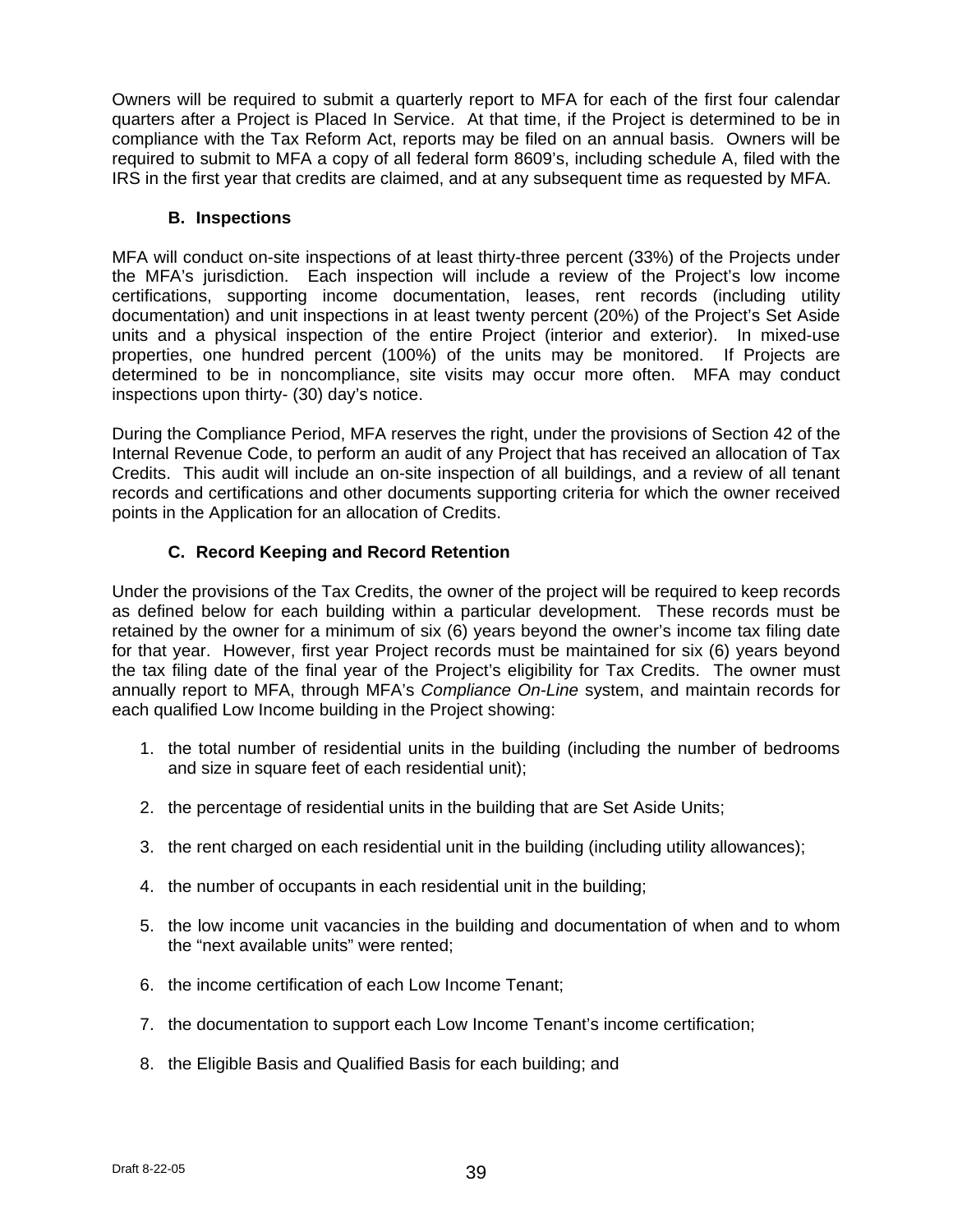Owners will be required to submit a quarterly report to MFA for each of the first four calendar quarters after a Project is Placed In Service. At that time, if the Project is determined to be in compliance with the Tax Reform Act, reports may be filed on an annual basis. Owners will be required to submit to MFA a copy of all federal form 8609's, including schedule A, filed with the IRS in the first year that credits are claimed, and at any subsequent time as requested by MFA.

### B. Inspections

MFA will conduct on-site inspections of at least thirty-three percent (33%) of the Projects under the MFA's jurisdiction. Each inspection will include a review of the Project's low income certifications, supporting income documentation, leases, rent records (including utility documentation) and unit inspections in at least twenty percent (20%) of the Project's Set Aside units and a physical inspection of the entire Project (interior and exterior). In mixed-use properties, one hundred percent (100%) of the units may be monitored. If Projects are determined to be in noncompliance, site visits may occur more often. MFA may conduct inspections upon thirty- (30) day's notice.

During the Compliance Period, MFA reserves the right, under the provisions of Section 42 of the Internal Revenue Code, to perform an audit of any Project that has received an allocation of Tax Credits. This audit will include an on-site inspection of all buildings, and a review of all tenant records and certifications and other documents supporting criteria for which the owner received points in the Application for an allocation of Credits.

### C. Record Keeping and Record Retention

Under the provisions of the Tax Credits, the owner of the project will be required to keep records as defined below for each building within a particular development. These records must be retained by the owner for a minimum of six (6) years beyond the owner's income tax filing date for that year. However, first year Project records must be maintained for six (6) years beyond the tax filing date of the final year of the Project's eligibility for Tax Credits. The owner must annually report to MFA, through MFA's *Compliance On-Line* system, and maintain records for each qualified Low Income building in the Project showing:

1. the total number of residential units in the building (including the number of bedrooms and size in square feet of each residential unit);

2. the percentage of residential units in the building that are Set Aside Units;

3. the rent charged on each residential unit in the building (including utility allowances);

4. the number of occupants in each residential unit in the building;

5. the low income unit vacancies in the building and documentation of when and to whom the "next available units" were rented;

6. the income certification of each Low Income Tenant;

7. the documentation to support each Low Income Tenant's income certification;

8. the Eligible Basis and Qualified Basis for each building; and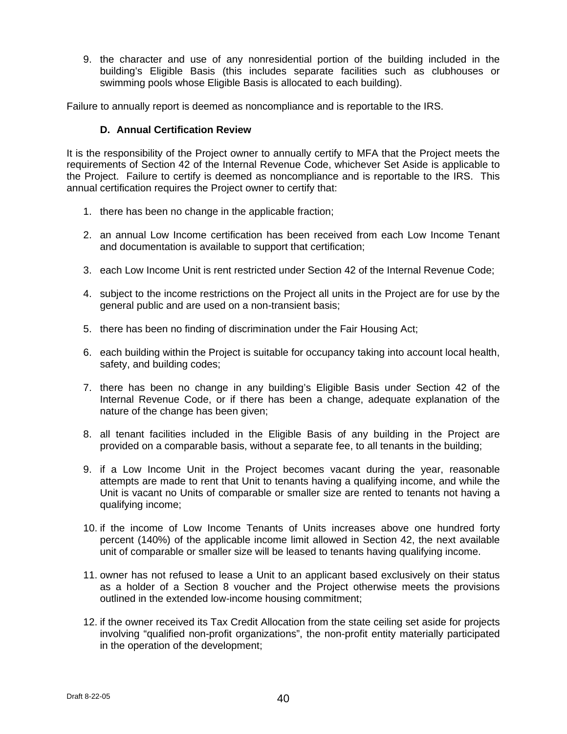9. the character and use of any nonresidential portion of the building included in the building's Eligible Basis (this includes separate facilities such as clubhouses or swimming pools whose Eligible Basis is allocated to each building).

Failure to annually report is deemed as noncompliance and is reportable to the IRS.

### D. Annual Certification Review

It is the responsibility of the Project owner to annually certify to MFA that the Project meets the requirements of Section 42 of the Internal Revenue Code, whichever Set Aside is applicable to the Project. Failure to certify is deemed as noncompliance and is reportable to the IRS. This annual certification requires the Project owner to certify that:

1. there has been no change in the applicable fraction;

2. an annual Low Income certification has been received from each Low Income Tenant and documentation is available to support that certification;

3. each Low Income Unit is rent restricted under Section 42 of the Internal Revenue Code;

4. subject to the income restrictions on the Project all units in the Project are for use by the general public and are used on a non-transient basis;

5. there has been no finding of discrimination under the Fair Housing Act;

6. each building within the Project is suitable for occupancy taking into account local health, safety, and building codes;

7. there has been no change in any building's Eligible Basis under Section 42 of the Internal Revenue Code, or if there has been a change, adequate explanation of the nature of the change has been given;

8. all tenant facilities included in the Eligible Basis of any building in the Project are provided on a comparable basis, without a separate fee, to all tenants in the building;

9. if a Low Income Unit in the Project becomes vacant during the year, reasonable attempts are made to rent that Unit to tenants having a qualifying income, and while the Unit is vacant no Units of comparable or smaller size are rented to tenants not having a qualifying income;

10. if the income of Low Income Tenants of Units increases above one hundred forty percent (140%) of the applicable income limit allowed in Section 42, the next available unit of comparable or smaller size will be leased to tenants having qualifying income.

11. owner has not refused to lease a Unit to an applicant based exclusively on their status as a holder of a Section 8 voucher and the Project otherwise meets the provisions outlined in the extended low-income housing commitment;

12. if the owner received its Tax Credit Allocation from the state ceiling set aside for projects involving "qualified non-profit organizations", the non-profit entity materially participated in the operation of the development;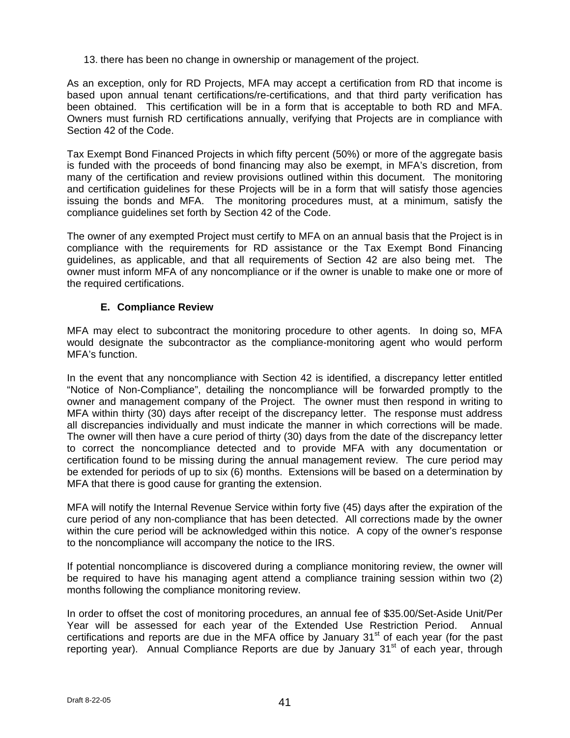13. there has been no change in ownership or management of the project.

As an exception, only for RD Projects, MFA may accept a certification from RD that income is based upon annual tenant certifications/re-certifications, and that third party verification has been obtained. This certification will be in a form that is acceptable to both RD and MFA. Owners must furnish RD certifications annually, verifying that Projects are in compliance with Section 42 of the Code.

Tax Exempt Bond Financed Projects in which fifty percent (50%) or more of the aggregate basis is funded with the proceeds of bond financing may also be exempt, in MFA's discretion, from many of the certification and review provisions outlined within this document. The monitoring and certification guidelines for these Projects will be in a form that will satisfy those agencies issuing the bonds and MFA. The monitoring procedures must, at a minimum, satisfy the compliance guidelines set forth by Section 42 of the Code.

The owner of any exempted Project must certify to MFA on an annual basis that the Project is in compliance with the requirements for RD assistance or the Tax Exempt Bond Financing guidelines, as applicable, and that all requirements of Section 42 are also being met. The owner must inform MFA of any noncompliance or if the owner is unable to make one or more of the required certifications.

### E. Compliance Review

MFA may elect to subcontract the monitoring procedure to other agents. In doing so, MFA would designate the subcontractor as the compliance-monitoring agent who would perform MFA's function.

In the event that any noncompliance with Section 42 is identified, a discrepancy letter entitled "Notice of Non-Compliance", detailing the noncompliance will be forwarded promptly to the owner and management company of the Project. The owner must then respond in writing to MFA within thirty (30) days after receipt of the discrepancy letter. The response must address all discrepancies individually and must indicate the manner in which corrections will be made. The owner will then have a cure period of thirty (30) days from the date of the discrepancy letter to correct the noncompliance detected and to provide MFA with any documentation or certification found to be missing during the annual management review. The cure period may be extended for periods of up to six (6) months. Extensions will be based on a determination by MFA that there is good cause for granting the extension.

MFA will notify the Internal Revenue Service within forty five (45) days after the expiration of the cure period of any non-compliance that has been detected. All corrections made by the owner within the cure period will be acknowledged within this notice. A copy of the owner's response to the noncompliance will accompany the notice to the IRS.

If potential noncompliance is discovered during a compliance monitoring review, the owner will be required to have his managing agent attend a compliance training session within two (2) months following the compliance monitoring review.

In order to offset the cost of monitoring procedures, an annual fee of $35.00/Set-Aside Unit/Per Year will be assessed for each year of the Extended Use Restriction Period. Annual certifications and reports are due in the MFA office by January 31st of each year (for the past reporting year). Annual Compliance Reports are due by January 31st of each year, through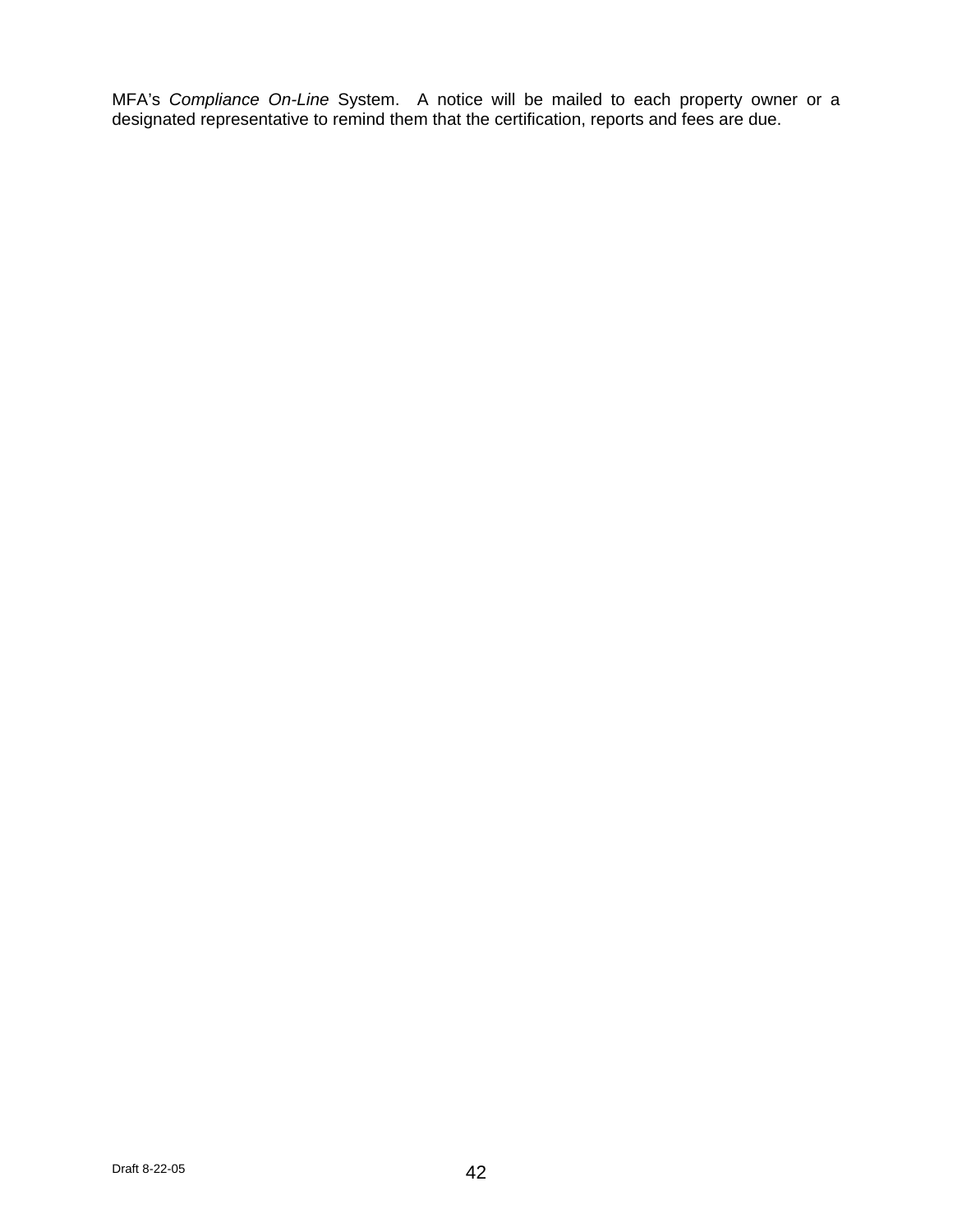MFA's *Compliance On-Line* System. A notice will be mailed to each property owner or a designated representative to remind them that the certification, reports and fees are due.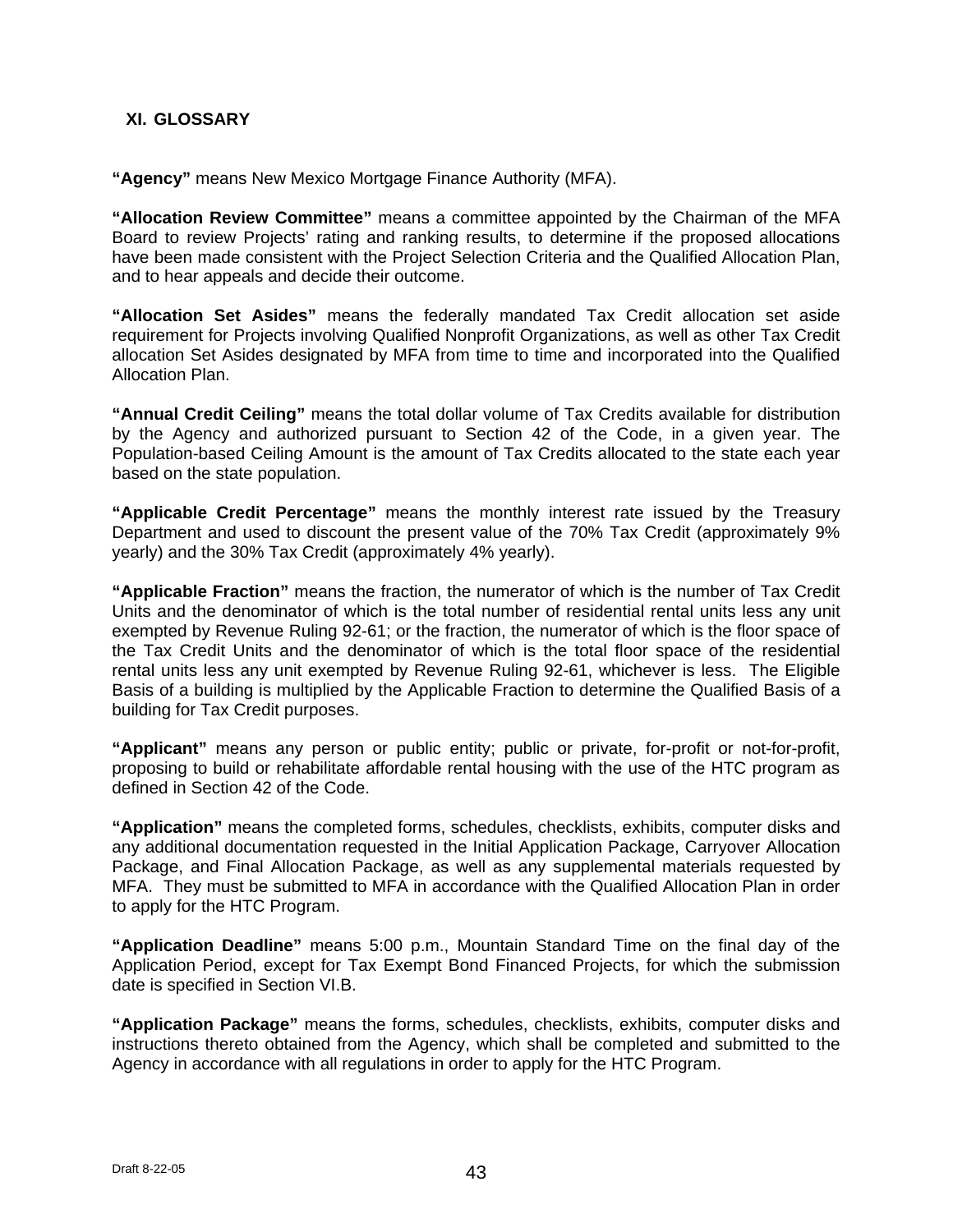## XI. GLOSSARY

**"Agency"** means New Mexico Mortgage Finance Authority (MFA).

**"Allocation Review Committee"** means a committee appointed by the Chairman of the MFA Board to review Projects' rating and ranking results, to determine if the proposed allocations have been made consistent with the Project Selection Criteria and the Qualified Allocation Plan, and to hear appeals and decide their outcome.

**"Allocation Set Asides"** means the federally mandated Tax Credit allocation set aside requirement for Projects involving Qualified Nonprofit Organizations, as well as other Tax Credit allocation Set Asides designated by MFA from time to time and incorporated into the Qualified Allocation Plan.

**"Annual Credit Ceiling"** means the total dollar volume of Tax Credits available for distribution by the Agency and authorized pursuant to Section 42 of the Code, in a given year. The Population-based Ceiling Amount is the amount of Tax Credits allocated to the state each year based on the state population.

**"Applicable Credit Percentage"** means the monthly interest rate issued by the Treasury Department and used to discount the present value of the 70% Tax Credit (approximately 9% yearly) and the 30% Tax Credit (approximately 4% yearly).

**"Applicable Fraction"** means the fraction, the numerator of which is the number of Tax Credit Units and the denominator of which is the total number of residential rental units less any unit exempted by Revenue Ruling 92-61; or the fraction, the numerator of which is the floor space of the Tax Credit Units and the denominator of which is the total floor space of the residential rental units less any unit exempted by Revenue Ruling 92-61, whichever is less. The Eligible Basis of a building is multiplied by the Applicable Fraction to determine the Qualified Basis of a building for Tax Credit purposes.

**"Applicant"** means any person or public entity; public or private, for-profit or not-for-profit, proposing to build or rehabilitate affordable rental housing with the use of the HTC program as defined in Section 42 of the Code.

**"Application"** means the completed forms, schedules, checklists, exhibits, computer disks and any additional documentation requested in the Initial Application Package, Carryover Allocation Package, and Final Allocation Package, as well as any supplemental materials requested by MFA. They must be submitted to MFA in accordance with the Qualified Allocation Plan in order to apply for the HTC Program.

**"Application Deadline"** means 5:00 p.m., Mountain Standard Time on the final day of the Application Period, except for Tax Exempt Bond Financed Projects, for which the submission date is specified in Section VI.B.

**"Application Package"** means the forms, schedules, checklists, exhibits, computer disks and instructions thereto obtained from the Agency, which shall be completed and submitted to the Agency in accordance with all regulations in order to apply for the HTC Program.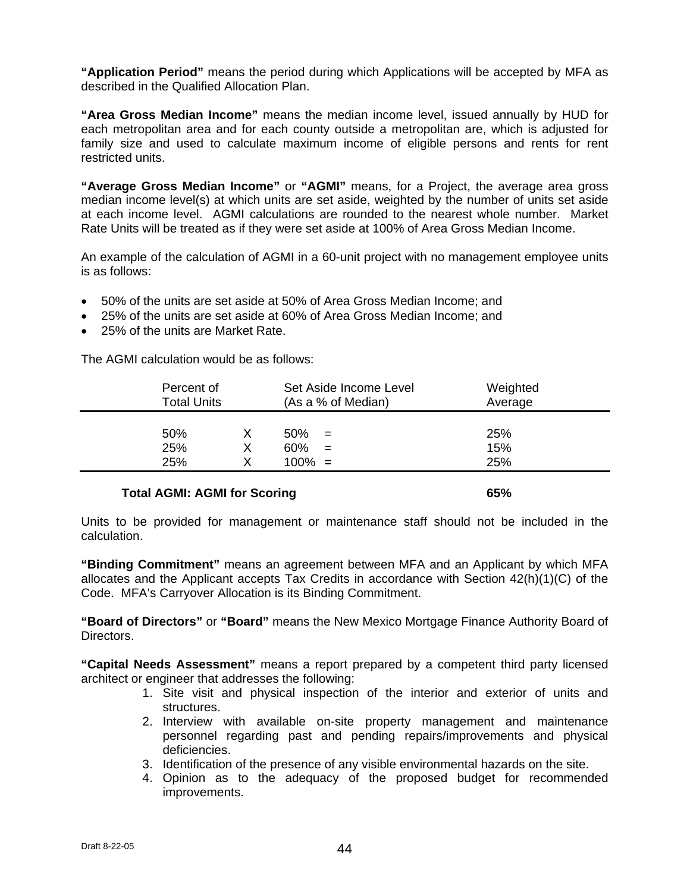**"Application Period"** means the period during which Applications will be accepted by MFA as described in the Qualified Allocation Plan.

**"Area Gross Median Income"** means the median income level, issued annually by HUD for each metropolitan area and for each county outside a metropolitan are, which is adjusted for family size and used to calculate maximum income of eligible persons and rents for rent restricted units.

**"Average Gross Median Income"** or **"AGMI"** means, for a Project, the average area gross median income level(s) at which units are set aside, weighted by the number of units set aside at each income level. AGMI calculations are rounded to the nearest whole number. Market Rate Units will be treated as if they were set aside at 100% of Area Gross Median Income.

An example of the calculation of AGMI in a 60-unit project with no management employee units is as follows:

- 50% of the units are set aside at 50% of Area Gross Median Income; and
- 25% of the units are set aside at 60% of Area Gross Median Income; and
- 25% of the units are Market Rate.

The AGMI calculation would be as follows:

| Percent of Total Units | | Set Aside Income Level (As a % of Median) | | Weighted Average |
|---|---|---|---|---|
| 50% | X | 50% | = | 25% |
| 25% | X | 60% | = | 15% |
| 25% | X | 100% | = | 25% |
| **Total AGMI: AGMI for Scoring** | | | | **65%** |

Units to be provided for management or maintenance staff should not be included in the calculation.

**"Binding Commitment"** means an agreement between MFA and an Applicant by which MFA allocates and the Applicant accepts Tax Credits in accordance with Section 42(h)(1)(C) of the Code. MFA's Carryover Allocation is its Binding Commitment.

**"Board of Directors"** or **"Board"** means the New Mexico Mortgage Finance Authority Board of Directors.

**"Capital Needs Assessment"** means a report prepared by a competent third party licensed architect or engineer that addresses the following:

1. Site visit and physical inspection of the interior and exterior of units and structures.
2. Interview with available on-site property management and maintenance personnel regarding past and pending repairs/improvements and physical deficiencies.
3. Identification of the presence of any visible environmental hazards on the site.
4. Opinion as to the adequacy of the proposed budget for recommended improvements.

Draft 8-22-05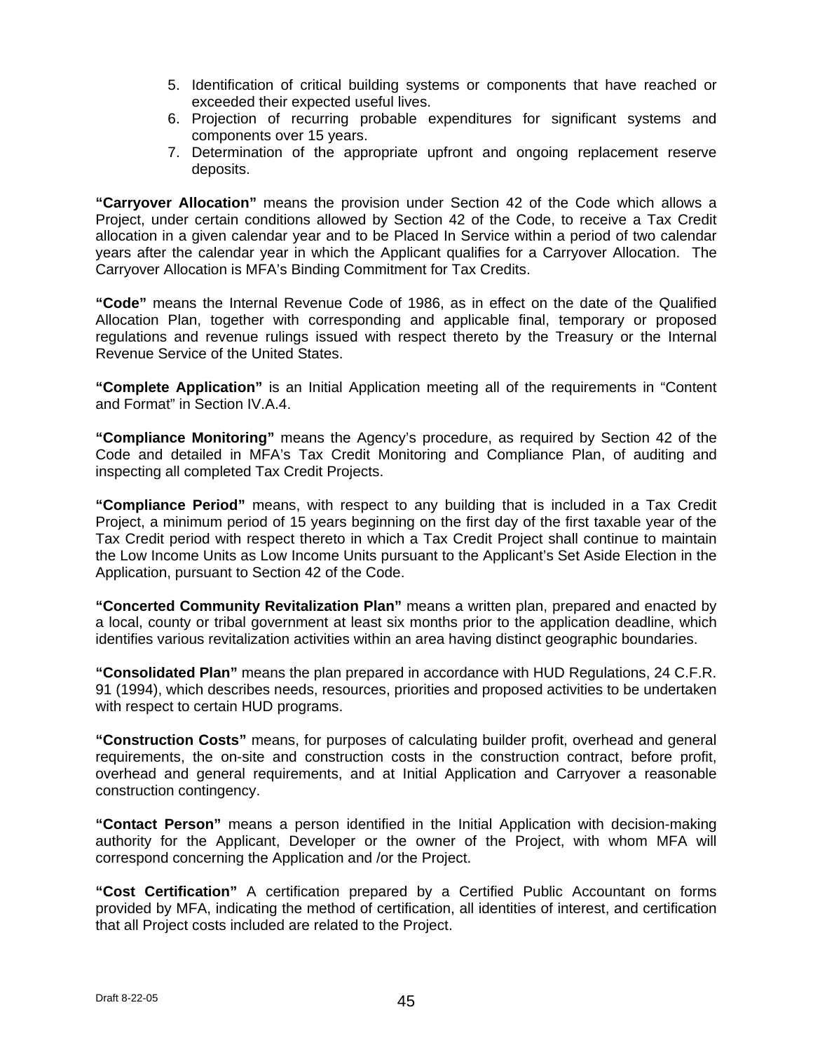5. Identification of critical building systems or components that have reached or exceeded their expected useful lives.
6. Projection of recurring probable expenditures for significant systems and components over 15 years.
7. Determination of the appropriate upfront and ongoing replacement reserve deposits.

**"Carryover Allocation"** means the provision under Section 42 of the Code which allows a Project, under certain conditions allowed by Section 42 of the Code, to receive a Tax Credit allocation in a given calendar year and to be Placed In Service within a period of two calendar years after the calendar year in which the Applicant qualifies for a Carryover Allocation. The Carryover Allocation is MFA's Binding Commitment for Tax Credits.

**"Code"** means the Internal Revenue Code of 1986, as in effect on the date of the Qualified Allocation Plan, together with corresponding and applicable final, temporary or proposed regulations and revenue rulings issued with respect thereto by the Treasury or the Internal Revenue Service of the United States.

**"Complete Application"** is an Initial Application meeting all of the requirements in "Content and Format" in Section IV.A.4.

**"Compliance Monitoring"** means the Agency's procedure, as required by Section 42 of the Code and detailed in MFA's Tax Credit Monitoring and Compliance Plan, of auditing and inspecting all completed Tax Credit Projects.

**"Compliance Period"** means, with respect to any building that is included in a Tax Credit Project, a minimum period of 15 years beginning on the first day of the first taxable year of the Tax Credit period with respect thereto in which a Tax Credit Project shall continue to maintain the Low Income Units as Low Income Units pursuant to the Applicant's Set Aside Election in the Application, pursuant to Section 42 of the Code.

**"Concerted Community Revitalization Plan"** means a written plan, prepared and enacted by a local, county or tribal government at least six months prior to the application deadline, which identifies various revitalization activities within an area having distinct geographic boundaries.

**"Consolidated Plan"** means the plan prepared in accordance with HUD Regulations, 24 C.F.R. 91 (1994), which describes needs, resources, priorities and proposed activities to be undertaken with respect to certain HUD programs.

**"Construction Costs"** means, for purposes of calculating builder profit, overhead and general requirements, the on-site and construction costs in the construction contract, before profit, overhead and general requirements, and at Initial Application and Carryover a reasonable construction contingency.

**"Contact Person"** means a person identified in the Initial Application with decision-making authority for the Applicant, Developer or the owner of the Project, with whom MFA will correspond concerning the Application and /or the Project.

**"Cost Certification"** A certification prepared by a Certified Public Accountant on forms provided by MFA, indicating the method of certification, all identities of interest, and certification that all Project costs included are related to the Project.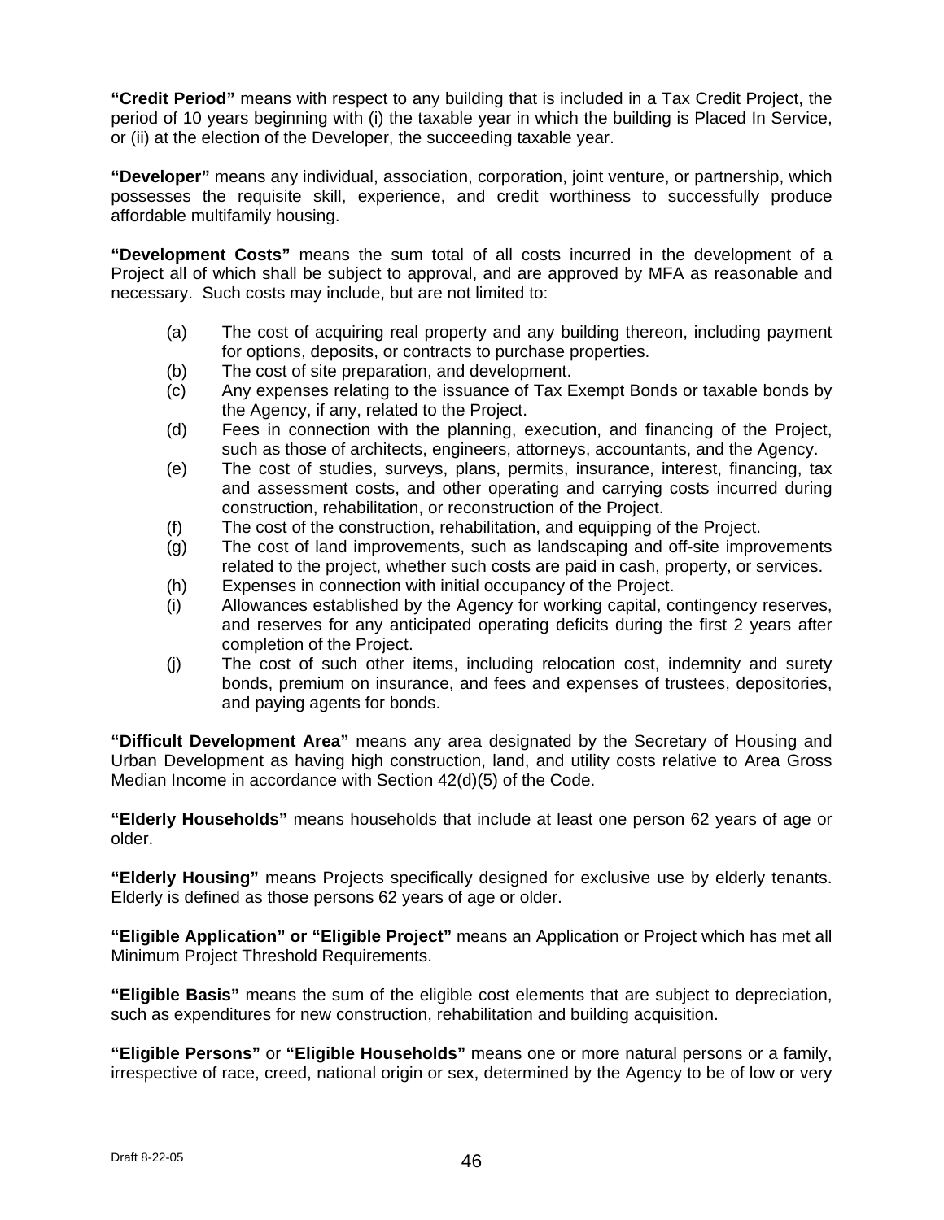**"Credit Period"** means with respect to any building that is included in a Tax Credit Project, the period of 10 years beginning with (i) the taxable year in which the building is Placed In Service, or (ii) at the election of the Developer, the succeeding taxable year.

**"Developer"** means any individual, association, corporation, joint venture, or partnership, which possesses the requisite skill, experience, and credit worthiness to successfully produce affordable multifamily housing.

**"Development Costs"** means the sum total of all costs incurred in the development of a Project all of which shall be subject to approval, and are approved by MFA as reasonable and necessary. Such costs may include, but are not limited to:

- (a) The cost of acquiring real property and any building thereon, including payment for options, deposits, or contracts to purchase properties.
- (b) The cost of site preparation, and development.
- (c) Any expenses relating to the issuance of Tax Exempt Bonds or taxable bonds by the Agency, if any, related to the Project.
- (d) Fees in connection with the planning, execution, and financing of the Project, such as those of architects, engineers, attorneys, accountants, and the Agency.
- (e) The cost of studies, surveys, plans, permits, insurance, interest, financing, tax and assessment costs, and other operating and carrying costs incurred during construction, rehabilitation, or reconstruction of the Project.
- (f) The cost of the construction, rehabilitation, and equipping of the Project.
- (g) The cost of land improvements, such as landscaping and off-site improvements related to the project, whether such costs are paid in cash, property, or services.
- (h) Expenses in connection with initial occupancy of the Project.
- (i) Allowances established by the Agency for working capital, contingency reserves, and reserves for any anticipated operating deficits during the first 2 years after completion of the Project.
- (j) The cost of such other items, including relocation cost, indemnity and surety bonds, premium on insurance, and fees and expenses of trustees, depositories, and paying agents for bonds.

**"Difficult Development Area"** means any area designated by the Secretary of Housing and Urban Development as having high construction, land, and utility costs relative to Area Gross Median Income in accordance with Section 42(d)(5) of the Code.

**"Elderly Households"** means households that include at least one person 62 years of age or older.

**"Elderly Housing"** means Projects specifically designed for exclusive use by elderly tenants. Elderly is defined as those persons 62 years of age or older.

**"Eligible Application" or "Eligible Project"** means an Application or Project which has met all Minimum Project Threshold Requirements.

**"Eligible Basis"** means the sum of the eligible cost elements that are subject to depreciation, such as expenditures for new construction, rehabilitation and building acquisition.

**"Eligible Persons"** or **"Eligible Households"** means one or more natural persons or a family, irrespective of race, creed, national origin or sex, determined by the Agency to be of low or very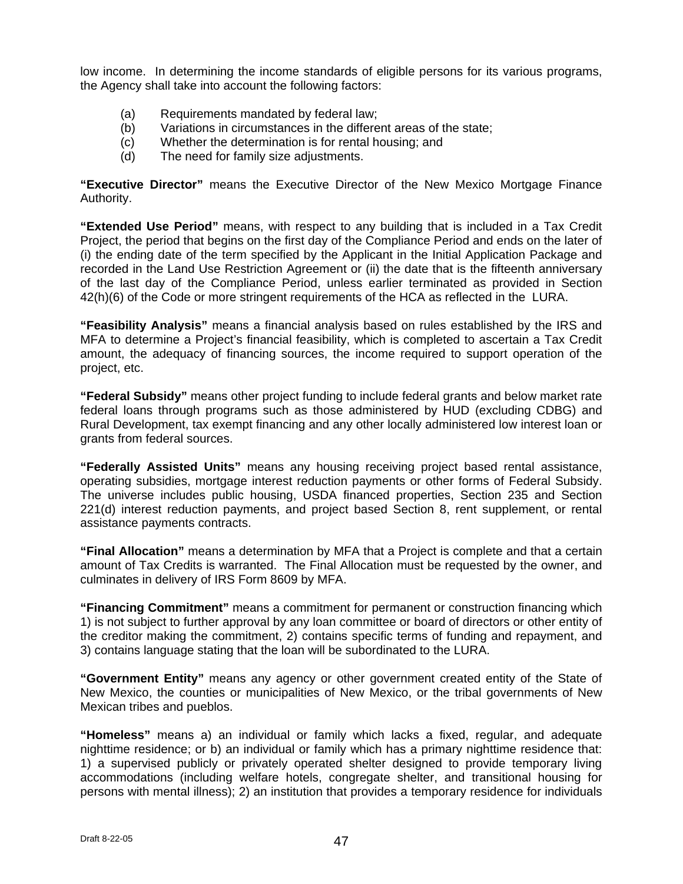low income. In determining the income standards of eligible persons for its various programs, the Agency shall take into account the following factors:

(a) Requirements mandated by federal law;
(b) Variations in circumstances in the different areas of the state;
(c) Whether the determination is for rental housing; and
(d) The need for family size adjustments.

**"Executive Director"** means the Executive Director of the New Mexico Mortgage Finance Authority.

**"Extended Use Period"** means, with respect to any building that is included in a Tax Credit Project, the period that begins on the first day of the Compliance Period and ends on the later of (i) the ending date of the term specified by the Applicant in the Initial Application Package and recorded in the Land Use Restriction Agreement or (ii) the date that is the fifteenth anniversary of the last day of the Compliance Period, unless earlier terminated as provided in Section 42(h)(6) of the Code or more stringent requirements of the HCA as reflected in the LURA.

**"Feasibility Analysis"** means a financial analysis based on rules established by the IRS and MFA to determine a Project's financial feasibility, which is completed to ascertain a Tax Credit amount, the adequacy of financing sources, the income required to support operation of the project, etc.

**"Federal Subsidy"** means other project funding to include federal grants and below market rate federal loans through programs such as those administered by HUD (excluding CDBG) and Rural Development, tax exempt financing and any other locally administered low interest loan or grants from federal sources.

**"Federally Assisted Units"** means any housing receiving project based rental assistance, operating subsidies, mortgage interest reduction payments or other forms of Federal Subsidy. The universe includes public housing, USDA financed properties, Section 235 and Section 221(d) interest reduction payments, and project based Section 8, rent supplement, or rental assistance payments contracts.

**"Final Allocation"** means a determination by MFA that a Project is complete and that a certain amount of Tax Credits is warranted. The Final Allocation must be requested by the owner, and culminates in delivery of IRS Form 8609 by MFA.

**"Financing Commitment"** means a commitment for permanent or construction financing which 1) is not subject to further approval by any loan committee or board of directors or other entity of the creditor making the commitment, 2) contains specific terms of funding and repayment, and 3) contains language stating that the loan will be subordinated to the LURA.

**"Government Entity"** means any agency or other government created entity of the State of New Mexico, the counties or municipalities of New Mexico, or the tribal governments of New Mexican tribes and pueblos.

**"Homeless"** means a) an individual or family which lacks a fixed, regular, and adequate nighttime residence; or b) an individual or family which has a primary nighttime residence that: 1) a supervised publicly or privately operated shelter designed to provide temporary living accommodations (including welfare hotels, congregate shelter, and transitional housing for persons with mental illness); 2) an institution that provides a temporary residence for individuals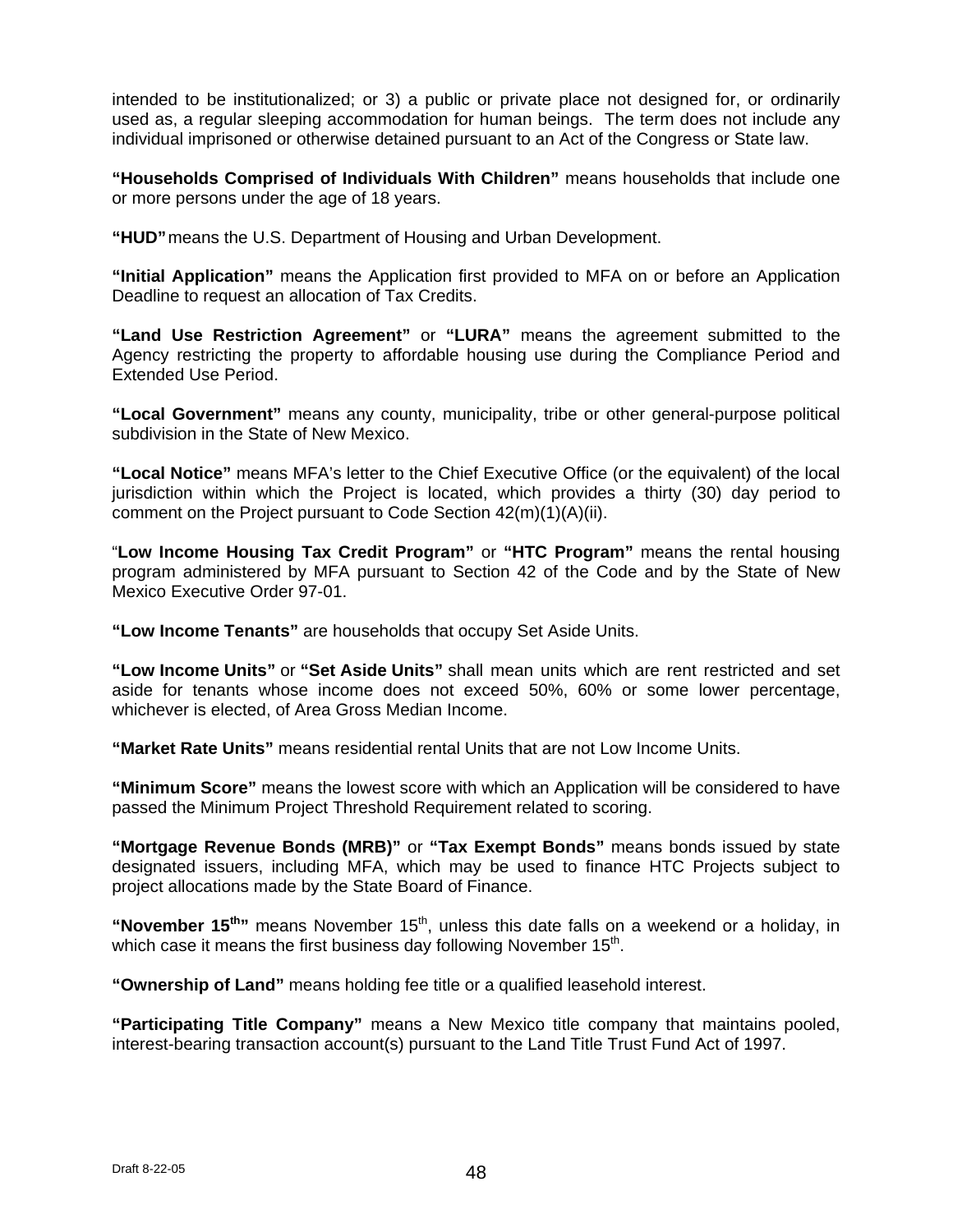intended to be institutionalized; or 3) a public or private place not designed for, or ordinarily used as, a regular sleeping accommodation for human beings. The term does not include any individual imprisoned or otherwise detained pursuant to an Act of the Congress or State law.

**"Households Comprised of Individuals With Children"** means households that include one or more persons under the age of 18 years.

**"HUD"** means the U.S. Department of Housing and Urban Development.

**"Initial Application"** means the Application first provided to MFA on or before an Application Deadline to request an allocation of Tax Credits.

**"Land Use Restriction Agreement"** or **"LURA"** means the agreement submitted to the Agency restricting the property to affordable housing use during the Compliance Period and Extended Use Period.

**"Local Government"** means any county, municipality, tribe or other general-purpose political subdivision in the State of New Mexico.

**"Local Notice"** means MFA's letter to the Chief Executive Office (or the equivalent) of the local jurisdiction within which the Project is located, which provides a thirty (30) day period to comment on the Project pursuant to Code Section 42(m)(1)(A)(ii).

"**Low Income Housing Tax Credit Program"** or **"HTC Program"** means the rental housing program administered by MFA pursuant to Section 42 of the Code and by the State of New Mexico Executive Order 97-01.

**"Low Income Tenants"** are households that occupy Set Aside Units.

**"Low Income Units"** or **"Set Aside Units"** shall mean units which are rent restricted and set aside for tenants whose income does not exceed 50%, 60% or some lower percentage, whichever is elected, of Area Gross Median Income.

**"Market Rate Units"** means residential rental Units that are not Low Income Units.

**"Minimum Score"** means the lowest score with which an Application will be considered to have passed the Minimum Project Threshold Requirement related to scoring.

**"Mortgage Revenue Bonds (MRB)"** or **"Tax Exempt Bonds"** means bonds issued by state designated issuers, including MFA, which may be used to finance HTC Projects subject to project allocations made by the State Board of Finance.

**"November 15th"** means November 15th, unless this date falls on a weekend or a holiday, in which case it means the first business day following November 15th.

**"Ownership of Land"** means holding fee title or a qualified leasehold interest.

**"Participating Title Company"** means a New Mexico title company that maintains pooled, interest-bearing transaction account(s) pursuant to the Land Title Trust Fund Act of 1997.

Draft 8-22-05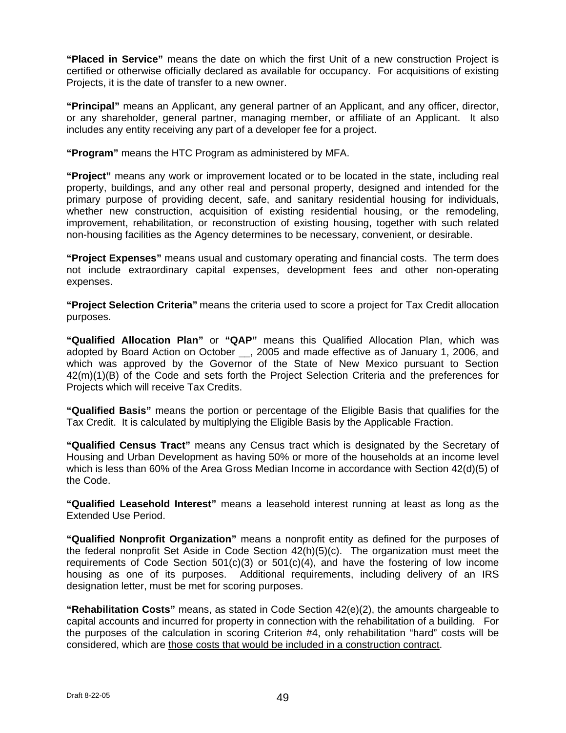**"Placed in Service"** means the date on which the first Unit of a new construction Project is certified or otherwise officially declared as available for occupancy. For acquisitions of existing Projects, it is the date of transfer to a new owner.

**"Principal"** means an Applicant, any general partner of an Applicant, and any officer, director, or any shareholder, general partner, managing member, or affiliate of an Applicant. It also includes any entity receiving any part of a developer fee for a project.

**"Program"** means the HTC Program as administered by MFA.

**"Project"** means any work or improvement located or to be located in the state, including real property, buildings, and any other real and personal property, designed and intended for the primary purpose of providing decent, safe, and sanitary residential housing for individuals, whether new construction, acquisition of existing residential housing, or the remodeling, improvement, rehabilitation, or reconstruction of existing housing, together with such related non-housing facilities as the Agency determines to be necessary, convenient, or desirable.

**"Project Expenses"** means usual and customary operating and financial costs. The term does not include extraordinary capital expenses, development fees and other non-operating expenses.

**"Project Selection Criteria"** means the criteria used to score a project for Tax Credit allocation purposes.

**"Qualified Allocation Plan"** or **"QAP"** means this Qualified Allocation Plan, which was adopted by Board Action on October __, 2005 and made effective as of January 1, 2006, and which was approved by the Governor of the State of New Mexico pursuant to Section 42(m)(1)(B) of the Code and sets forth the Project Selection Criteria and the preferences for Projects which will receive Tax Credits.

**"Qualified Basis"** means the portion or percentage of the Eligible Basis that qualifies for the Tax Credit. It is calculated by multiplying the Eligible Basis by the Applicable Fraction.

**"Qualified Census Tract"** means any Census tract which is designated by the Secretary of Housing and Urban Development as having 50% or more of the households at an income level which is less than 60% of the Area Gross Median Income in accordance with Section 42(d)(5) of the Code.

**"Qualified Leasehold Interest"** means a leasehold interest running at least as long as the Extended Use Period.

**"Qualified Nonprofit Organization"** means a nonprofit entity as defined for the purposes of the federal nonprofit Set Aside in Code Section 42(h)(5)(c). The organization must meet the requirements of Code Section 501(c)(3) or 501(c)(4), and have the fostering of low income housing as one of its purposes. Additional requirements, including delivery of an IRS designation letter, must be met for scoring purposes.

**"Rehabilitation Costs"** means, as stated in Code Section 42(e)(2), the amounts chargeable to capital accounts and incurred for property in connection with the rehabilitation of a building. For the purposes of the calculation in scoring Criterion #4, only rehabilitation "hard" costs will be considered, which are <u>those costs that would be included in a construction contract</u>.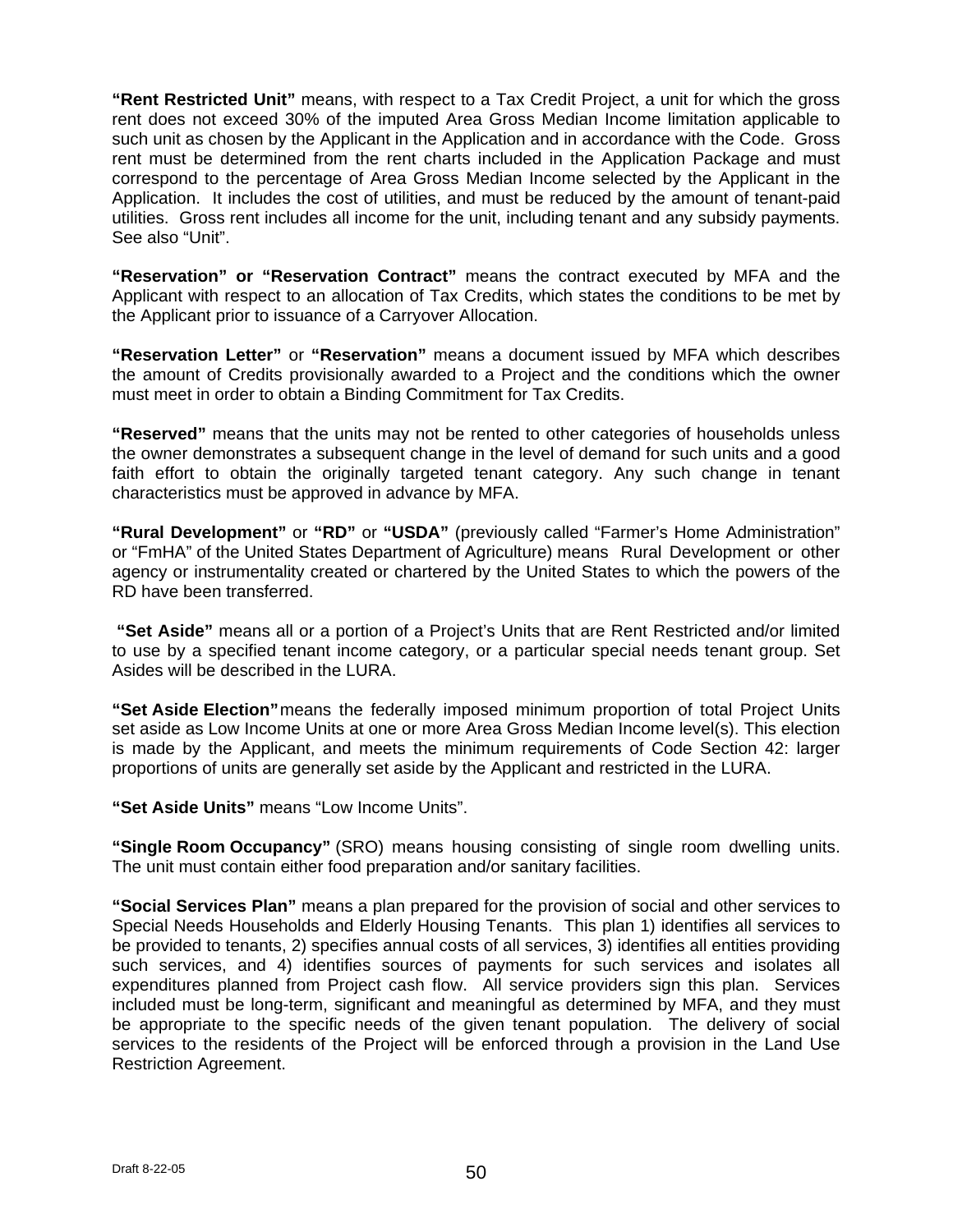**"Rent Restricted Unit"** means, with respect to a Tax Credit Project, a unit for which the gross rent does not exceed 30% of the imputed Area Gross Median Income limitation applicable to such unit as chosen by the Applicant in the Application and in accordance with the Code. Gross rent must be determined from the rent charts included in the Application Package and must correspond to the percentage of Area Gross Median Income selected by the Applicant in the Application. It includes the cost of utilities, and must be reduced by the amount of tenant-paid utilities. Gross rent includes all income for the unit, including tenant and any subsidy payments. See also "Unit".

**"Reservation" or "Reservation Contract"** means the contract executed by MFA and the Applicant with respect to an allocation of Tax Credits, which states the conditions to be met by the Applicant prior to issuance of a Carryover Allocation.

**"Reservation Letter"** or **"Reservation"** means a document issued by MFA which describes the amount of Credits provisionally awarded to a Project and the conditions which the owner must meet in order to obtain a Binding Commitment for Tax Credits.

**"Reserved"** means that the units may not be rented to other categories of households unless the owner demonstrates a subsequent change in the level of demand for such units and a good faith effort to obtain the originally targeted tenant category. Any such change in tenant characteristics must be approved in advance by MFA.

**"Rural Development"** or **"RD"** or **"USDA"** (previously called "Farmer's Home Administration" or "FmHA" of the United States Department of Agriculture) means Rural Development or other agency or instrumentality created or chartered by the United States to which the powers of the RD have been transferred.

**"Set Aside"** means all or a portion of a Project's Units that are Rent Restricted and/or limited to use by a specified tenant income category, or a particular special needs tenant group. Set Asides will be described in the LURA.

**"Set Aside Election"** means the federally imposed minimum proportion of total Project Units set aside as Low Income Units at one or more Area Gross Median Income level(s). This election is made by the Applicant, and meets the minimum requirements of Code Section 42: larger proportions of units are generally set aside by the Applicant and restricted in the LURA.

**"Set Aside Units"** means "Low Income Units".

**"Single Room Occupancy"** (SRO) means housing consisting of single room dwelling units. The unit must contain either food preparation and/or sanitary facilities.

**"Social Services Plan"** means a plan prepared for the provision of social and other services to Special Needs Households and Elderly Housing Tenants. This plan 1) identifies all services to be provided to tenants, 2) specifies annual costs of all services, 3) identifies all entities providing such services, and 4) identifies sources of payments for such services and isolates all expenditures planned from Project cash flow. All service providers sign this plan. Services included must be long-term, significant and meaningful as determined by MFA, and they must be appropriate to the specific needs of the given tenant population. The delivery of social services to the residents of the Project will be enforced through a provision in the Land Use Restriction Agreement.

Draft 8-22-05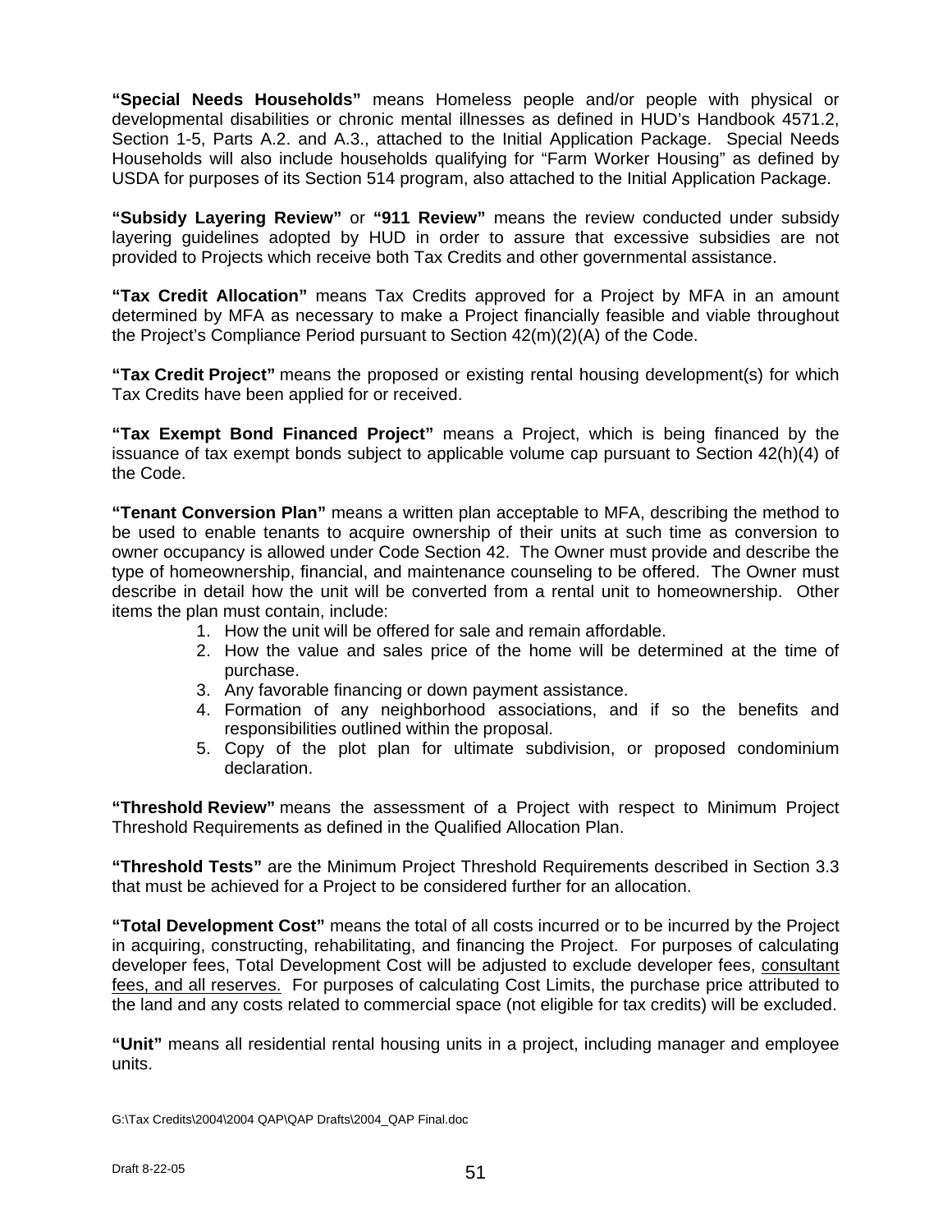**"Special Needs Households"** means Homeless people and/or people with physical or developmental disabilities or chronic mental illnesses as defined in HUD's Handbook 4571.2, Section 1-5, Parts A.2. and A.3., attached to the Initial Application Package. Special Needs Households will also include households qualifying for "Farm Worker Housing" as defined by USDA for purposes of its Section 514 program, also attached to the Initial Application Package.

**"Subsidy Layering Review"** or **"911 Review"** means the review conducted under subsidy layering guidelines adopted by HUD in order to assure that excessive subsidies are not provided to Projects which receive both Tax Credits and other governmental assistance.

**"Tax Credit Allocation"** means Tax Credits approved for a Project by MFA in an amount determined by MFA as necessary to make a Project financially feasible and viable throughout the Project's Compliance Period pursuant to Section 42(m)(2)(A) of the Code.

**"Tax Credit Project"** means the proposed or existing rental housing development(s) for which Tax Credits have been applied for or received.

**"Tax Exempt Bond Financed Project"** means a Project, which is being financed by the issuance of tax exempt bonds subject to applicable volume cap pursuant to Section 42(h)(4) of the Code.

**"Tenant Conversion Plan"** means a written plan acceptable to MFA, describing the method to be used to enable tenants to acquire ownership of their units at such time as conversion to owner occupancy is allowed under Code Section 42. The Owner must provide and describe the type of homeownership, financial, and maintenance counseling to be offered. The Owner must describe in detail how the unit will be converted from a rental unit to homeownership. Other items the plan must contain, include:

1. How the unit will be offered for sale and remain affordable.
2. How the value and sales price of the home will be determined at the time of purchase.
3. Any favorable financing or down payment assistance.
4. Formation of any neighborhood associations, and if so the benefits and responsibilities outlined within the proposal.
5. Copy of the plot plan for ultimate subdivision, or proposed condominium declaration.

**"Threshold Review"** means the assessment of a Project with respect to Minimum Project Threshold Requirements as defined in the Qualified Allocation Plan.

**"Threshold Tests"** are the Minimum Project Threshold Requirements described in Section 3.3 that must be achieved for a Project to be considered further for an allocation.

**"Total Development Cost"** means the total of all costs incurred or to be incurred by the Project in acquiring, constructing, rehabilitating, and financing the Project. For purposes of calculating developer fees, Total Development Cost will be adjusted to exclude developer fees, consultant fees, and all reserves. For purposes of calculating Cost Limits, the purchase price attributed to the land and any costs related to commercial space (not eligible for tax credits) will be excluded.

**"Unit"** means all residential rental housing units in a project, including manager and employee units.